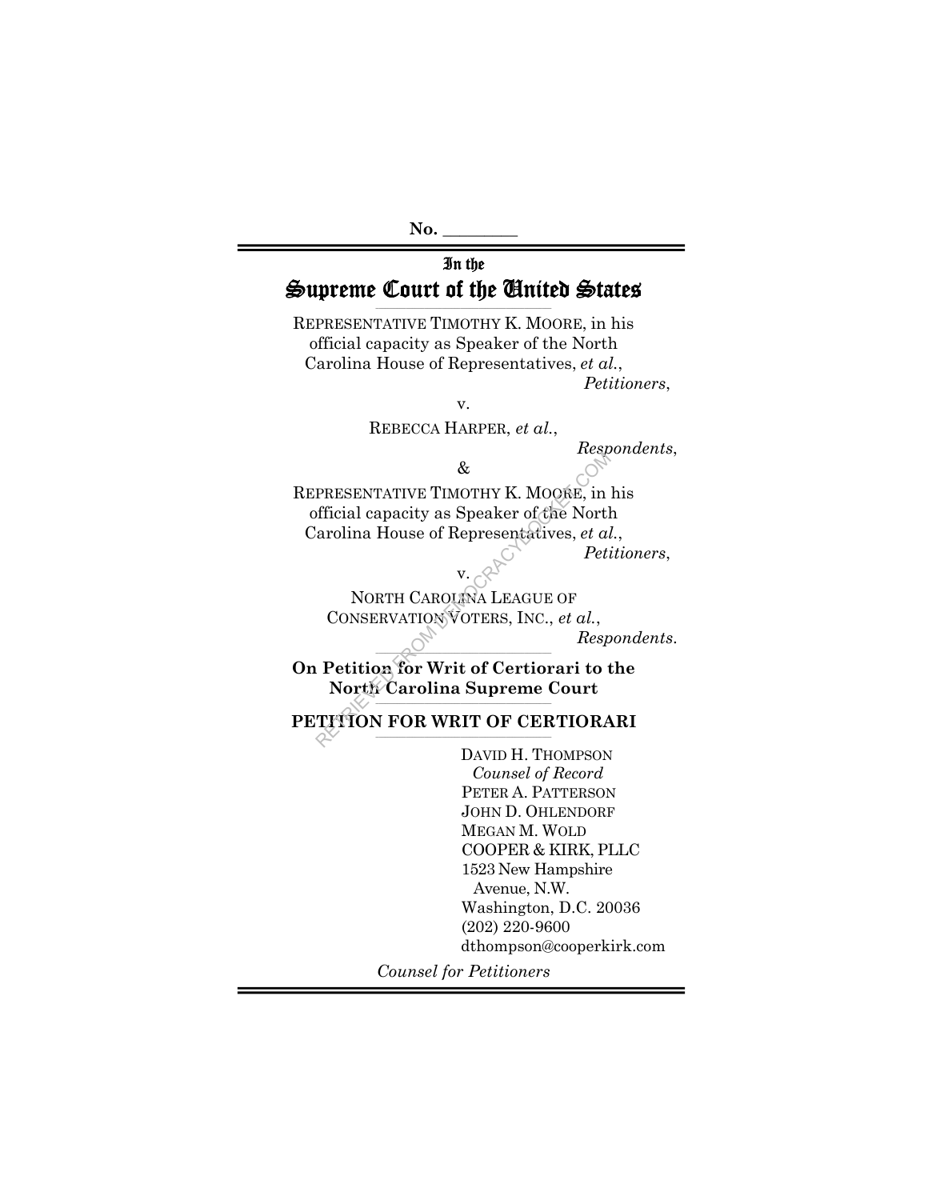No. \_\_\_\_\_\_\_\_\_

In the

# Supreme Court of the United States

REPRESENTATIVE TIMOTHY K. MOORE, in his official capacity as Speaker of the North Carolina House of Representatives, *et al.*,

*Petitioners*,

v.

REBECCA HARPER, *et al.*,

*Respondents*,

&

REPRESENTATIVE TIMOTHY K. MOORE, in his official capacity as Speaker of the North Carolina House of Representatives, *et al.*,

*Petitioners*,

v.

NORTH CAROLINA LEAGUE OF CONSERVATION VOTERS, INC., *et al.*,

*Respondents*.

**On Petition for Writ of Certiorari to the North Carolina Supreme Court**

**PETITION FOR WRIT OF CERTIORARI**

DAVID H. THOMPSON
*Counsel of Record*
PETER A. PATTERSON
JOHN D. OHLENDORF
MEGAN M. WOLD
COOPER & KIRK, PLLC
1523 New Hampshire Avenue, N.W.
Washington, D.C. 20036
(202) 220-9600
dthompson@cooperkirk.com

*Counsel for Petitioners*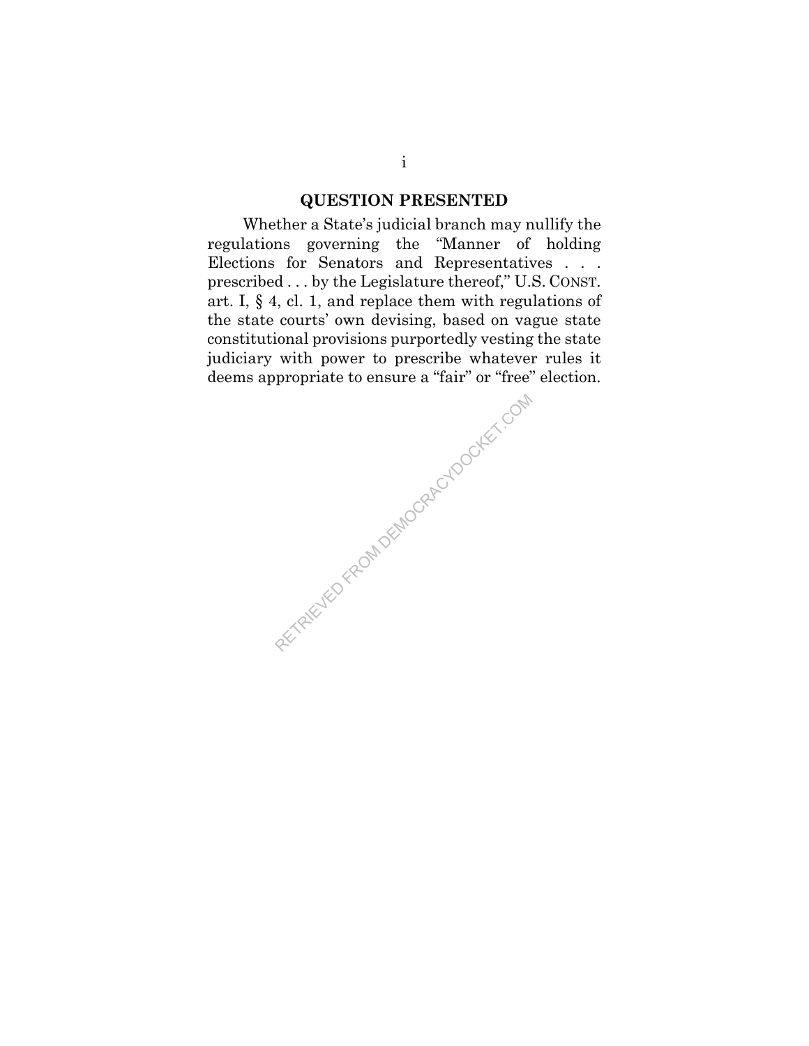## QUESTION PRESENTED

Whether a State's judicial branch may nullify the regulations governing the "Manner of holding Elections for Senators and Representatives . . . prescribed . . . by the Legislature thereof," U.S. CONST. art. I, § 4, cl. 1, and replace them with regulations of the state courts' own devising, based on vague state constitutional provisions purportedly vesting the state judiciary with power to prescribe whatever rules it deems appropriate to ensure a "fair" or "free" election.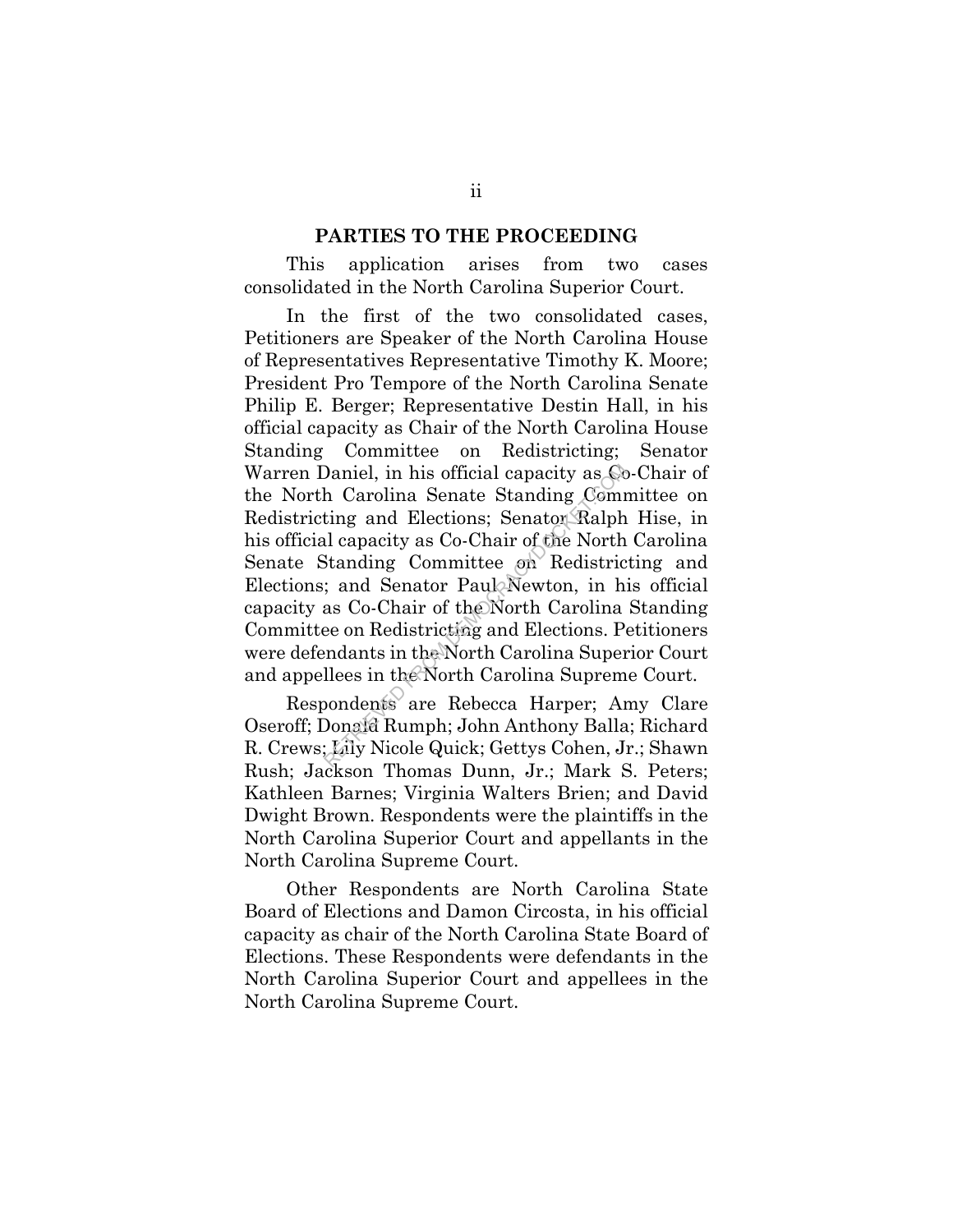## PARTIES TO THE PROCEEDING

This application arises from two cases consolidated in the North Carolina Superior Court.

In the first of the two consolidated cases, Petitioners are Speaker of the North Carolina House of Representatives Representative Timothy K. Moore; President Pro Tempore of the North Carolina Senate Philip E. Berger; Representative Destin Hall, in his official capacity as Chair of the North Carolina House Standing Committee on Redistricting; Senator Warren Daniel, in his official capacity as Co-Chair of the North Carolina Senate Standing Committee on Redistricting and Elections; Senator Ralph Hise, in his official capacity as Co-Chair of the North Carolina Senate Standing Committee on Redistricting and Elections; and Senator Paul Newton, in his official capacity as Co-Chair of the North Carolina Standing Committee on Redistricting and Elections. Petitioners were defendants in the North Carolina Superior Court and appellees in the North Carolina Supreme Court.

Respondents are Rebecca Harper; Amy Clare Oseroff; Donald Rumph; John Anthony Balla; Richard R. Crews; Lily Nicole Quick; Gettys Cohen, Jr.; Shawn Rush; Jackson Thomas Dunn, Jr.; Mark S. Peters; Kathleen Barnes; Virginia Walters Brien; and David Dwight Brown. Respondents were the plaintiffs in the North Carolina Superior Court and appellants in the North Carolina Supreme Court.

Other Respondents are North Carolina State Board of Elections and Damon Circosta, in his official capacity as chair of the North Carolina State Board of Elections. These Respondents were defendants in the North Carolina Superior Court and appellees in the North Carolina Supreme Court.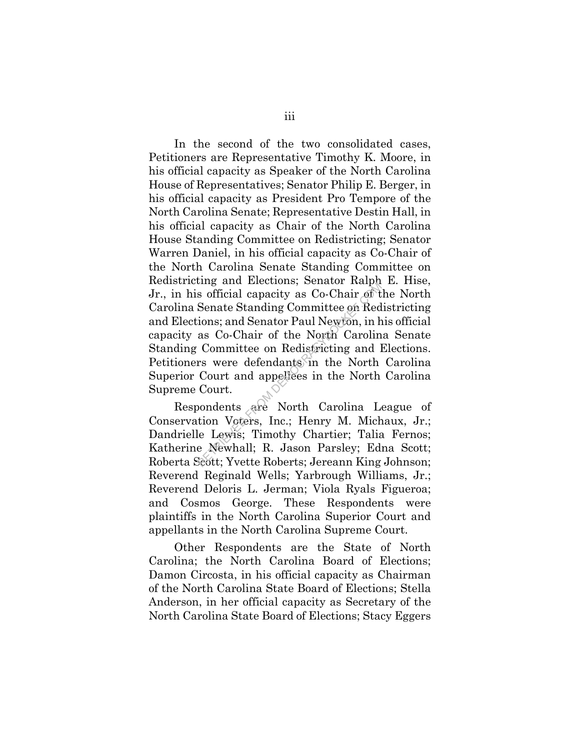In the second of the two consolidated cases, Petitioners are Representative Timothy K. Moore, in his official capacity as Speaker of the North Carolina House of Representatives; Senator Philip E. Berger, in his official capacity as President Pro Tempore of the North Carolina Senate; Representative Destin Hall, in his official capacity as Chair of the North Carolina House Standing Committee on Redistricting; Senator Warren Daniel, in his official capacity as Co-Chair of the North Carolina Senate Standing Committee on Redistricting and Elections; Senator Ralph E. Hise, Jr., in his official capacity as Co-Chair of the North Carolina Senate Standing Committee on Redistricting and Elections; and Senator Paul Newton, in his official capacity as Co-Chair of the North Carolina Senate Standing Committee on Redistricting and Elections. Petitioners were defendants in the North Carolina Superior Court and appellees in the North Carolina Supreme Court.

Respondents are North Carolina League of Conservation Voters, Inc.; Henry M. Michaux, Jr.; Dandrielle Lewis; Timothy Chartier; Talia Fernos; Katherine Newhall; R. Jason Parsley; Edna Scott; Roberta Scott; Yvette Roberts; Jereann King Johnson; Reverend Reginald Wells; Yarbrough Williams, Jr.; Reverend Deloris L. Jerman; Viola Ryals Figueroa; and Cosmos George. These Respondents were plaintiffs in the North Carolina Superior Court and appellants in the North Carolina Supreme Court.

Other Respondents are the State of North Carolina; the North Carolina Board of Elections; Damon Circosta, in his official capacity as Chairman of the North Carolina State Board of Elections; Stella Anderson, in her official capacity as Secretary of the North Carolina State Board of Elections; Stacy Eggers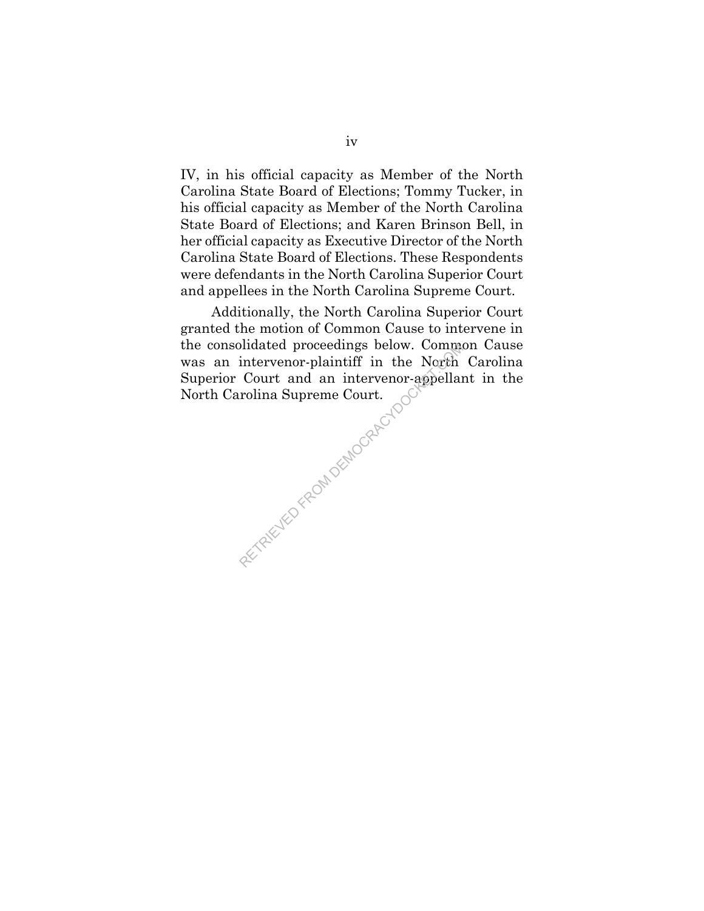IV, in his official capacity as Member of the North Carolina State Board of Elections; Tommy Tucker, in his official capacity as Member of the North Carolina State Board of Elections; and Karen Brinson Bell, in her official capacity as Executive Director of the North Carolina State Board of Elections. These Respondents were defendants in the North Carolina Superior Court and appellees in the North Carolina Supreme Court.

Additionally, the North Carolina Superior Court granted the motion of Common Cause to intervene in the consolidated proceedings below. Common Cause was an intervenor-plaintiff in the North Carolina Superior Court and an intervenor-appellant in the North Carolina Supreme Court.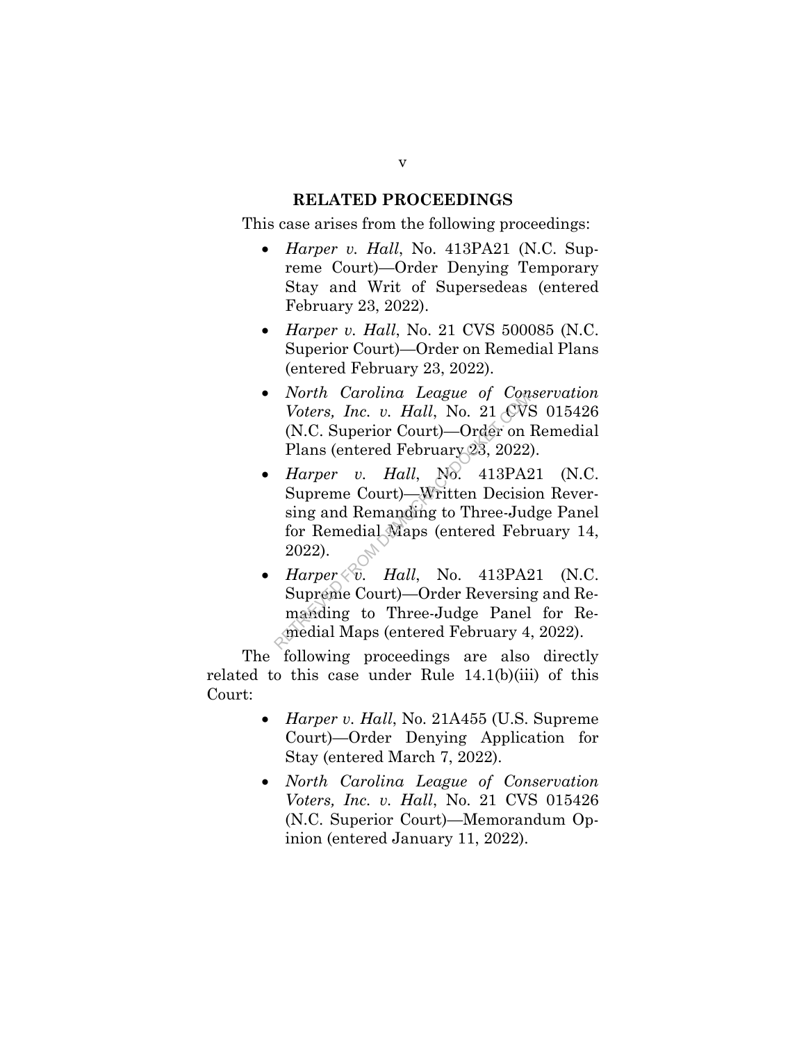## RELATED PROCEEDINGS

This case arises from the following proceedings:

- *Harper v. Hall*, No. 413PA21 (N.C. Supreme Court)—Order Denying Temporary Stay and Writ of Supersedeas (entered February 23, 2022).
- *Harper v. Hall*, No. 21 CVS 500085 (N.C. Superior Court)—Order on Remedial Plans (entered February 23, 2022).
- *North Carolina League of Conservation Voters, Inc. v. Hall*, No. 21 CVS 015426 (N.C. Superior Court)—Order on Remedial Plans (entered February 23, 2022).
- *Harper v. Hall*, No. 413PA21 (N.C. Supreme Court)—Written Decision Reversing and Remanding to Three-Judge Panel for Remedial Maps (entered February 14, 2022).
- *Harper v. Hall*, No. 413PA21 (N.C. Supreme Court)—Order Reversing and Remanding to Three-Judge Panel for Remedial Maps (entered February 4, 2022).

The following proceedings are also directly related to this case under Rule 14.1(b)(iii) of this Court:

- *Harper v. Hall*, No. 21A455 (U.S. Supreme Court)—Order Denying Application for Stay (entered March 7, 2022).
- *North Carolina League of Conservation Voters, Inc. v. Hall*, No. 21 CVS 015426 (N.C. Superior Court)—Memorandum Opinion (entered January 11, 2022).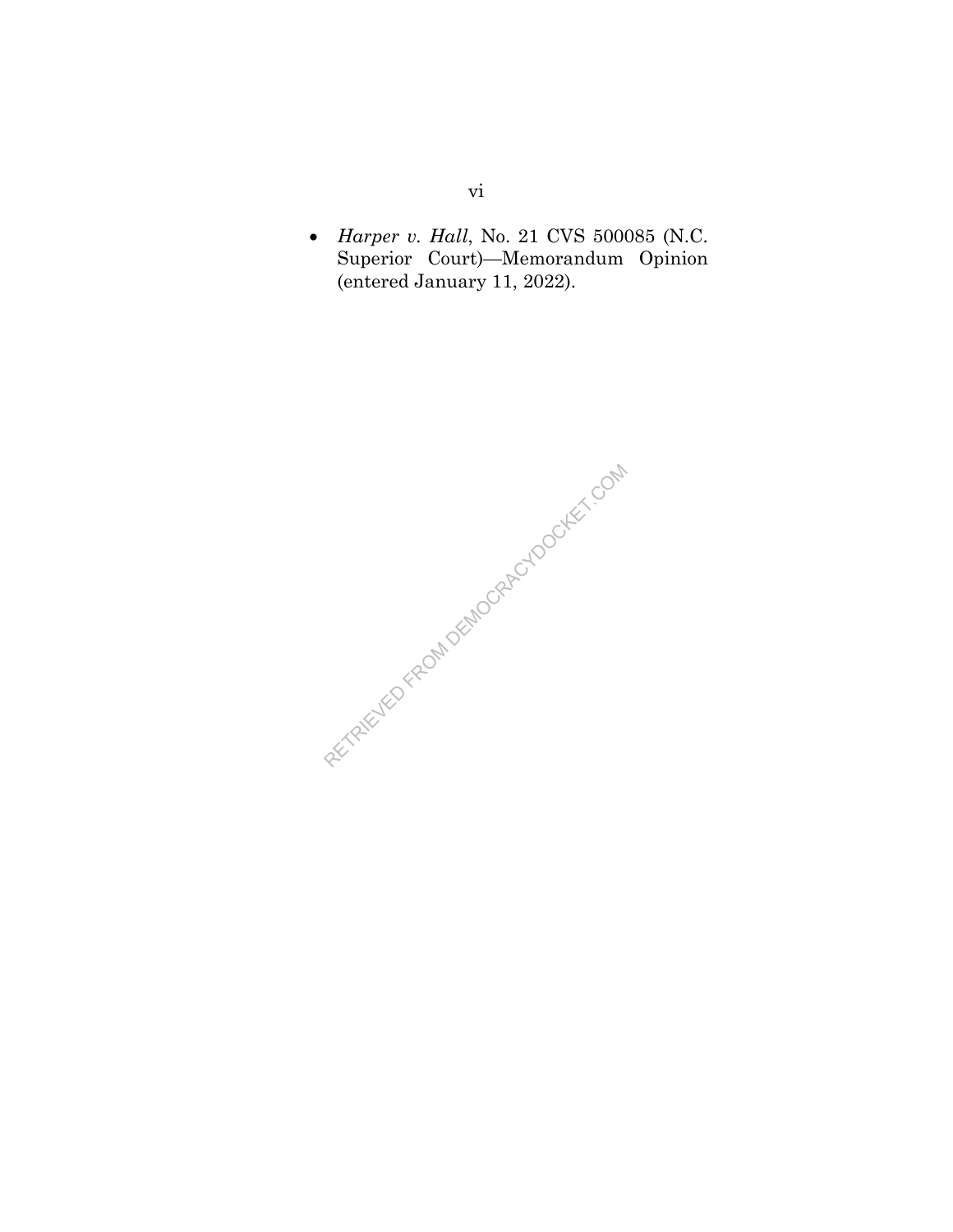- *Harper v. Hall*, No. 21 CVS 500085 (N.C. Superior Court)—Memorandum Opinion (entered January 11, 2022).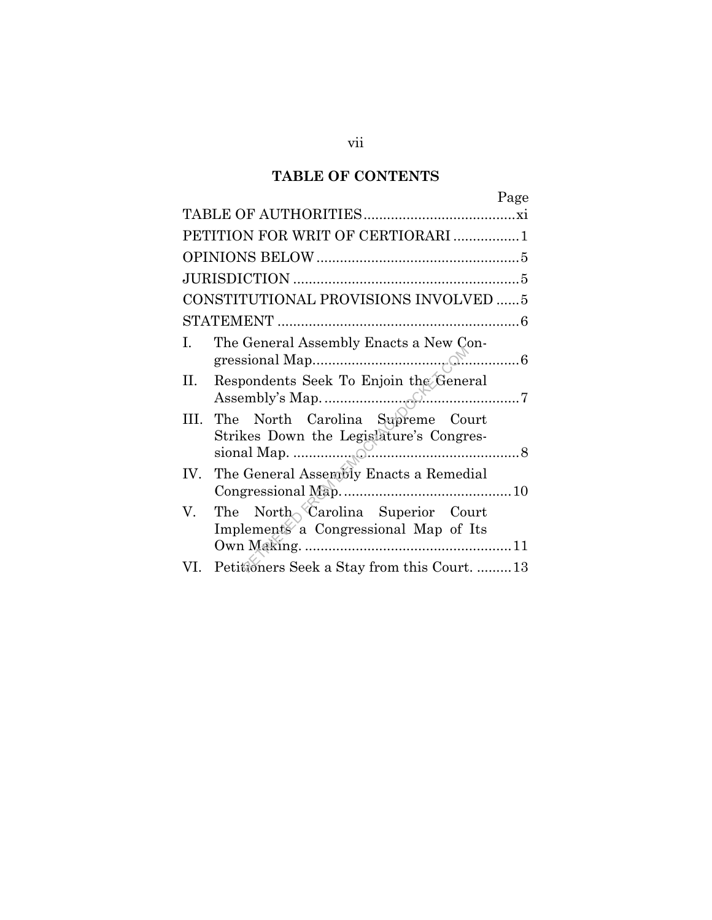## TABLE OF CONTENTS

| | Page |
|---|---|
| TABLE OF AUTHORITIES | xi |
| PETITION FOR WRIT OF CERTIORARI | 1 |
| OPINIONS BELOW | 5 |
| JURISDICTION | 5 |
| CONSTITUTIONAL PROVISIONS INVOLVED | 5 |
| STATEMENT | 6 |
| I. The General Assembly Enacts a New Congressional Map | 6 |
| II. Respondents Seek To Enjoin the General Assembly's Map. | 7 |
| III. The North Carolina Supreme Court Strikes Down the Legislature's Congressional Map. | 8 |
| IV. The General Assembly Enacts a Remedial Congressional Map. | 10 |
| V. The North Carolina Superior Court Implements a Congressional Map of Its Own Making. | 11 |
| VI. Petitioners Seek a Stay from this Court. | 13 |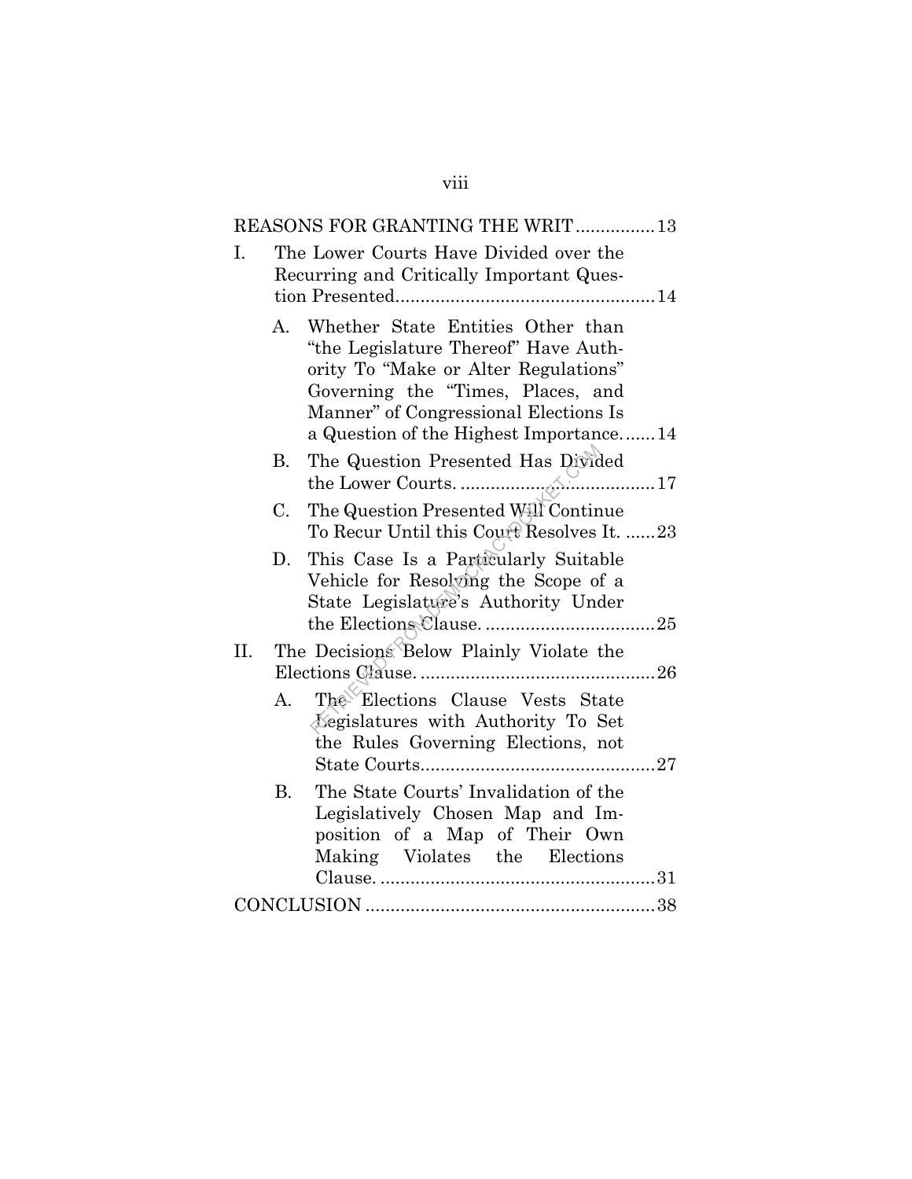REASONS FOR GRANTING THE WRIT ................ 13

I. The Lower Courts Have Divided over the Recurring and Critically Important Question Presented .................................................... 14

   A. Whether State Entities Other than "the Legislature Thereof" Have Authority To "Make or Alter Regulations" Governing the "Times, Places, and Manner" of Congressional Elections Is a Question of the Highest Importance ....... 14

   B. The Question Presented Has Divided the Lower Courts. ....................................... 17

   C. The Question Presented Will Continue To Recur Until this Court Resolves It. ...... 23

   D. This Case Is a Particularly Suitable Vehicle for Resolving the Scope of a State Legislature's Authority Under the Elections Clause. .................................. 25

II. The Decisions Below Plainly Violate the Elections Clause. ............................................... 26

   A. The Elections Clause Vests State Legislatures with Authority To Set the Rules Governing Elections, not State Courts ............................................... 27

   B. The State Courts' Invalidation of the Legislatively Chosen Map and Imposition of a Map of Their Own Making Violates the Elections Clause. ....................................................... 31

CONCLUSION ......................................................... 38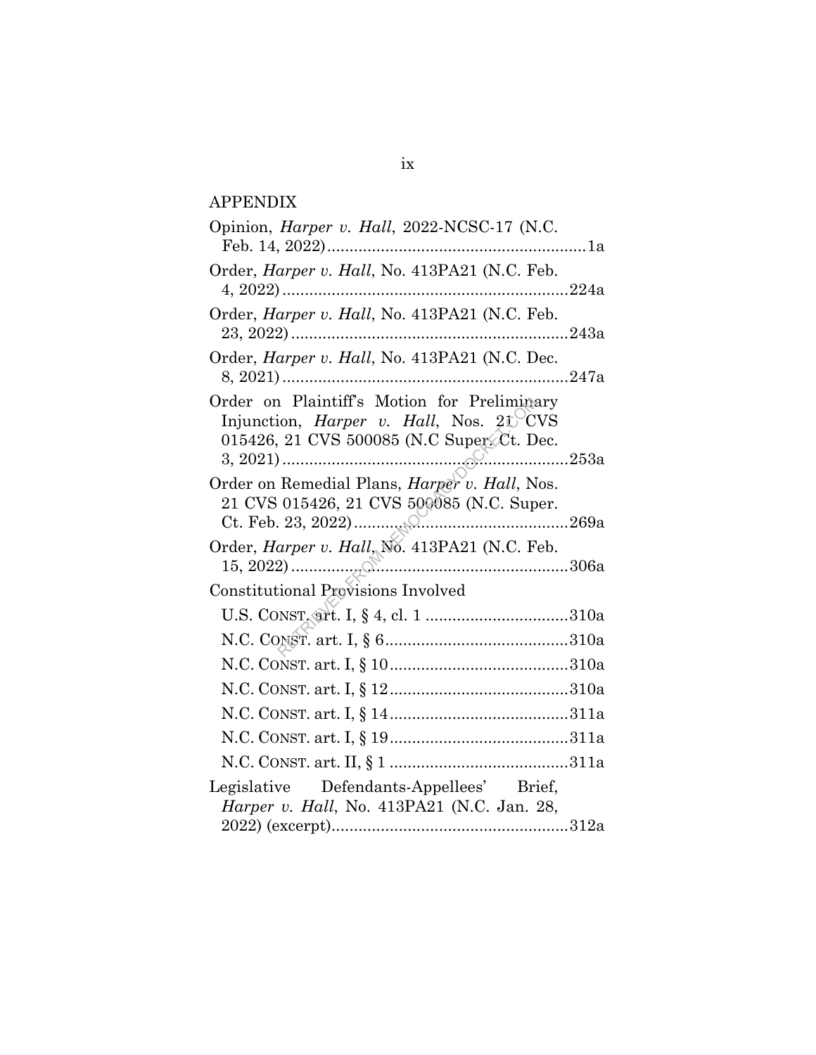## APPENDIX

Opinion, *Harper v. Hall*, 2022-NCSC-17 (N.C. Feb. 14, 2022) ........................................................ 1a

Order, *Harper v. Hall*, No. 413PA21 (N.C. Feb. 4, 2022) ............................................................ 224a

Order, *Harper v. Hall*, No. 413PA21 (N.C. Feb. 23, 2022) .......................................................... 243a

Order, *Harper v. Hall*, No. 413PA21 (N.C. Dec. 8, 2021) ............................................................ 247a

Order on Plaintiff's Motion for Preliminary Injunction, *Harper v. Hall*, Nos. 21 CVS 015426, 21 CVS 500085 (N.C Super. Ct. Dec. 3, 2021) ............................................................ 253a

Order on Remedial Plans, *Harper v. Hall*, Nos. 21 CVS 015426, 21 CVS 500085 (N.C. Super. Ct. Feb. 23, 2022) .............................................. 269a

Order, *Harper v. Hall*, No. 413PA21 (N.C. Feb. 15, 2022) .......................................................... 306a

Constitutional Provisions Involved

- U.S. CONST. art. I, § 4, cl. 1 ............................... 310a
- N.C. CONST. art. I, § 6 ........................................ 310a
- N.C. CONST. art. I, § 10 ...................................... 310a
- N.C. CONST. art. I, § 12 ...................................... 310a
- N.C. CONST. art. I, § 14 ...................................... 311a
- N.C. CONST. art. I, § 19 ...................................... 311a
- N.C. CONST. art. II, § 1 ....................................... 311a

Legislative Defendants-Appellees' Brief, *Harper v. Hall*, No. 413PA21 (N.C. Jan. 28, 2022) (excerpt) .................................................... 312a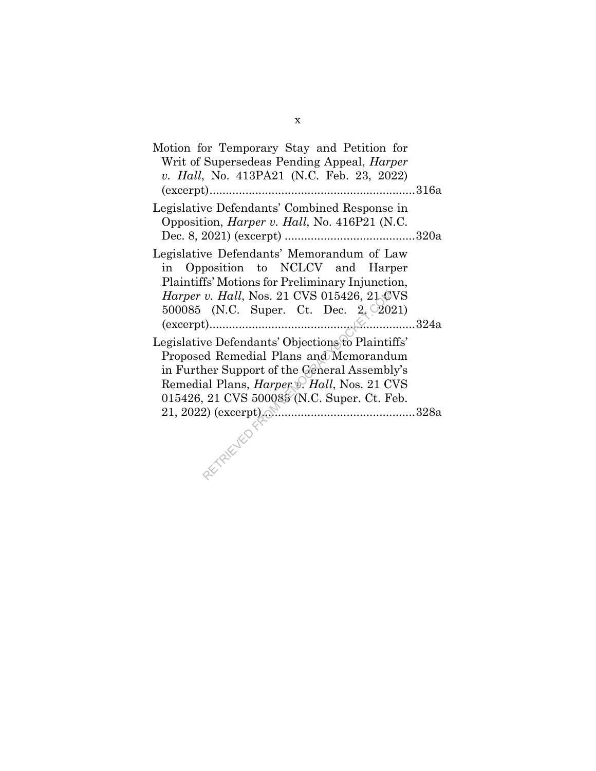Motion for Temporary Stay and Petition for Writ of Supersedeas Pending Appeal, *Harper v. Hall*, No. 413PA21 (N.C. Feb. 23, 2022) (excerpt)..............................................................316a

Legislative Defendants' Combined Response in Opposition, *Harper v. Hall*, No. 416P21 (N.C. Dec. 8, 2021) (excerpt) ........................................320a

Legislative Defendants' Memorandum of Law in Opposition to NCLCV and Harper Plaintiffs' Motions for Preliminary Injunction, *Harper v. Hall*, Nos. 21 CVS 015426, 21 CVS 500085 (N.C. Super. Ct. Dec. 2, 2021) (excerpt)..............................................................324a

Legislative Defendants' Objections to Plaintiffs' Proposed Remedial Plans and Memorandum in Further Support of the General Assembly's Remedial Plans, *Harper v. Hall*, Nos. 21 CVS 015426, 21 CVS 500085 (N.C. Super. Ct. Feb. 21, 2022) (excerpt)..............................................328a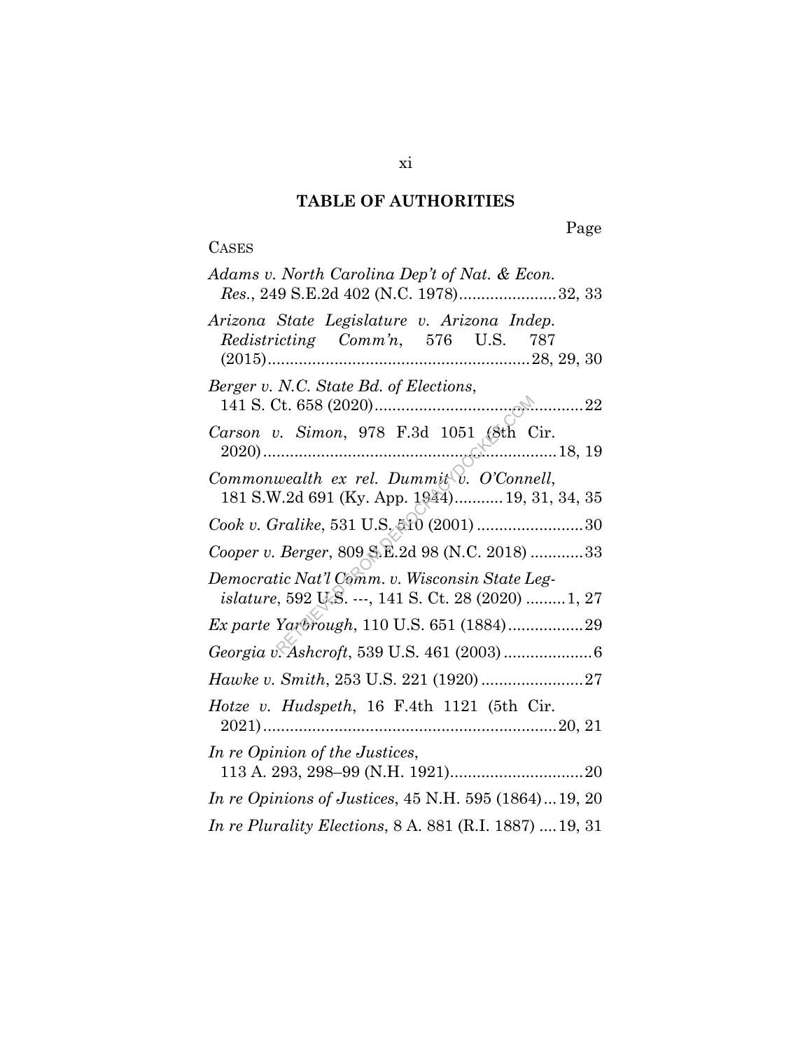## TABLE OF AUTHORITIES

Page

CASES

*Adams v. North Carolina Dep't of Nat. & Econ. Res.*, 249 S.E.2d 402 (N.C. 1978)......................32, 33

*Arizona State Legislature v. Arizona Indep. Redistricting Comm'n*, 576 U.S. 787 (2015)..........................................................28, 29, 30

*Berger v. N.C. State Bd. of Elections*, 141 S. Ct. 658 (2020)...............................................22

*Carson v. Simon*, 978 F.3d 1051 (8th Cir. 2020).................................................................18, 19

*Commonwealth ex rel. Dummit v. O'Connell*, 181 S.W.2d 691 (Ky. App. 1944)...........19, 31, 34, 35

*Cook v. Gralike*, 531 U.S. 510 (2001) ........................30

*Cooper v. Berger*, 809 S.E.2d 98 (N.C. 2018) ............33

*Democratic Nat'l Comm. v. Wisconsin State Legislature*, 592 U.S. ---, 141 S. Ct. 28 (2020) .........1, 27

*Ex parte Yarbrough*, 110 U.S. 651 (1884).................29

*Georgia v. Ashcroft*, 539 U.S. 461 (2003) ....................6

*Hawke v. Smith*, 253 U.S. 221 (1920) .......................27

*Hotze v. Hudspeth*, 16 F.4th 1121 (5th Cir. 2021).................................................................20, 21

*In re Opinion of the Justices*, 113 A. 293, 298–99 (N.H. 1921)..............................20

*In re Opinions of Justices*, 45 N.H. 595 (1864)...19, 20

*In re Plurality Elections*, 8 A. 881 (R.I. 1887) ....19, 31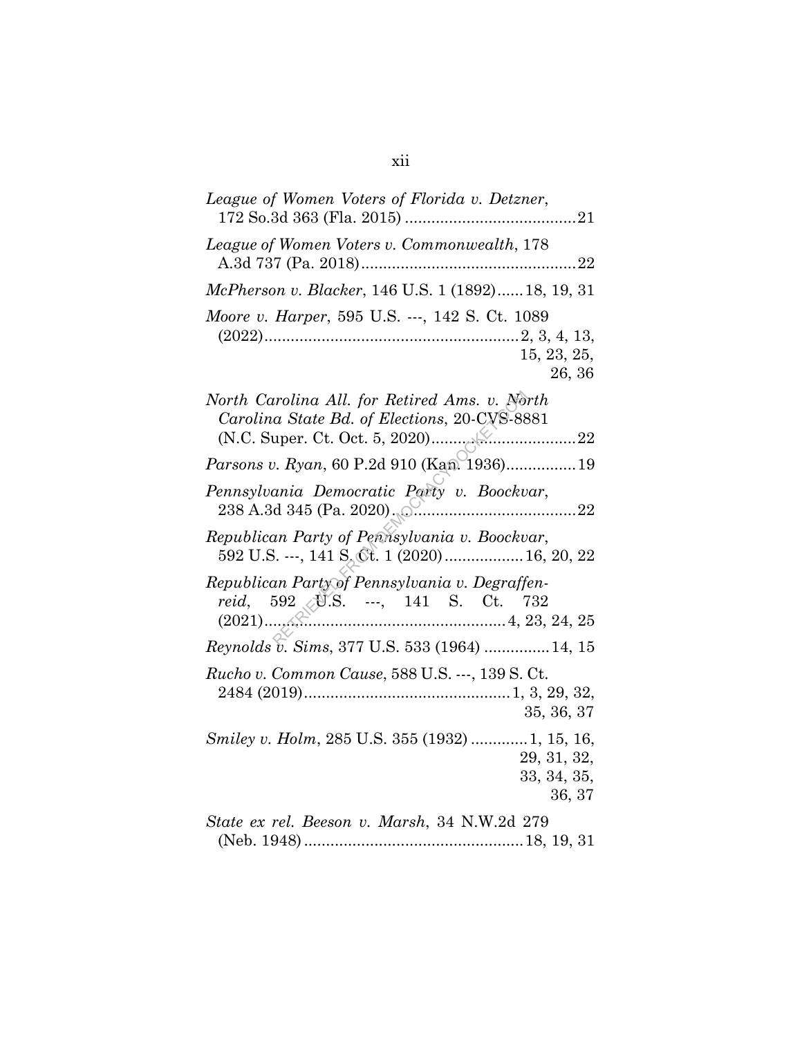*League of Women Voters of Florida v. Detzner*, 172 So.3d 363 (Fla. 2015) .......................................21

*League of Women Voters v. Commonwealth*, 178 A.3d 737 (Pa. 2018).................................................22

*McPherson v. Blacker*, 146 U.S. 1 (1892)......18, 19, 31

*Moore v. Harper*, 595 U.S. ---, 142 S. Ct. 1089 (2022)..........................................................2, 3, 4, 13, 15, 23, 25, 26, 36

*North Carolina All. for Retired Ams. v. North Carolina State Bd. of Elections*, 20-CVS-8881 (N.C. Super. Ct. Oct. 5, 2020).................................22

*Parsons v. Ryan*, 60 P.2d 910 (Kan. 1936)................19

*Pennsylvania Democratic Party v. Boockvar*, 238 A.3d 345 (Pa. 2020).......................................22

*Republican Party of Pennsylvania v. Boockvar*, 592 U.S. ---, 141 S. Ct. 1 (2020)..................16, 20, 22

*Republican Party of Pennsylvania v. Degraffenreid*, 592 U.S. ---, 141 S. Ct. 732 (2021).......................................................4, 23, 24, 25

*Reynolds v. Sims*, 377 U.S. 533 (1964) ...............14, 15

*Rucho v. Common Cause*, 588 U.S. ---, 139 S. Ct. 2484 (2019)...............................................1, 3, 29, 32, 35, 36, 37

*Smiley v. Holm*, 285 U.S. 355 (1932) .............1, 15, 16, 29, 31, 32, 33, 34, 35, 36, 37

*State ex rel. Beeson v. Marsh*, 34 N.W.2d 279 (Neb. 1948) ..................................................18, 19, 31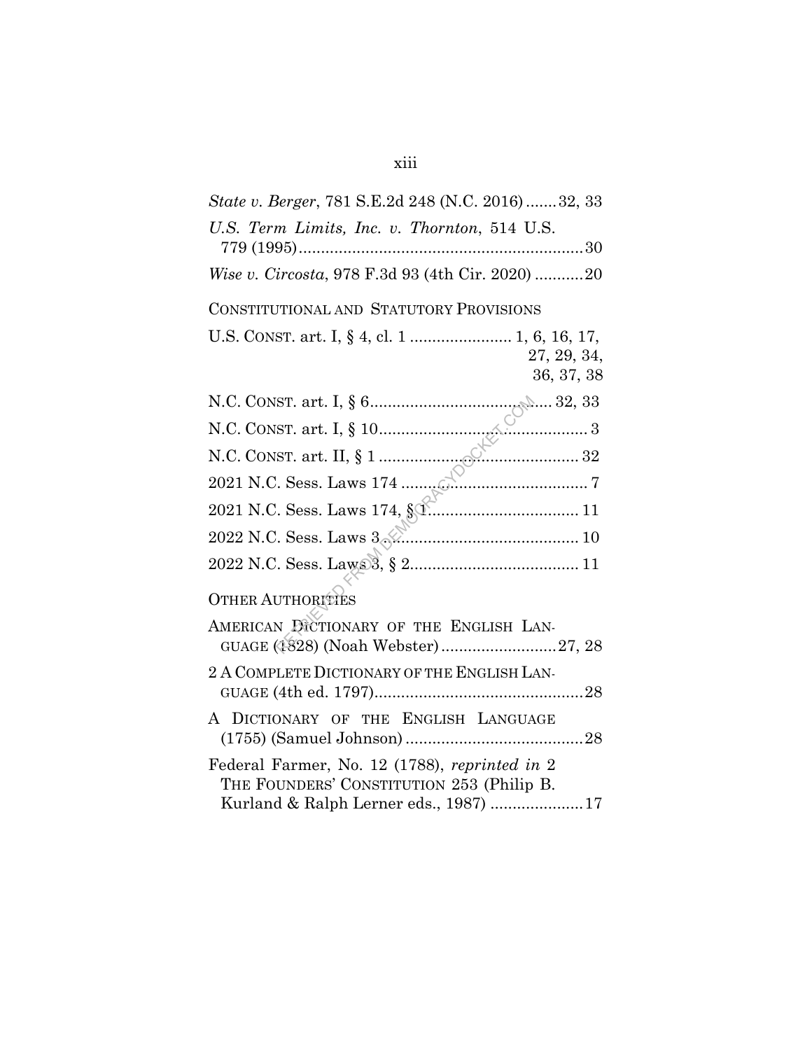*State v. Berger*, 781 S.E.2d 248 (N.C. 2016) .......32, 33

*U.S. Term Limits, Inc. v. Thornton*, 514 U.S. 779 (1995) ................................................................30

*Wise v. Circosta*, 978 F.3d 93 (4th Cir. 2020) ...........20

CONSTITUTIONAL AND STATUTORY PROVISIONS

U.S. CONST. art. I, § 4, cl. 1 ....................... 1, 6, 16, 17, 27, 29, 34, 36, 37, 38

N.C. CONST. art. I, § 6........................................ 32, 33

N.C. CONST. art. I, § 10............................................... 3

N.C. CONST. art. II, § 1 ............................................. 32

2021 N.C. Sess. Laws 174 ........................................... 7

2021 N.C. Sess. Laws 174, § 1................................. 11

2022 N.C. Sess. Laws 3 ............................................ 10

2022 N.C. Sess. Laws 3, § 2...................................... 11

OTHER AUTHORITIES

AMERICAN DICTIONARY OF THE ENGLISH LANGUAGE (1828) (Noah Webster)..........................27, 28

2 A COMPLETE DICTIONARY OF THE ENGLISH LANGUAGE (4th ed. 1797)...............................................28

A DICTIONARY OF THE ENGLISH LANGUAGE (1755) (Samuel Johnson) ........................................28

Federal Farmer, No. 12 (1788), *reprinted in* 2 THE FOUNDERS' CONSTITUTION 253 (Philip B. Kurland & Ralph Lerner eds., 1987) .....................17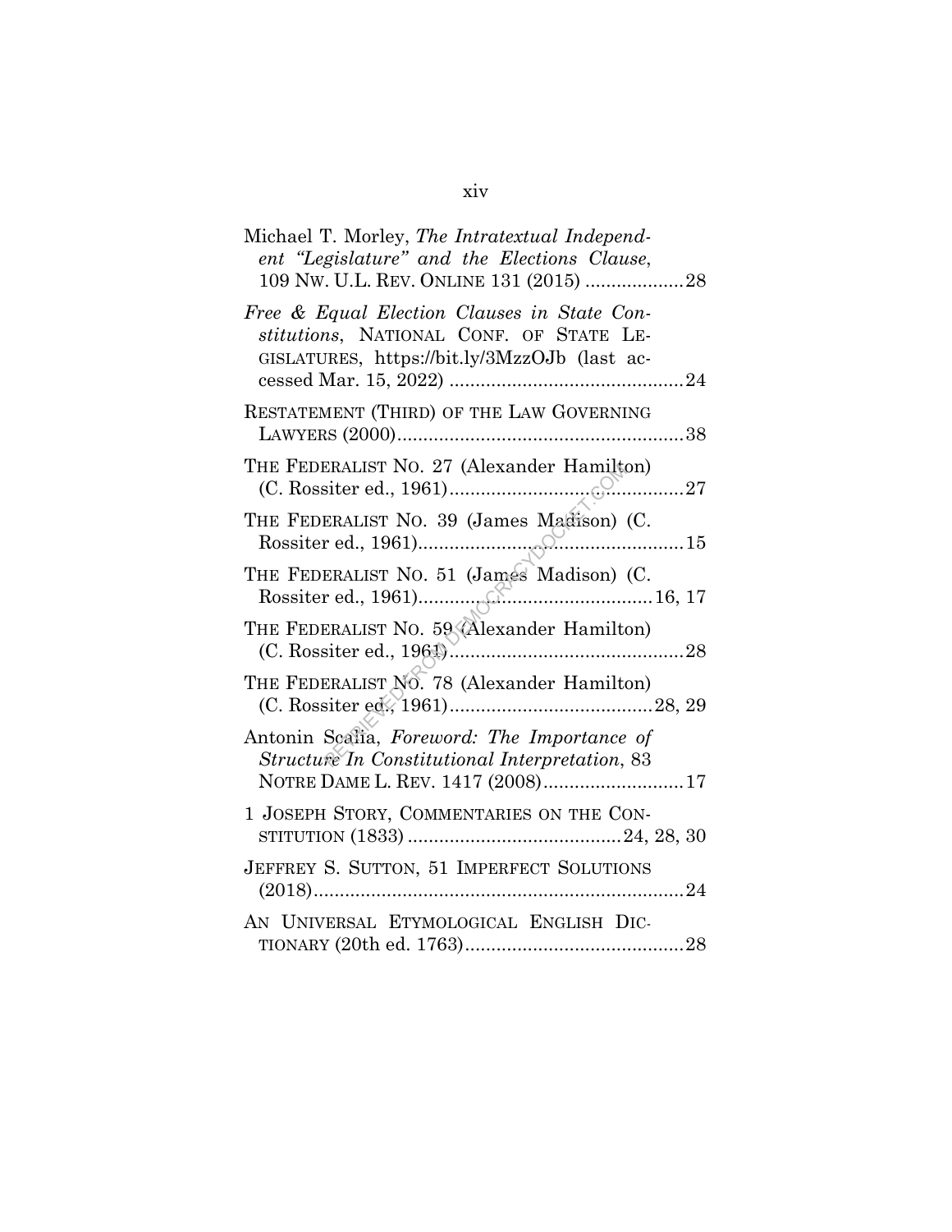Michael T. Morley, *The Intratextual Independent "Legislature" and the Elections Clause*, 109 NW. U.L. REV. ONLINE 131 (2015) ....................28

*Free & Equal Election Clauses in State Constitutions*, NATIONAL CONF. OF STATE LEGISLATURES, https://bit.ly/3MzzOJb (last accessed Mar. 15, 2022) ............................................24

RESTATEMENT (THIRD) OF THE LAW GOVERNING LAWYERS (2000).......................................................38

THE FEDERALIST NO. 27 (Alexander Hamilton) (C. Rossiter ed., 1961)............................................27

THE FEDERALIST NO. 39 (James Madison) (C. Rossiter ed., 1961)...................................................15

THE FEDERALIST NO. 51 (James Madison) (C. Rossiter ed., 1961).............................................16, 17

THE FEDERALIST NO. 59 (Alexander Hamilton) (C. Rossiter ed., 1961)............................................28

THE FEDERALIST NO. 78 (Alexander Hamilton) (C. Rossiter ed., 1961).......................................28, 29

Antonin Scalia, *Foreword: The Importance of Structure In Constitutional Interpretation*, 83 NOTRE DAME L. REV. 1417 (2008)..........................17

1 JOSEPH STORY, COMMENTARIES ON THE CONSTITUTION (1833) .........................................24, 28, 30

JEFFREY S. SUTTON, 51 IMPERFECT SOLUTIONS (2018).......................................................................24

AN UNIVERSAL ETYMOLOGICAL ENGLISH DICTIONARY (20th ed. 1763)..........................................28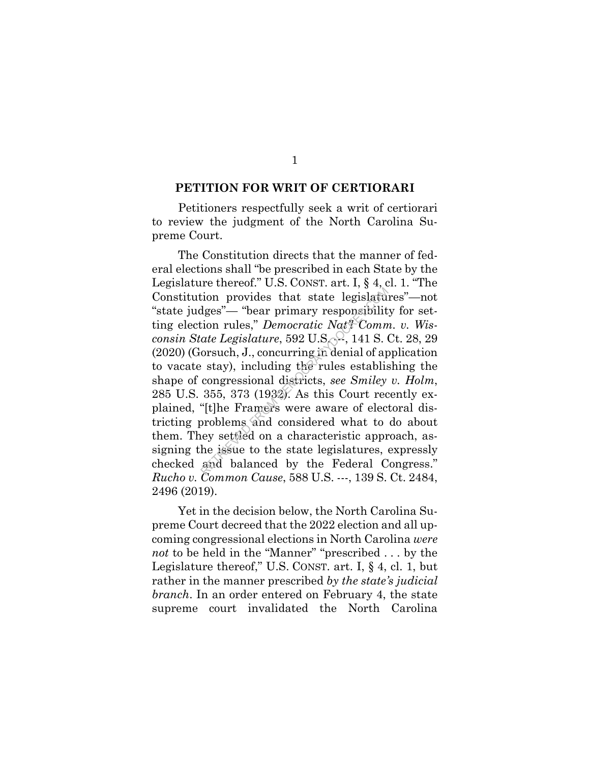## PETITION FOR WRIT OF CERTIORARI

Petitioners respectfully seek a writ of certiorari to review the judgment of the North Carolina Supreme Court.

The Constitution directs that the manner of federal elections shall "be prescribed in each State by the Legislature thereof." U.S. CONST. art. I, § 4, cl. 1. "The Constitution provides that state legislatures"—not "state judges"— "bear primary responsibility for setting election rules," *Democratic Nat'l Comm. v. Wisconsin State Legislature*, 592 U.S. ---, 141 S. Ct. 28, 29 (2020) (Gorsuch, J., concurring in denial of application to vacate stay), including the rules establishing the shape of congressional districts, *see Smiley v. Holm*, 285 U.S. 355, 373 (1932). As this Court recently explained, "[t]he Framers were aware of electoral districting problems and considered what to do about them. They settled on a characteristic approach, assigning the issue to the state legislatures, expressly checked and balanced by the Federal Congress." *Rucho v. Common Cause*, 588 U.S. ---, 139 S. Ct. 2484, 2496 (2019).

Yet in the decision below, the North Carolina Supreme Court decreed that the 2022 election and all upcoming congressional elections in North Carolina *were not* to be held in the "Manner" "prescribed . . . by the Legislature thereof," U.S. CONST. art. I, § 4, cl. 1, but rather in the manner prescribed *by the state's judicial branch*. In an order entered on February 4, the state supreme court invalidated the North Carolina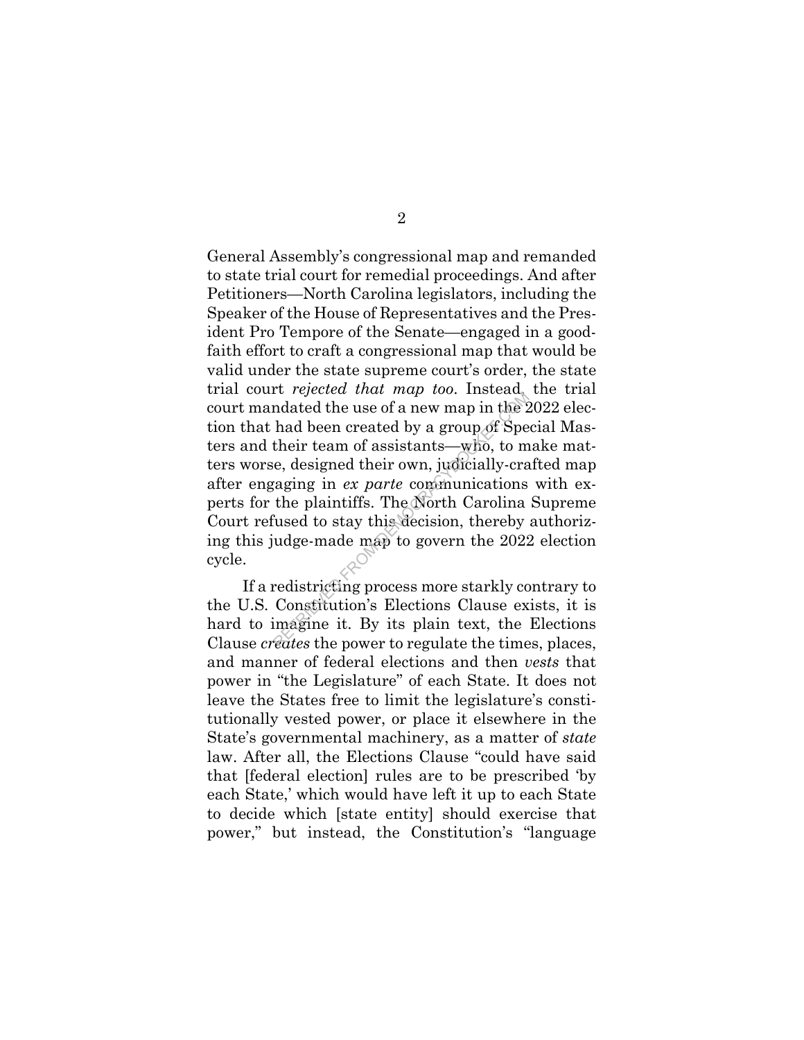General Assembly's congressional map and remanded to state trial court for remedial proceedings. And after Petitioners—North Carolina legislators, including the Speaker of the House of Representatives and the President Pro Tempore of the Senate—engaged in a good-faith effort to craft a congressional map that would be valid under the state supreme court's order, the state trial court *rejected that map too*. Instead, the trial court mandated the use of a new map in the 2022 election that had been created by a group of Special Masters and their team of assistants—who, to make matters worse, designed their own, judicially-crafted map after engaging in *ex parte* communications with experts for the plaintiffs. The North Carolina Supreme Court refused to stay this decision, thereby authorizing this judge-made map to govern the 2022 election cycle.

If a redistricting process more starkly contrary to the U.S. Constitution's Elections Clause exists, it is hard to imagine it. By its plain text, the Elections Clause *creates* the power to regulate the times, places, and manner of federal elections and then *vests* that power in "the Legislature" of each State. It does not leave the States free to limit the legislature's constitutionally vested power, or place it elsewhere in the State's governmental machinery, as a matter of *state* law. After all, the Elections Clause "could have said that [federal election] rules are to be prescribed 'by each State,' which would have left it up to each State to decide which [state entity] should exercise that power," but instead, the Constitution's "language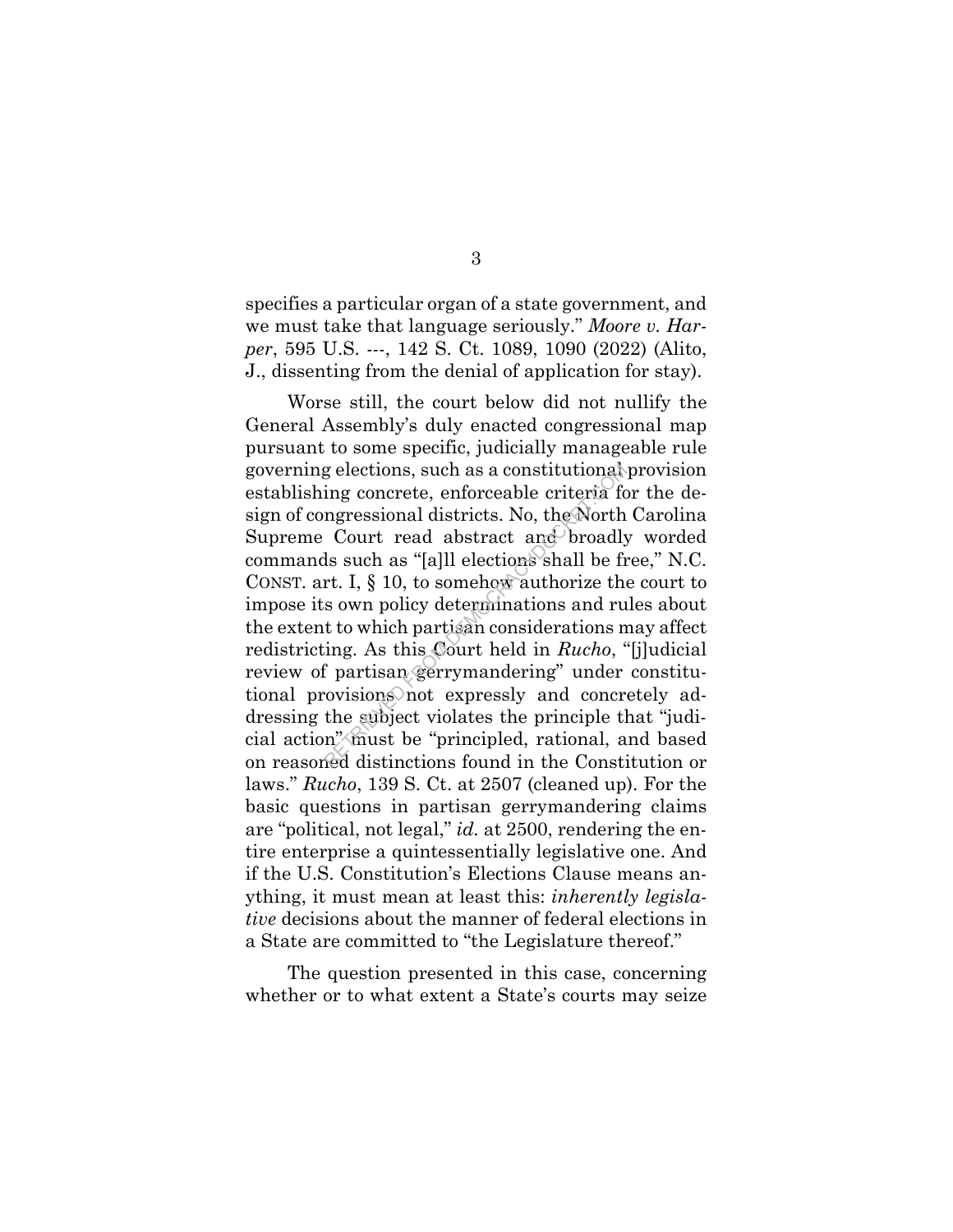specifies a particular organ of a state government, and we must take that language seriously." *Moore v. Harper*, 595 U.S. ---, 142 S. Ct. 1089, 1090 (2022) (Alito, J., dissenting from the denial of application for stay).

Worse still, the court below did not nullify the General Assembly's duly enacted congressional map pursuant to some specific, judicially manageable rule governing elections, such as a constitutional provision establishing concrete, enforceable criteria for the design of congressional districts. No, the North Carolina Supreme Court read abstract and broadly worded commands such as "[a]ll elections shall be free," N.C. CONST. art. I, § 10, to somehow authorize the court to impose its own policy determinations and rules about the extent to which partisan considerations may affect redistricting. As this Court held in *Rucho*, "[j]udicial review of partisan gerrymandering" under constitutional provisions not expressly and concretely addressing the subject violates the principle that "judicial action" must be "principled, rational, and based on reasoned distinctions found in the Constitution or laws." *Rucho*, 139 S. Ct. at 2507 (cleaned up). For the basic questions in partisan gerrymandering claims are "political, not legal," *id.* at 2500, rendering the entire enterprise a quintessentially legislative one. And if the U.S. Constitution's Elections Clause means anything, it must mean at least this: *inherently legislative* decisions about the manner of federal elections in a State are committed to "the Legislature thereof."

The question presented in this case, concerning whether or to what extent a State's courts may seize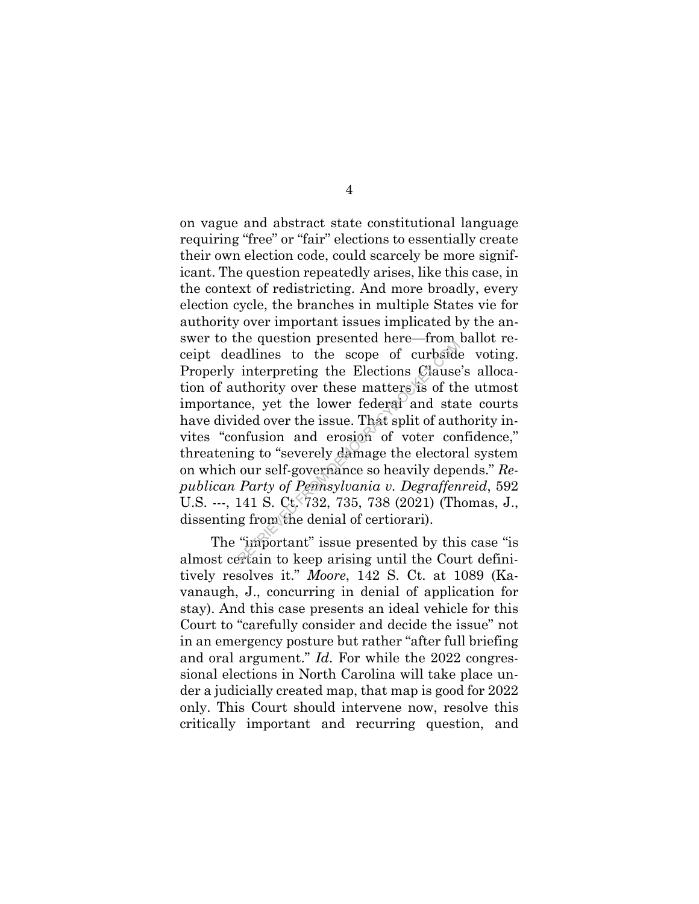on vague and abstract state constitutional language requiring "free" or "fair" elections to essentially create their own election code, could scarcely be more significant. The question repeatedly arises, like this case, in the context of redistricting. And more broadly, every election cycle, the branches in multiple States vie for authority over important issues implicated by the answer to the question presented here—from ballot receipt deadlines to the scope of curbside voting. Properly interpreting the Elections Clause's allocation of authority over these matters is of the utmost importance, yet the lower federal and state courts have divided over the issue. That split of authority invites "confusion and erosion of voter confidence," threatening to "severely damage the electoral system on which our self-governance so heavily depends." *Republican Party of Pennsylvania v. Degraffenreid*, 592 U.S. ---, 141 S. Ct. 732, 735, 738 (2021) (Thomas, J., dissenting from the denial of certiorari).

The "important" issue presented by this case "is almost certain to keep arising until the Court definitively resolves it." *Moore*, 142 S. Ct. at 1089 (Kavanaugh, J., concurring in denial of application for stay). And this case presents an ideal vehicle for this Court to "carefully consider and decide the issue" not in an emergency posture but rather "after full briefing and oral argument." *Id*. For while the 2022 congressional elections in North Carolina will take place under a judicially created map, that map is good for 2022 only. This Court should intervene now, resolve this critically important and recurring question, and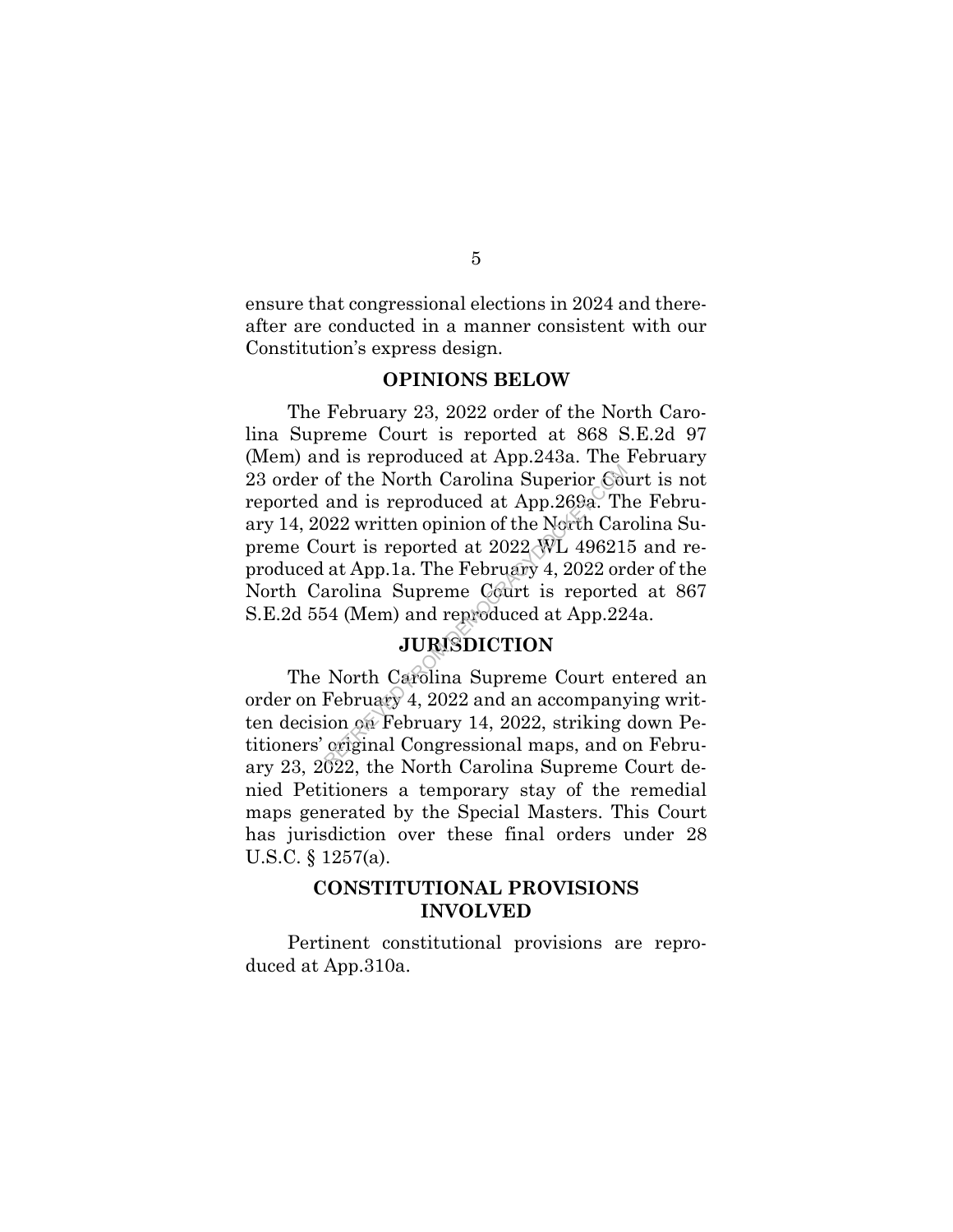ensure that congressional elections in 2024 and thereafter are conducted in a manner consistent with our Constitution's express design.

## OPINIONS BELOW

The February 23, 2022 order of the North Carolina Supreme Court is reported at 868 S.E.2d 97 (Mem) and is reproduced at App.243a. The February 23 order of the North Carolina Superior Court is not reported and is reproduced at App.269a. The February 14, 2022 written opinion of the North Carolina Supreme Court is reported at 2022 WL 496215 and reproduced at App.1a. The February 4, 2022 order of the North Carolina Supreme Court is reported at 867 S.E.2d 554 (Mem) and reproduced at App.224a.

## JURISDICTION

The North Carolina Supreme Court entered an order on February 4, 2022 and an accompanying written decision on February 14, 2022, striking down Petitioners' original Congressional maps, and on February 23, 2022, the North Carolina Supreme Court denied Petitioners a temporary stay of the remedial maps generated by the Special Masters. This Court has jurisdiction over these final orders under 28 U.S.C. § 1257(a).

## CONSTITUTIONAL PROVISIONS INVOLVED

Pertinent constitutional provisions are reproduced at App.310a.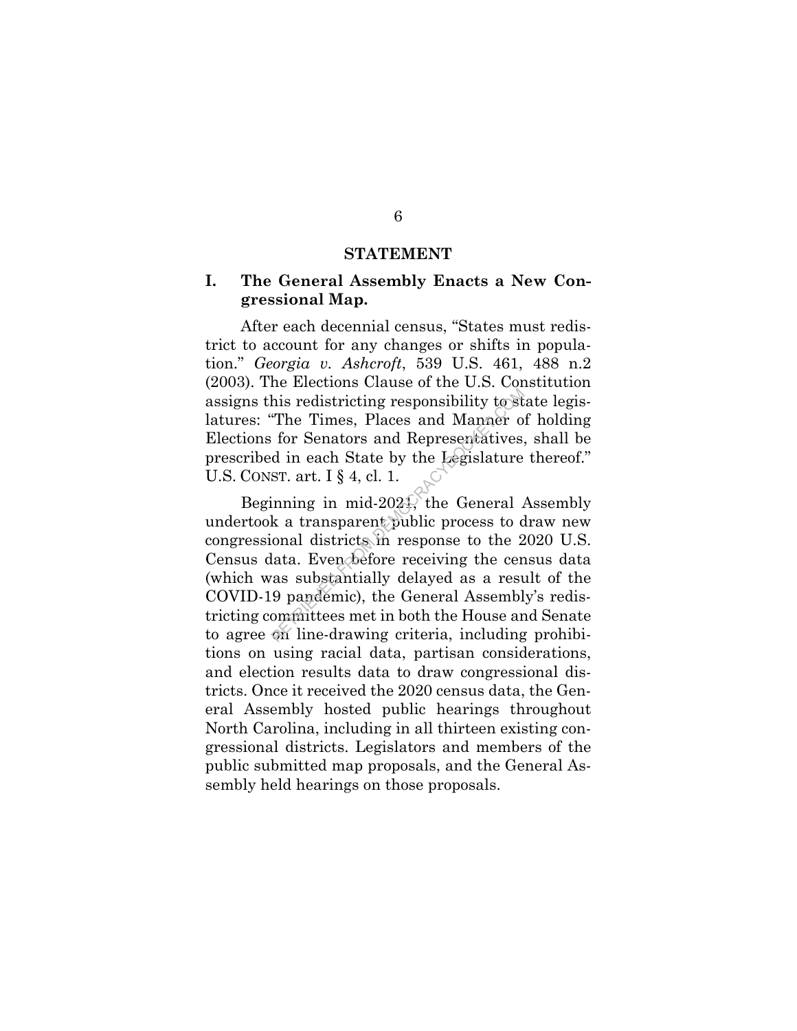## STATEMENT

### I. The General Assembly Enacts a New Congressional Map.

After each decennial census, "States must redistrict to account for any changes or shifts in population." *Georgia v. Ashcroft*, 539 U.S. 461, 488 n.2 (2003). The Elections Clause of the U.S. Constitution assigns this redistricting responsibility to state legislatures: "The Times, Places and Manner of holding Elections for Senators and Representatives, shall be prescribed in each State by the Legislature thereof." U.S. CONST. art. I § 4, cl. 1.

Beginning in mid-2021, the General Assembly undertook a transparent public process to draw new congressional districts in response to the 2020 U.S. Census data. Even before receiving the census data (which was substantially delayed as a result of the COVID-19 pandemic), the General Assembly's redistricting committees met in both the House and Senate to agree on line-drawing criteria, including prohibitions on using racial data, partisan considerations, and election results data to draw congressional districts. Once it received the 2020 census data, the General Assembly hosted public hearings throughout North Carolina, including in all thirteen existing congressional districts. Legislators and members of the public submitted map proposals, and the General Assembly held hearings on those proposals.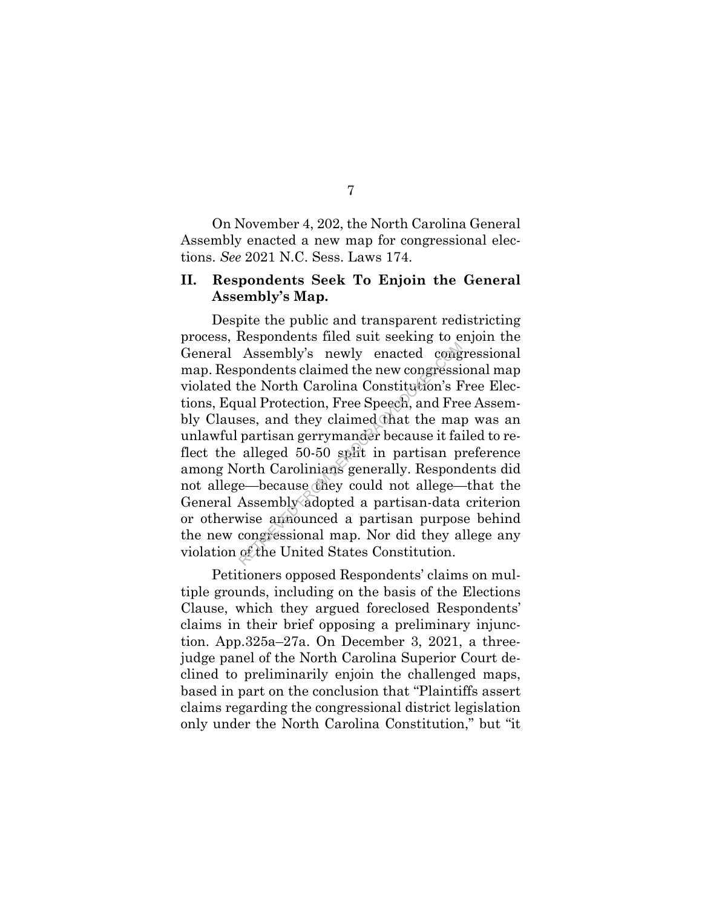On November 4, 202, the North Carolina General Assembly enacted a new map for congressional elections. *See* 2021 N.C. Sess. Laws 174.

## II. Respondents Seek To Enjoin the General Assembly's Map.

Despite the public and transparent redistricting process, Respondents filed suit seeking to enjoin the General Assembly's newly enacted congressional map. Respondents claimed the new congressional map violated the North Carolina Constitution's Free Elections, Equal Protection, Free Speech, and Free Assembly Clauses, and they claimed that the map was an unlawful partisan gerrymander because it failed to reflect the alleged 50-50 split in partisan preference among North Carolinians generally. Respondents did not allege—because they could not allege—that the General Assembly adopted a partisan-data criterion or otherwise announced a partisan purpose behind the new congressional map. Nor did they allege any violation of the United States Constitution.

Petitioners opposed Respondents' claims on multiple grounds, including on the basis of the Elections Clause, which they argued foreclosed Respondents' claims in their brief opposing a preliminary injunction. App.325a–27a. On December 3, 2021, a three-judge panel of the North Carolina Superior Court declined to preliminarily enjoin the challenged maps, based in part on the conclusion that "Plaintiffs assert claims regarding the congressional district legislation only under the North Carolina Constitution," but "it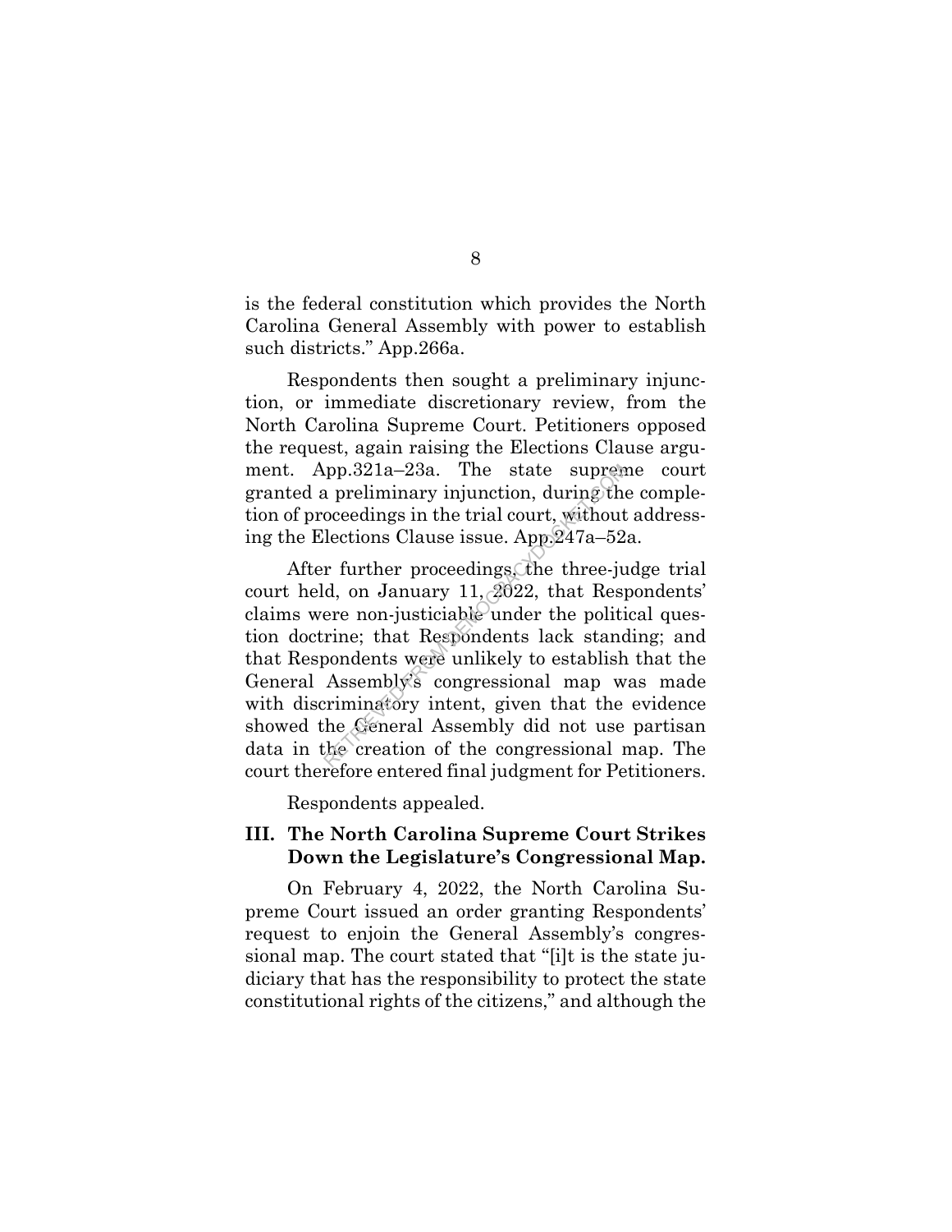is the federal constitution which provides the North Carolina General Assembly with power to establish such districts." App.266a.

Respondents then sought a preliminary injunction, or immediate discretionary review, from the North Carolina Supreme Court. Petitioners opposed the request, again raising the Elections Clause argument. App.321a–23a. The state supreme court granted a preliminary injunction, during the completion of proceedings in the trial court, without addressing the Elections Clause issue. App.247a–52a.

After further proceedings, the three-judge trial court held, on January 11, 2022, that Respondents' claims were non-justiciable under the political question doctrine; that Respondents lack standing; and that Respondents were unlikely to establish that the General Assembly's congressional map was made with discriminatory intent, given that the evidence showed the General Assembly did not use partisan data in the creation of the congressional map. The court therefore entered final judgment for Petitioners.

Respondents appealed.

### III. The North Carolina Supreme Court Strikes Down the Legislature's Congressional Map.

On February 4, 2022, the North Carolina Supreme Court issued an order granting Respondents' request to enjoin the General Assembly's congressional map. The court stated that "[i]t is the state judiciary that has the responsibility to protect the state constitutional rights of the citizens," and although the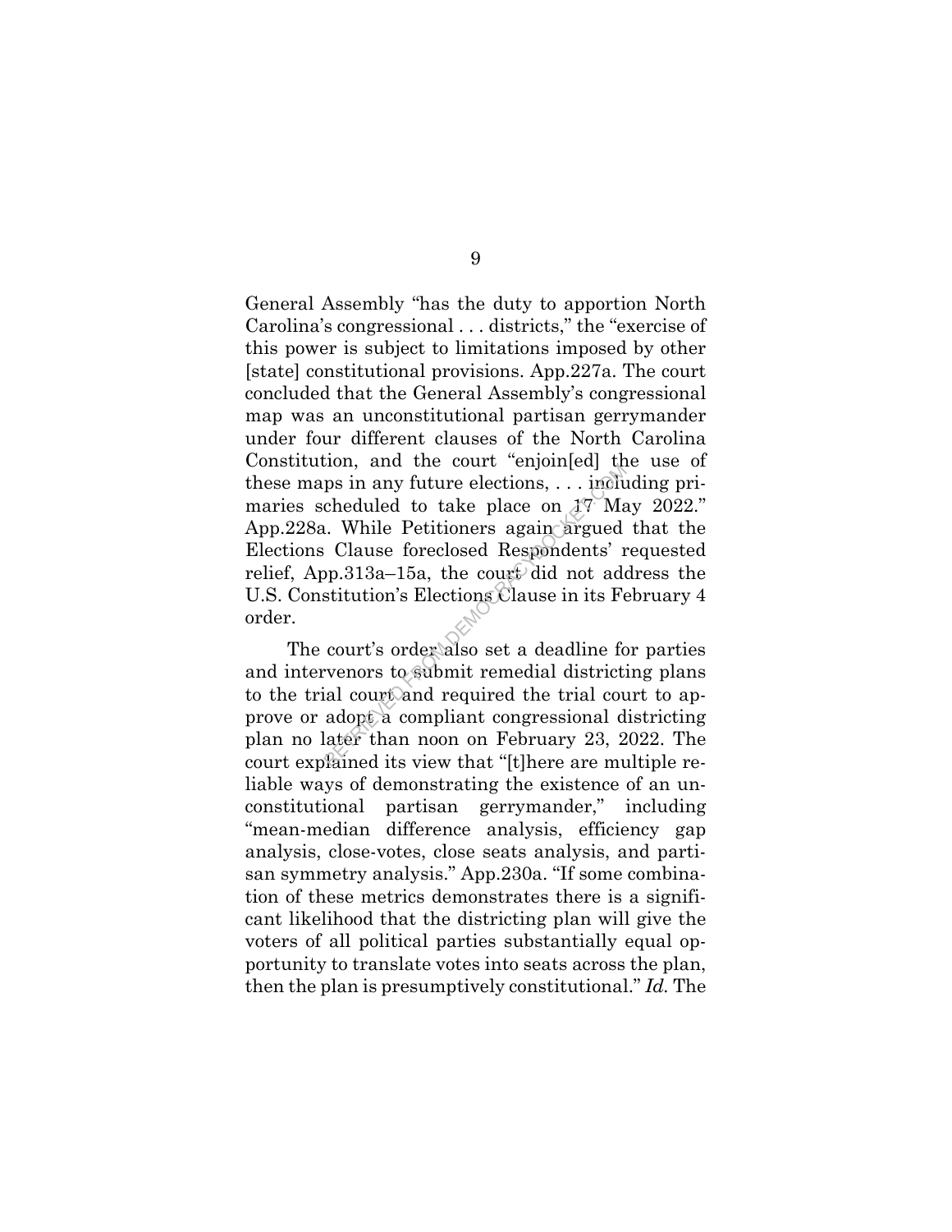General Assembly "has the duty to apportion North Carolina's congressional . . . districts," the "exercise of this power is subject to limitations imposed by other [state] constitutional provisions. App.227a. The court concluded that the General Assembly's congressional map was an unconstitutional partisan gerrymander under four different clauses of the North Carolina Constitution, and the court "enjoin[ed] the use of these maps in any future elections, . . . including primaries scheduled to take place on 17 May 2022." App.228a. While Petitioners again argued that the Elections Clause foreclosed Respondents' requested relief, App.313a–15a, the court did not address the U.S. Constitution's Elections Clause in its February 4 order.

The court's order also set a deadline for parties and intervenors to submit remedial districting plans to the trial court and required the trial court to approve or adopt a compliant congressional districting plan no later than noon on February 23, 2022. The court explained its view that "[t]here are multiple reliable ways of demonstrating the existence of an unconstitutional partisan gerrymander," including "mean-median difference analysis, efficiency gap analysis, close-votes, close seats analysis, and partisan symmetry analysis." App.230a. "If some combination of these metrics demonstrates there is a significant likelihood that the districting plan will give the voters of all political parties substantially equal opportunity to translate votes into seats across the plan, then the plan is presumptively constitutional." *Id.* The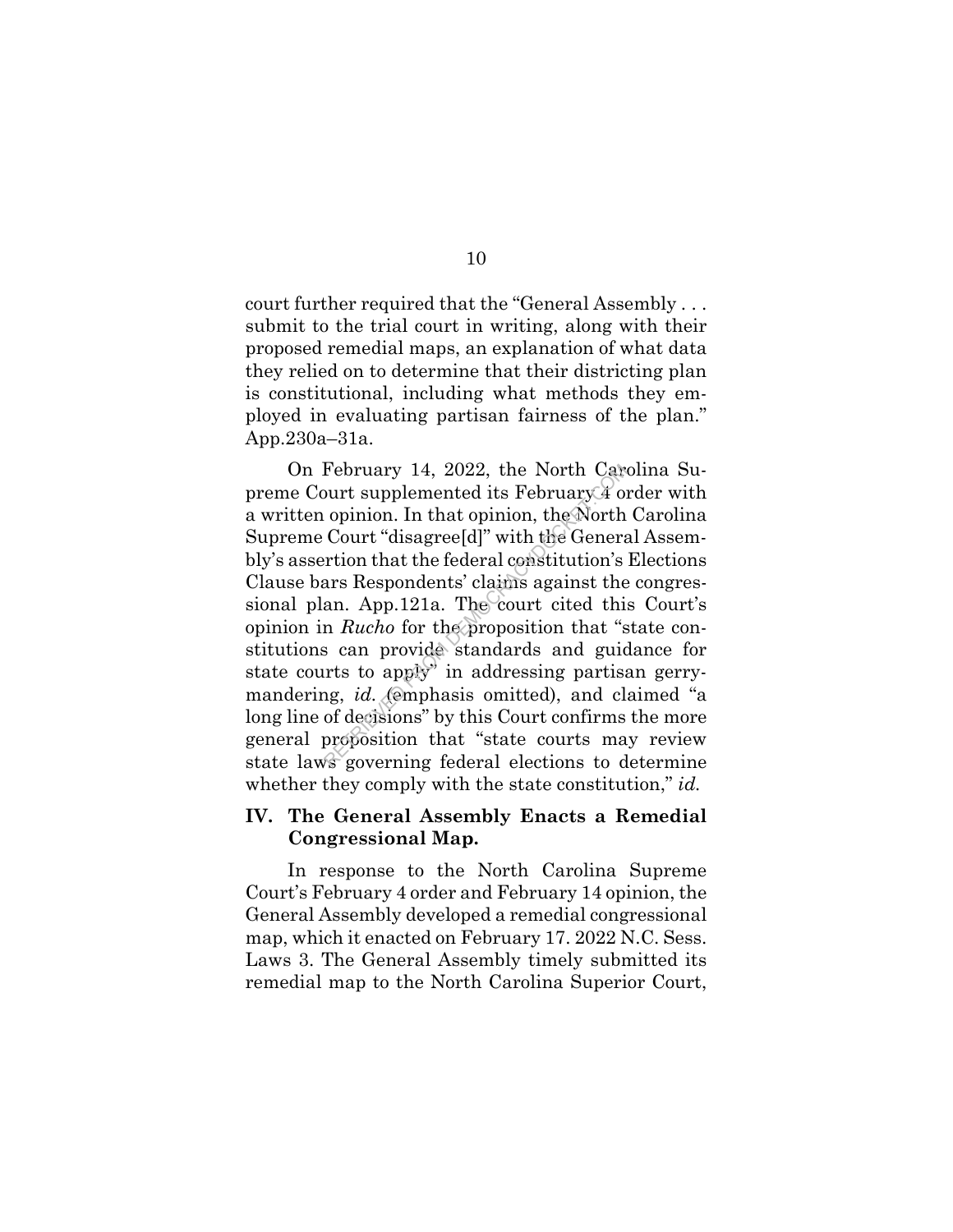court further required that the "General Assembly . . . submit to the trial court in writing, along with their proposed remedial maps, an explanation of what data they relied on to determine that their districting plan is constitutional, including what methods they employed in evaluating partisan fairness of the plan." App.230a–31a.

On February 14, 2022, the North Carolina Supreme Court supplemented its February 4 order with a written opinion. In that opinion, the North Carolina Supreme Court "disagree[d]" with the General Assembly's assertion that the federal constitution's Elections Clause bars Respondents' claims against the congressional plan. App.121a. The court cited this Court's opinion in *Rucho* for the proposition that "state constitutions can provide standards and guidance for state courts to apply" in addressing partisan gerrymandering, *id.* (emphasis omitted), and claimed "a long line of decisions" by this Court confirms the more general proposition that "state courts may review state laws governing federal elections to determine whether they comply with the state constitution," *id.*

## IV. The General Assembly Enacts a Remedial Congressional Map.

In response to the North Carolina Supreme Court's February 4 order and February 14 opinion, the General Assembly developed a remedial congressional map, which it enacted on February 17. 2022 N.C. Sess. Laws 3. The General Assembly timely submitted its remedial map to the North Carolina Superior Court,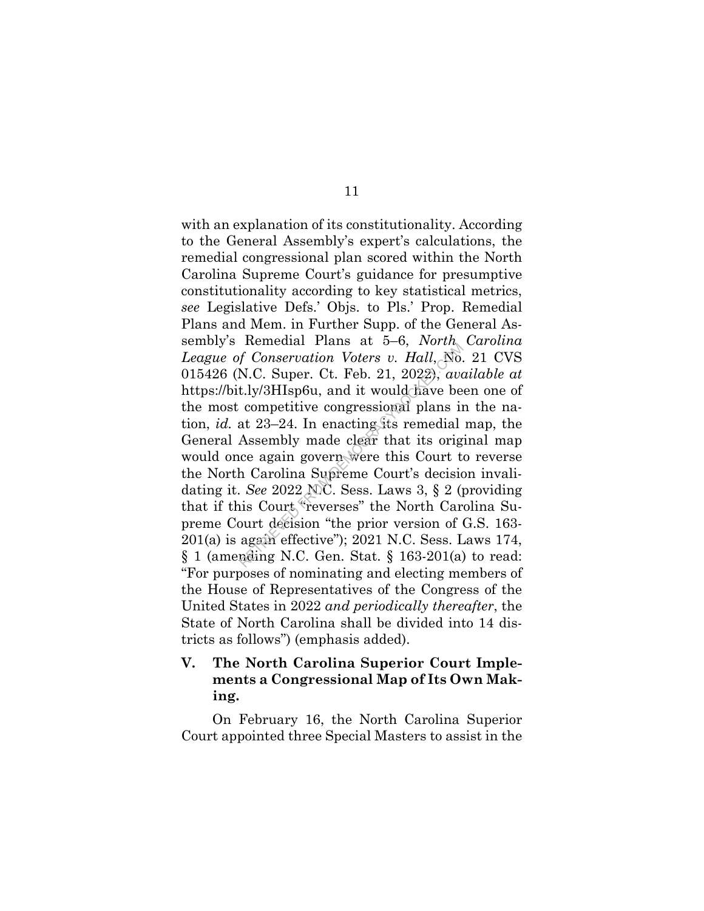with an explanation of its constitutionality. According to the General Assembly's expert's calculations, the remedial congressional plan scored within the North Carolina Supreme Court's guidance for presumptive constitutionality according to key statistical metrics, *see* Legislative Defs.' Objs. to Pls.' Prop. Remedial Plans and Mem. in Further Supp. of the General Assembly's Remedial Plans at 5–6, *North Carolina League of Conservation Voters v. Hall*, No. 21 CVS 015426 (N.C. Super. Ct. Feb. 21, 2022), *available at* https://bit.ly/3HIsp6u, and it would have been one of the most competitive congressional plans in the nation, *id.* at 23–24. In enacting its remedial map, the General Assembly made clear that its original map would once again govern were this Court to reverse the North Carolina Supreme Court's decision invalidating it. *See* 2022 N.C. Sess. Laws 3, § 2 (providing that if this Court "reverses" the North Carolina Supreme Court decision "the prior version of G.S. 163-201(a) is again effective"); 2021 N.C. Sess. Laws 174, § 1 (amending N.C. Gen. Stat. § 163-201(a) to read: "For purposes of nominating and electing members of the House of Representatives of the Congress of the United States in 2022 *and periodically thereafter*, the State of North Carolina shall be divided into 14 districts as follows") (emphasis added).

## V. The North Carolina Superior Court Implements a Congressional Map of Its Own Making.

On February 16, the North Carolina Superior Court appointed three Special Masters to assist in the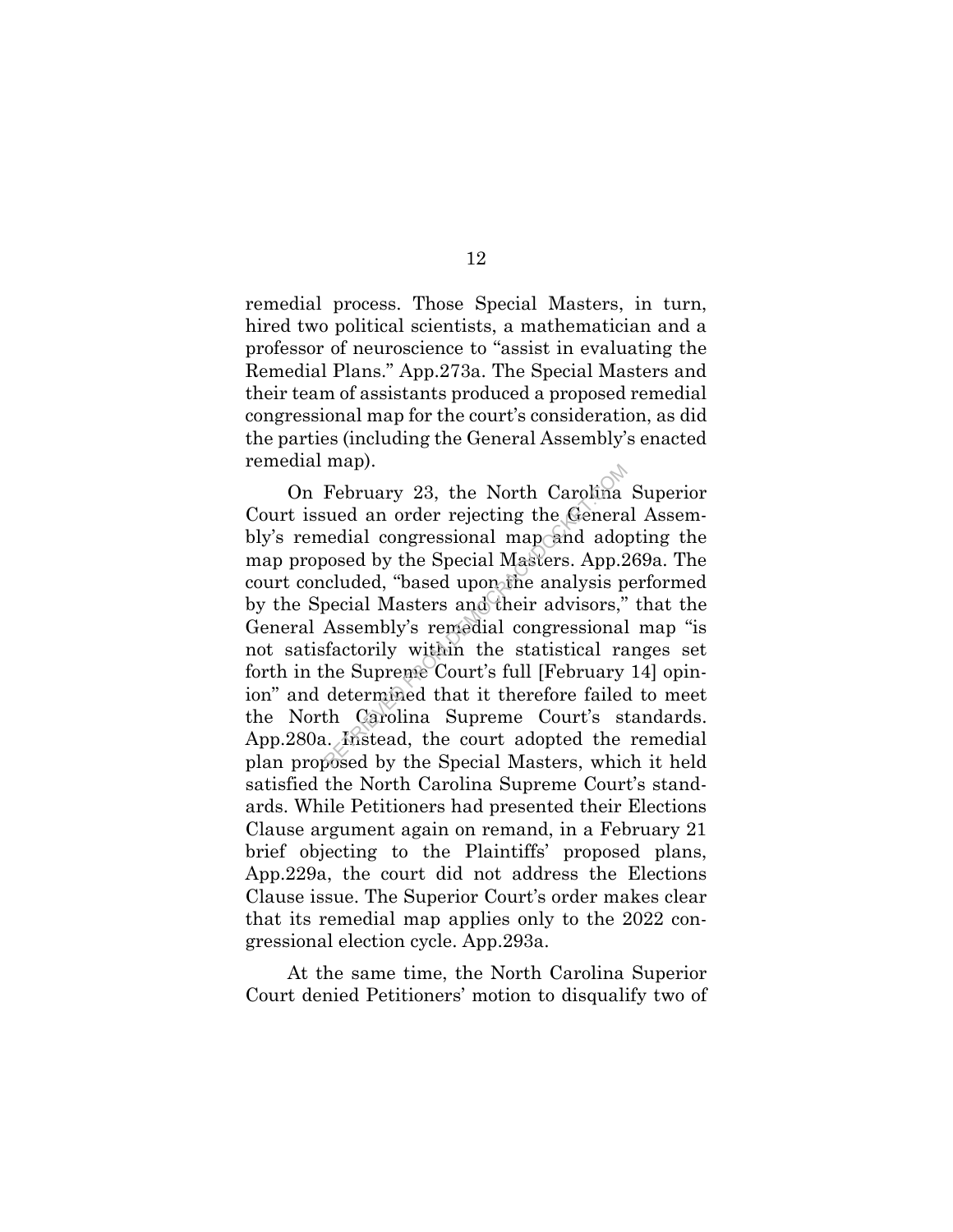remedial process. Those Special Masters, in turn, hired two political scientists, a mathematician and a professor of neuroscience to "assist in evaluating the Remedial Plans." App.273a. The Special Masters and their team of assistants produced a proposed remedial congressional map for the court's consideration, as did the parties (including the General Assembly's enacted remedial map).

On February 23, the North Carolina Superior Court issued an order rejecting the General Assembly's remedial congressional map and adopting the map proposed by the Special Masters. App.269a. The court concluded, "based upon the analysis performed by the Special Masters and their advisors," that the General Assembly's remedial congressional map "is not satisfactorily within the statistical ranges set forth in the Supreme Court's full [February 14] opinion" and determined that it therefore failed to meet the North Carolina Supreme Court's standards. App.280a. Instead, the court adopted the remedial plan proposed by the Special Masters, which it held satisfied the North Carolina Supreme Court's standards. While Petitioners had presented their Elections Clause argument again on remand, in a February 21 brief objecting to the Plaintiffs' proposed plans, App.229a, the court did not address the Elections Clause issue. The Superior Court's order makes clear that its remedial map applies only to the 2022 congressional election cycle. App.293a.

At the same time, the North Carolina Superior Court denied Petitioners' motion to disqualify two of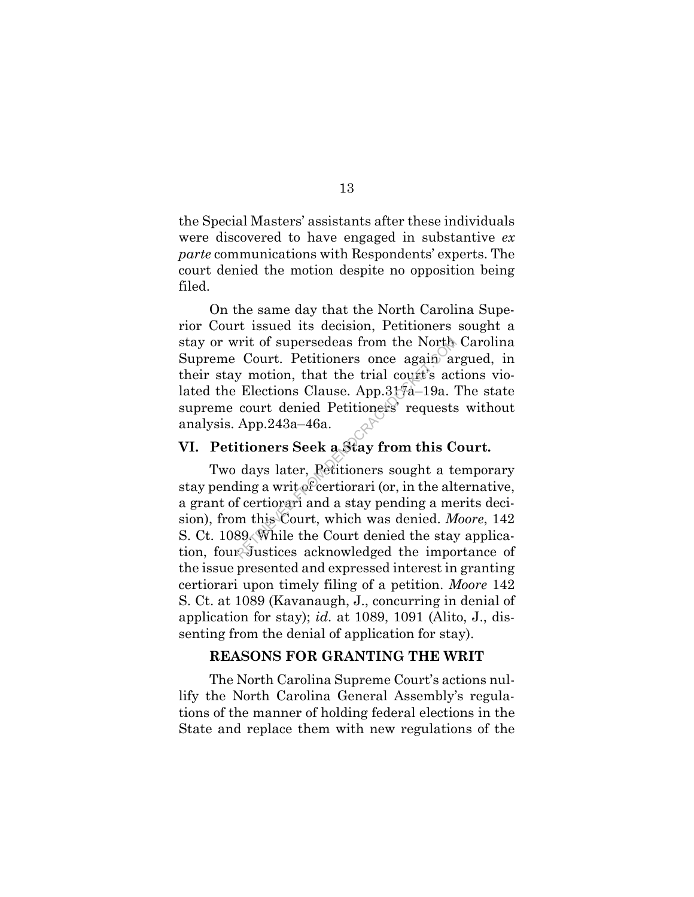the Special Masters' assistants after these individuals were discovered to have engaged in substantive *ex parte* communications with Respondents' experts. The court denied the motion despite no opposition being filed.

On the same day that the North Carolina Superior Court issued its decision, Petitioners sought a stay or writ of supersedeas from the North Carolina Supreme Court. Petitioners once again argued, in their stay motion, that the trial court's actions violated the Elections Clause. App.317a–19a. The state supreme court denied Petitioners' requests without analysis. App.243a–46a.

## VI. Petitioners Seek a Stay from this Court.

Two days later, Petitioners sought a temporary stay pending a writ of certiorari (or, in the alternative, a grant of certiorari and a stay pending a merits decision), from this Court, which was denied. *Moore*, 142 S. Ct. 1089. While the Court denied the stay application, four Justices acknowledged the importance of the issue presented and expressed interest in granting certiorari upon timely filing of a petition. *Moore* 142 S. Ct. at 1089 (Kavanaugh, J., concurring in denial of application for stay); *id.* at 1089, 1091 (Alito, J., dissenting from the denial of application for stay).

## REASONS FOR GRANTING THE WRIT

The North Carolina Supreme Court's actions nullify the North Carolina General Assembly's regulations of the manner of holding federal elections in the State and replace them with new regulations of the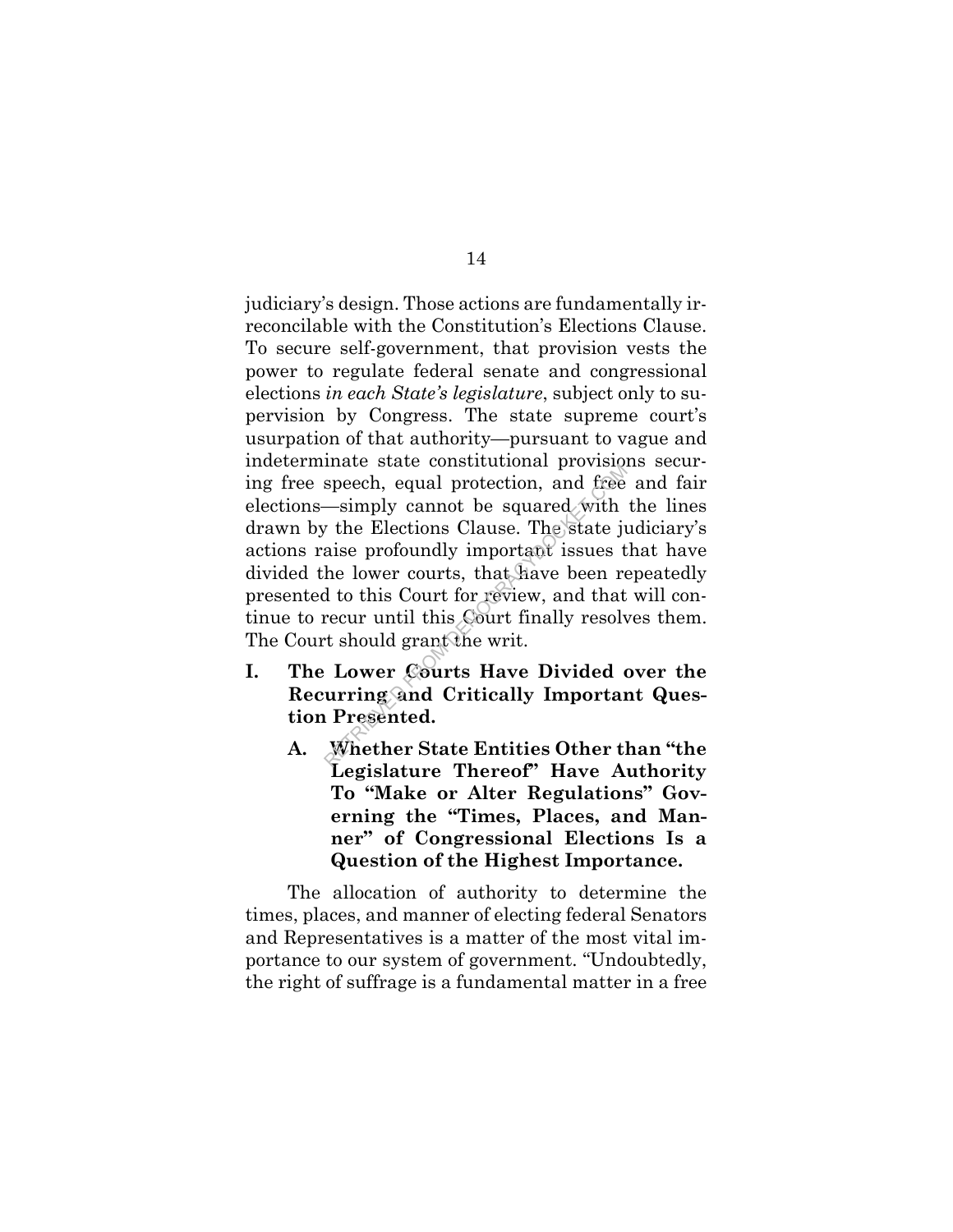judiciary's design. Those actions are fundamentally irreconcilable with the Constitution's Elections Clause. To secure self-government, that provision vests the power to regulate federal senate and congressional elections *in each State's legislature*, subject only to supervision by Congress. The state supreme court's usurpation of that authority—pursuant to vague and indeterminate state constitutional provisions securing free speech, equal protection, and free and fair elections—simply cannot be squared with the lines drawn by the Elections Clause. The state judiciary's actions raise profoundly important issues that have divided the lower courts, that have been repeatedly presented to this Court for review, and that will continue to recur until this Court finally resolves them. The Court should grant the writ.

## I. The Lower Courts Have Divided over the Recurring and Critically Important Question Presented.

### A. Whether State Entities Other than "the Legislature Thereof" Have Authority To "Make or Alter Regulations" Governing the "Times, Places, and Manner" of Congressional Elections Is a Question of the Highest Importance.

The allocation of authority to determine the times, places, and manner of electing federal Senators and Representatives is a matter of the most vital importance to our system of government. "Undoubtedly, the right of suffrage is a fundamental matter in a free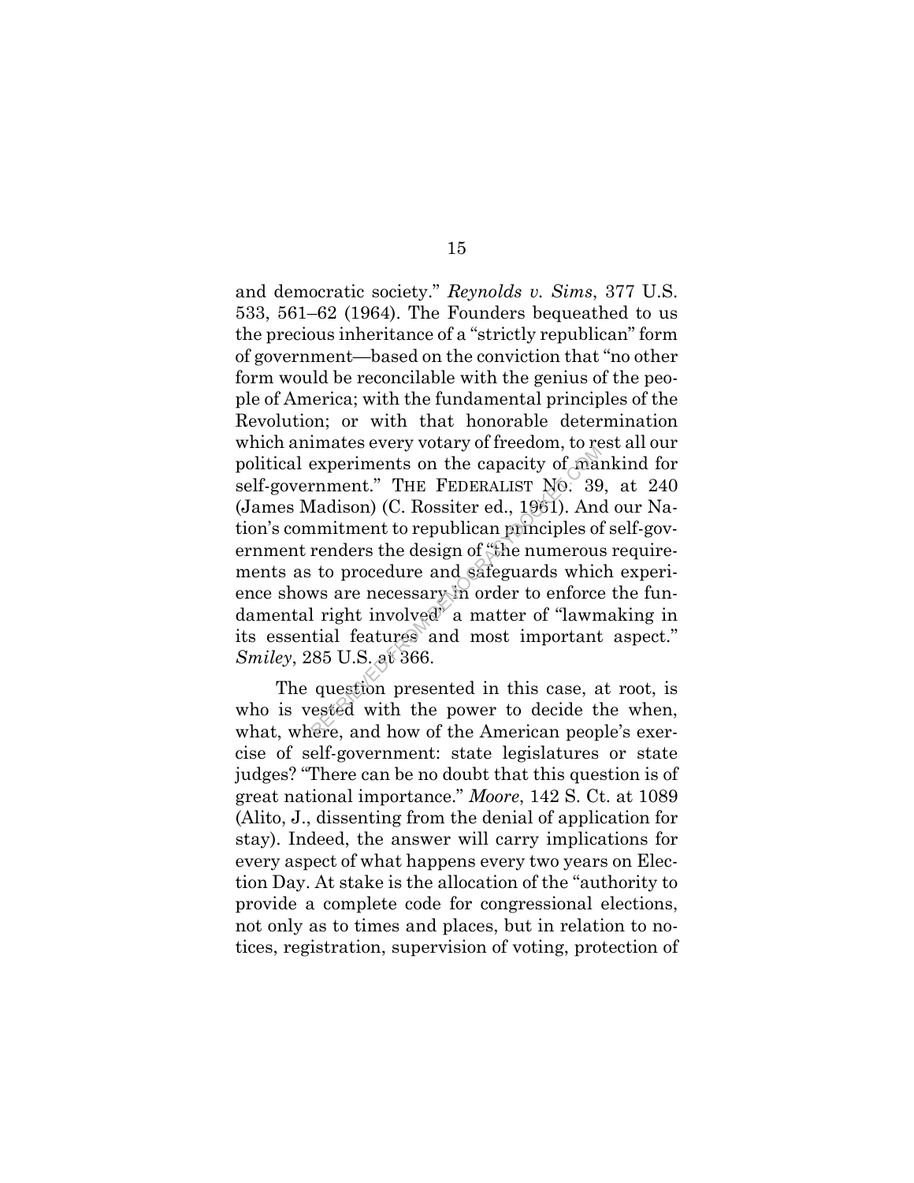and democratic society." *Reynolds v. Sims*, 377 U.S. 533, 561–62 (1964). The Founders bequeathed to us the precious inheritance of a "strictly republican" form of government—based on the conviction that "no other form would be reconcilable with the genius of the people of America; with the fundamental principles of the Revolution; or with that honorable determination which animates every votary of freedom, to rest all our political experiments on the capacity of mankind for self-government." THE FEDERALIST NO. 39, at 240 (James Madison) (C. Rossiter ed., 1961). And our Nation's commitment to republican principles of self-government renders the design of "the numerous requirements as to procedure and safeguards which experience shows are necessary in order to enforce the fundamental right involved" a matter of "lawmaking in its essential features and most important aspect." *Smiley*, 285 U.S. at 366.

The question presented in this case, at root, is who is vested with the power to decide the when, what, where, and how of the American people's exercise of self-government: state legislatures or state judges? "There can be no doubt that this question is of great national importance." *Moore*, 142 S. Ct. at 1089 (Alito, J., dissenting from the denial of application for stay). Indeed, the answer will carry implications for every aspect of what happens every two years on Election Day. At stake is the allocation of the "authority to provide a complete code for congressional elections, not only as to times and places, but in relation to notices, registration, supervision of voting, protection of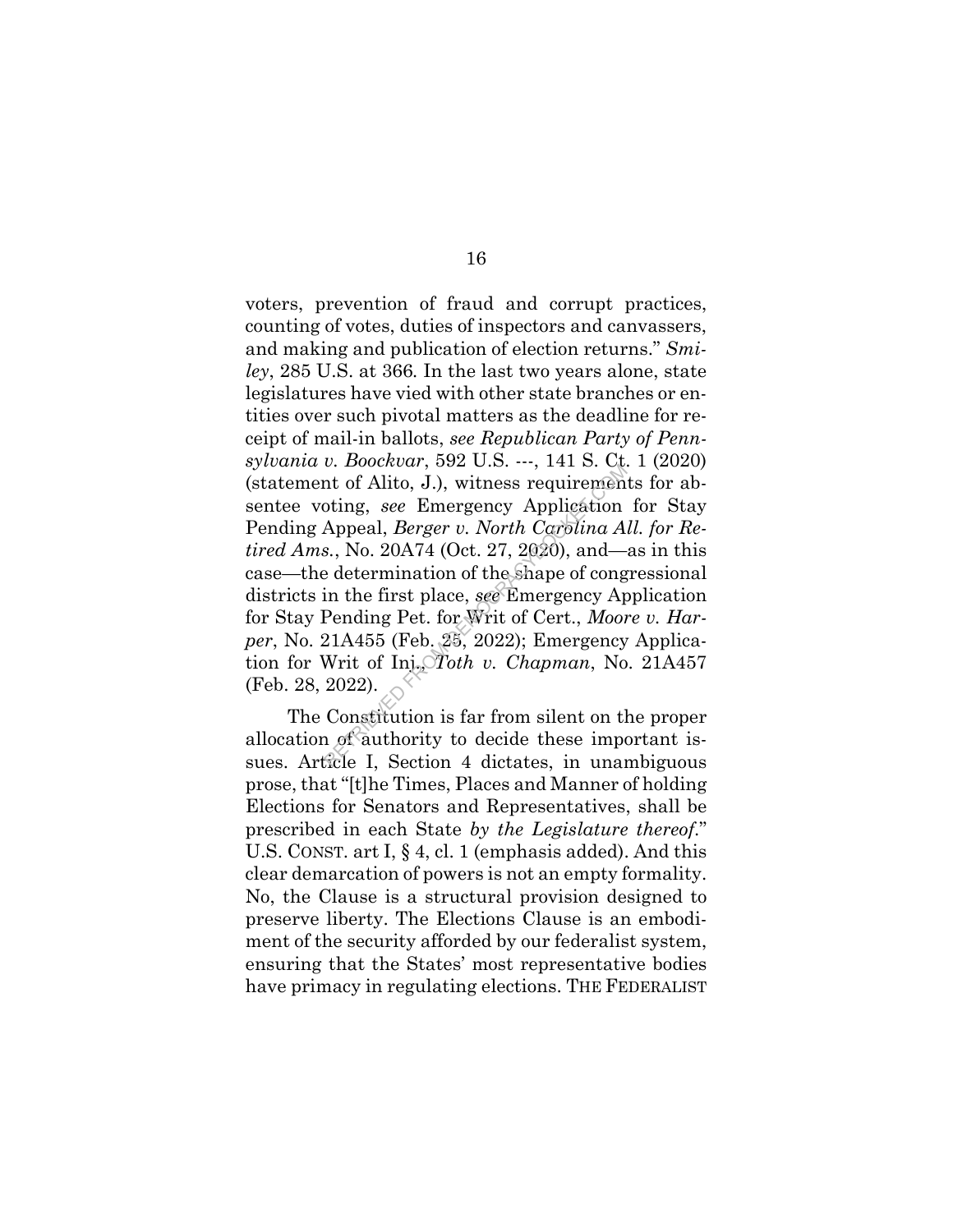voters, prevention of fraud and corrupt practices, counting of votes, duties of inspectors and canvassers, and making and publication of election returns." *Smiley*, 285 U.S. at 366. In the last two years alone, state legislatures have vied with other state branches or entities over such pivotal matters as the deadline for receipt of mail-in ballots, *see Republican Party of Pennsylvania v. Boockvar*, 592 U.S. ---, 141 S. Ct. 1 (2020) (statement of Alito, J.), witness requirements for absentee voting, *see* Emergency Application for Stay Pending Appeal, *Berger v. North Carolina All. for Retired Ams.*, No. 20A74 (Oct. 27, 2020), and—as in this case—the determination of the shape of congressional districts in the first place, *see* Emergency Application for Stay Pending Pet. for Writ of Cert., *Moore v. Harper*, No. 21A455 (Feb. 25, 2022); Emergency Application for Writ of Inj., *Toth v. Chapman*, No. 21A457 (Feb. 28, 2022).

The Constitution is far from silent on the proper allocation of authority to decide these important issues. Article I, Section 4 dictates, in unambiguous prose, that "[t]he Times, Places and Manner of holding Elections for Senators and Representatives, shall be prescribed in each State *by the Legislature thereof*." U.S. CONST. art I, § 4, cl. 1 (emphasis added). And this clear demarcation of powers is not an empty formality. No, the Clause is a structural provision designed to preserve liberty. The Elections Clause is an embodiment of the security afforded by our federalist system, ensuring that the States' most representative bodies have primacy in regulating elections. THE FEDERALIST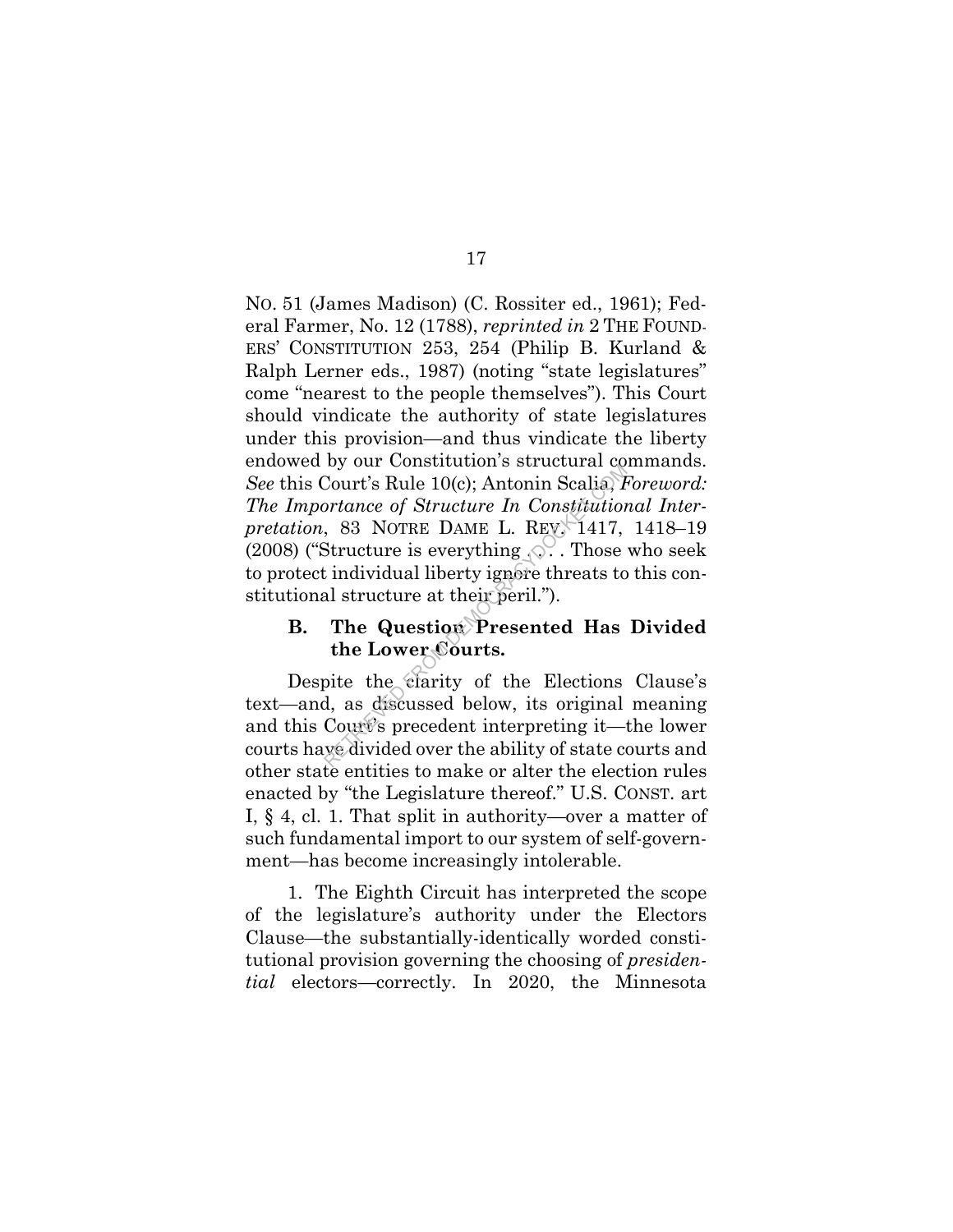NO. 51 (James Madison) (C. Rossiter ed., 1961); Federal Farmer, No. 12 (1788), *reprinted in* 2 THE FOUNDERS' CONSTITUTION 253, 254 (Philip B. Kurland & Ralph Lerner eds., 1987) (noting "state legislatures" come "nearest to the people themselves"). This Court should vindicate the authority of state legislatures under this provision—and thus vindicate the liberty endowed by our Constitution's structural commands. *See* this Court's Rule 10(c); Antonin Scalia, *Foreword: The Importance of Structure In Constitutional Interpretation*, 83 NOTRE DAME L. REV. 1417, 1418–19 (2008) ("Structure is everything . . . . Those who seek to protect individual liberty ignore threats to this constitutional structure at their peril.").

### B. The Question Presented Has Divided the Lower Courts.

Despite the clarity of the Elections Clause's text—and, as discussed below, its original meaning and this Court's precedent interpreting it—the lower courts have divided over the ability of state courts and other state entities to make or alter the election rules enacted by "the Legislature thereof." U.S. CONST. art I, § 4, cl. 1. That split in authority—over a matter of such fundamental import to our system of self-government—has become increasingly intolerable.

1. The Eighth Circuit has interpreted the scope of the legislature's authority under the Electors Clause—the substantially-identically worded constitutional provision governing the choosing of *presidential* electors—correctly. In 2020, the Minnesota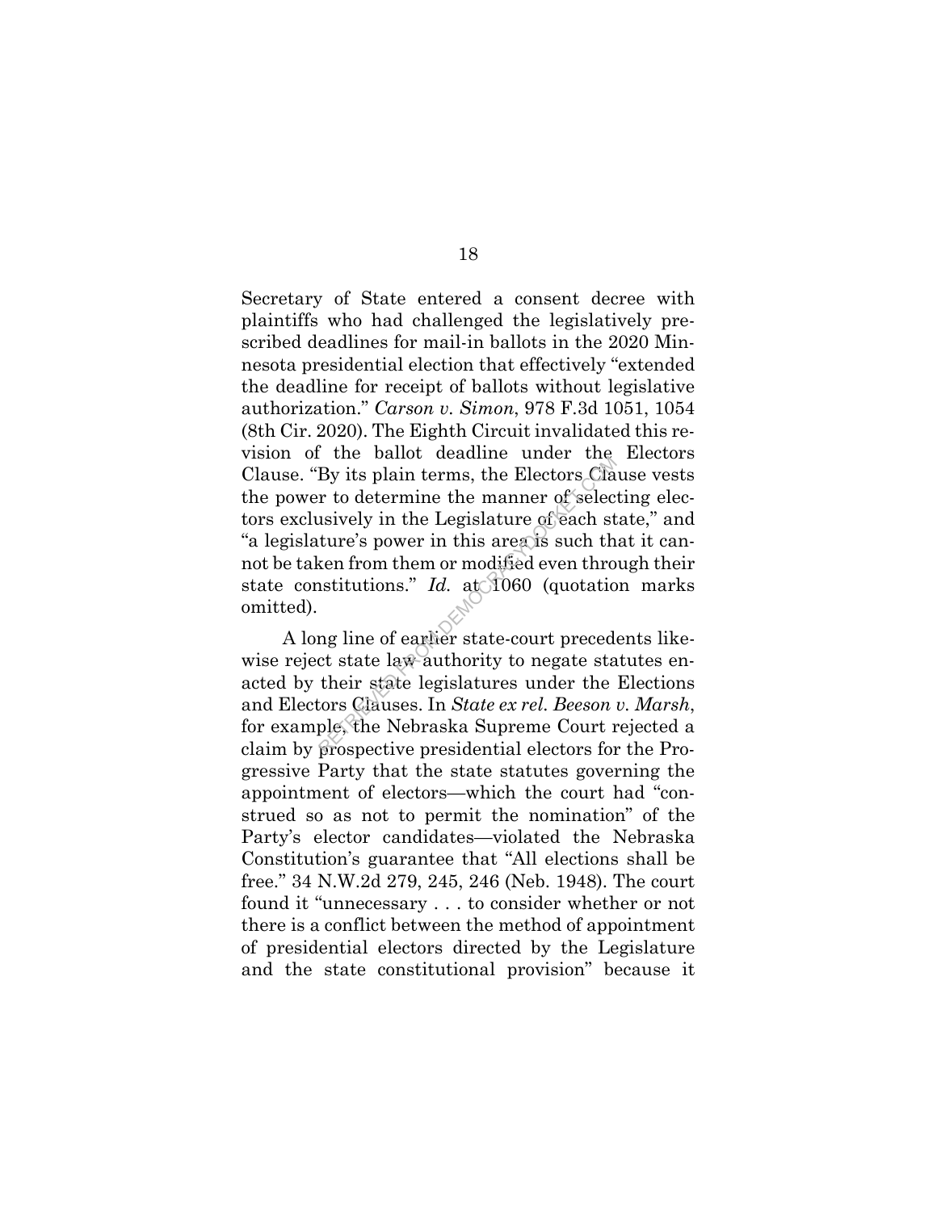Secretary of State entered a consent decree with plaintiffs who had challenged the legislatively prescribed deadlines for mail-in ballots in the 2020 Minnesota presidential election that effectively "extended the deadline for receipt of ballots without legislative authorization." *Carson v. Simon*, 978 F.3d 1051, 1054 (8th Cir. 2020). The Eighth Circuit invalidated this revision of the ballot deadline under the Electors Clause. "By its plain terms, the Electors Clause vests the power to determine the manner of selecting electors exclusively in the Legislature of each state," and "a legislature's power in this area is such that it cannot be taken from them or modified even through their state constitutions." *Id.* at 1060 (quotation marks omitted).

A long line of earlier state-court precedents likewise reject state law authority to negate statutes enacted by their state legislatures under the Elections and Electors Clauses. In *State ex rel. Beeson v. Marsh*, for example, the Nebraska Supreme Court rejected a claim by prospective presidential electors for the Progressive Party that the state statutes governing the appointment of electors—which the court had "construed so as not to permit the nomination" of the Party's elector candidates—violated the Nebraska Constitution's guarantee that "All elections shall be free." 34 N.W.2d 279, 245, 246 (Neb. 1948). The court found it "unnecessary . . . to consider whether or not there is a conflict between the method of appointment of presidential electors directed by the Legislature and the state constitutional provision" because it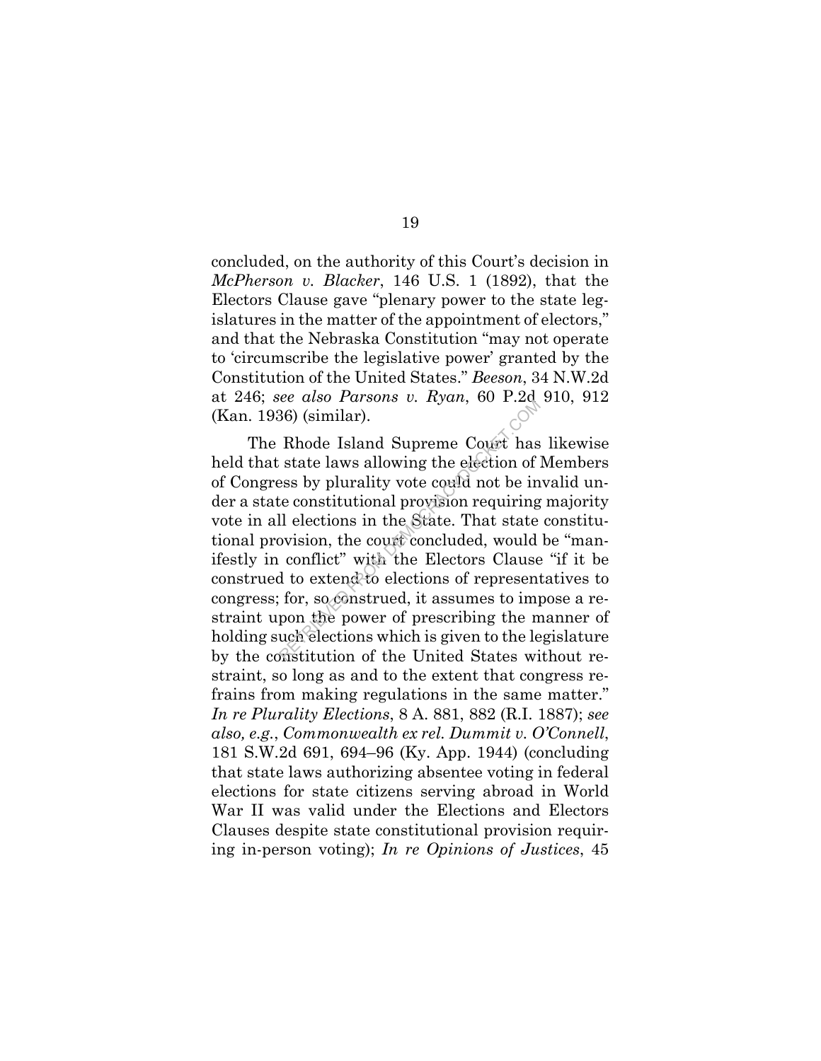concluded, on the authority of this Court's decision in *McPherson v. Blacker*, 146 U.S. 1 (1892), that the Electors Clause gave "plenary power to the state legislatures in the matter of the appointment of electors," and that the Nebraska Constitution "may not operate to 'circumscribe the legislative power' granted by the Constitution of the United States." *Beeson*, 34 N.W.2d at 246; *see also Parsons v. Ryan*, 60 P.2d 910, 912 (Kan. 1936) (similar).

The Rhode Island Supreme Court has likewise held that state laws allowing the election of Members of Congress by plurality vote could not be invalid under a state constitutional provision requiring majority vote in all elections in the State. That state constitutional provision, the court concluded, would be "manifestly in conflict" with the Electors Clause "if it be construed to extend to elections of representatives to congress; for, so construed, it assumes to impose a restraint upon the power of prescribing the manner of holding such elections which is given to the legislature by the constitution of the United States without restraint, so long as and to the extent that congress refrains from making regulations in the same matter." *In re Plurality Elections*, 8 A. 881, 882 (R.I. 1887); *see also, e.g.*, *Commonwealth ex rel. Dummit v. O'Connell*, 181 S.W.2d 691, 694–96 (Ky. App. 1944) (concluding that state laws authorizing absentee voting in federal elections for state citizens serving abroad in World War II was valid under the Elections and Electors Clauses despite state constitutional provision requiring in-person voting); *In re Opinions of Justices*, 45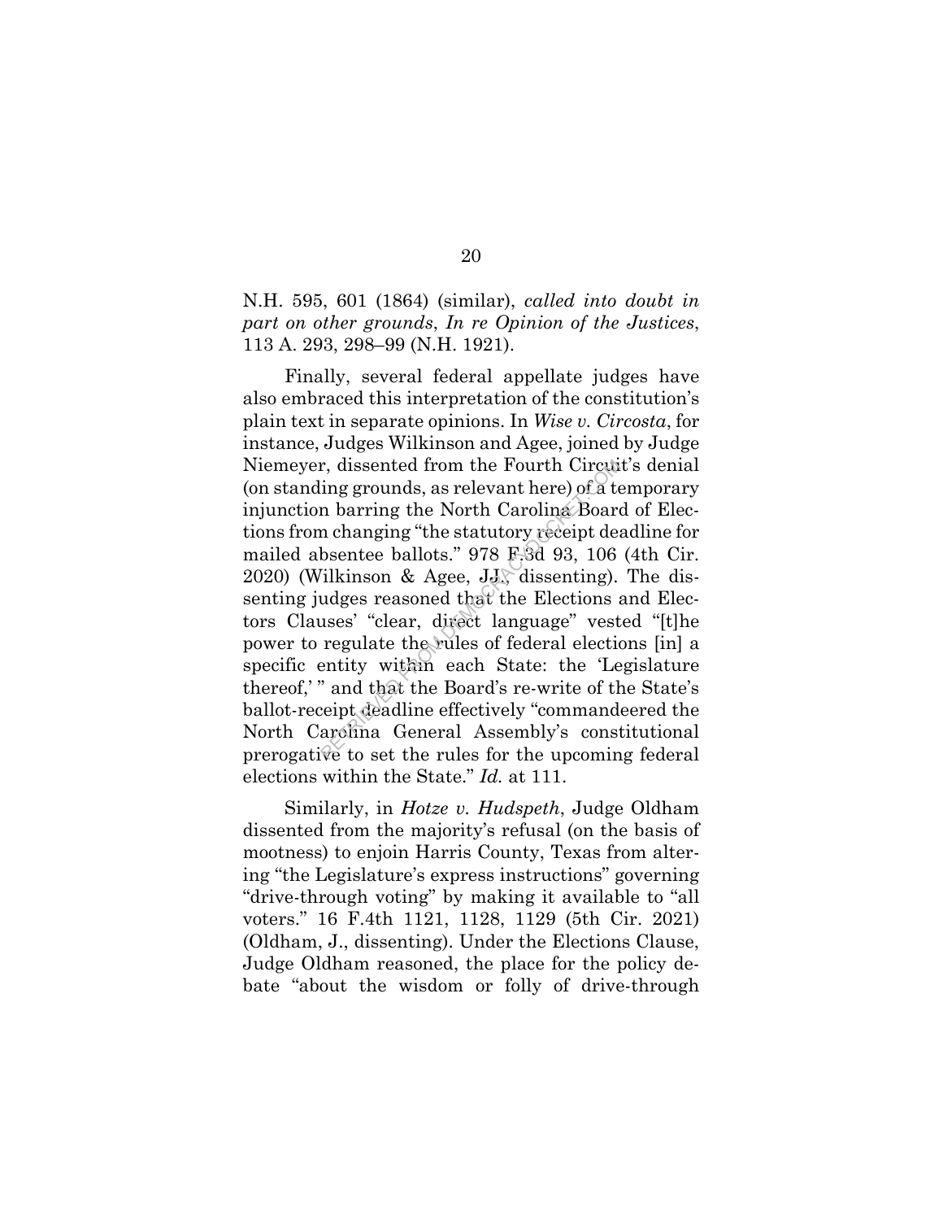N.H. 595, 601 (1864) (similar), *called into doubt in part on other grounds*, *In re Opinion of the Justices*, 113 A. 293, 298–99 (N.H. 1921).

Finally, several federal appellate judges have also embraced this interpretation of the constitution's plain text in separate opinions. In *Wise v. Circosta*, for instance, Judges Wilkinson and Agee, joined by Judge Niemeyer, dissented from the Fourth Circuit's denial (on standing grounds, as relevant here) of a temporary injunction barring the North Carolina Board of Elections from changing "the statutory receipt deadline for mailed absentee ballots." 978 F.3d 93, 106 (4th Cir. 2020) (Wilkinson & Agee, JJ., dissenting). The dissenting judges reasoned that the Elections and Electors Clauses' "clear, direct language" vested "[t]he power to regulate the rules of federal elections [in] a specific entity within each State: the 'Legislature thereof,'" and that the Board's re-write of the State's ballot-receipt deadline effectively "commandeered the North Carolina General Assembly's constitutional prerogative to set the rules for the upcoming federal elections within the State." *Id.* at 111.

Similarly, in *Hotze v. Hudspeth*, Judge Oldham dissented from the majority's refusal (on the basis of mootness) to enjoin Harris County, Texas from altering "the Legislature's express instructions" governing "drive-through voting" by making it available to "all voters." 16 F.4th 1121, 1128, 1129 (5th Cir. 2021) (Oldham, J., dissenting). Under the Elections Clause, Judge Oldham reasoned, the place for the policy debate "about the wisdom or folly of drive-through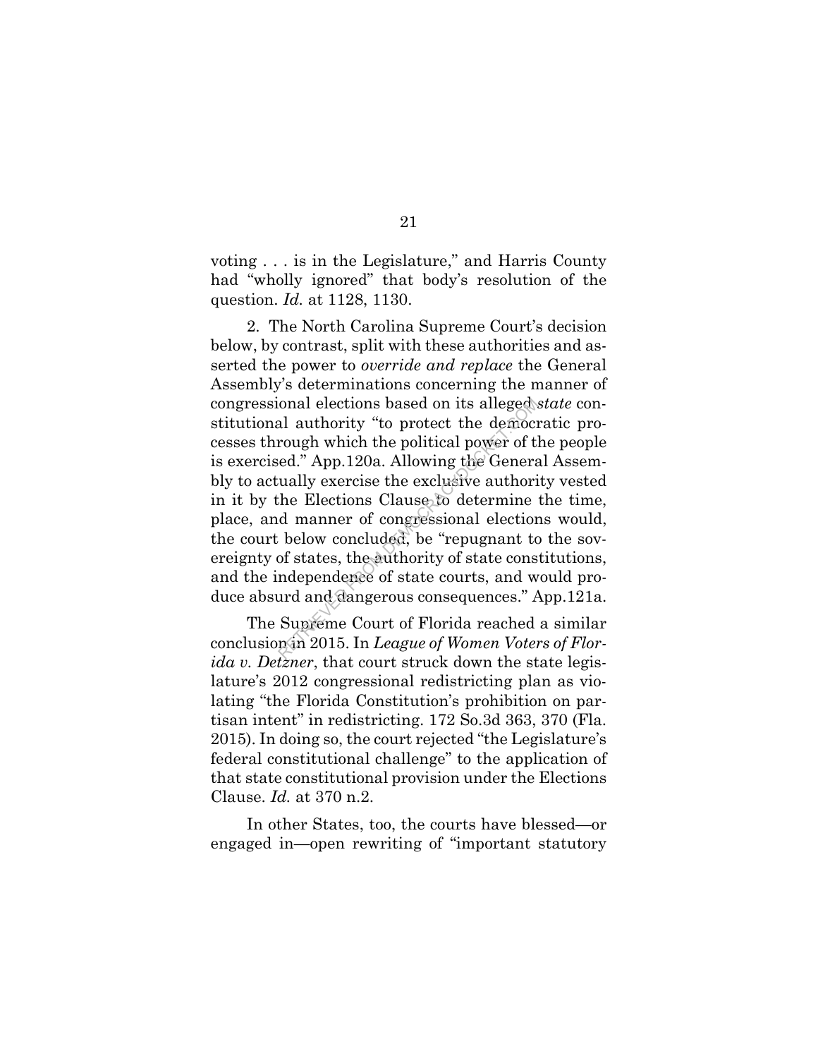voting . . . is in the Legislature," and Harris County had "wholly ignored" that body's resolution of the question. *Id.* at 1128, 1130.

2. The North Carolina Supreme Court's decision below, by contrast, split with these authorities and asserted the power to *override and replace* the General Assembly's determinations concerning the manner of congressional elections based on its alleged *state* constitutional authority "to protect the democratic processes through which the political power of the people is exercised." App.120a. Allowing the General Assembly to actually exercise the exclusive authority vested in it by the Elections Clause to determine the time, place, and manner of congressional elections would, the court below concluded, be "repugnant to the sovereignty of states, the authority of state constitutions, and the independence of state courts, and would produce absurd and dangerous consequences." App.121a.

The Supreme Court of Florida reached a similar conclusion in 2015. In *League of Women Voters of Florida v. Detzner*, that court struck down the state legislature's 2012 congressional redistricting plan as violating "the Florida Constitution's prohibition on partisan intent" in redistricting. 172 So.3d 363, 370 (Fla. 2015). In doing so, the court rejected "the Legislature's federal constitutional challenge" to the application of that state constitutional provision under the Elections Clause. *Id.* at 370 n.2.

In other States, too, the courts have blessed—or engaged in—open rewriting of "important statutory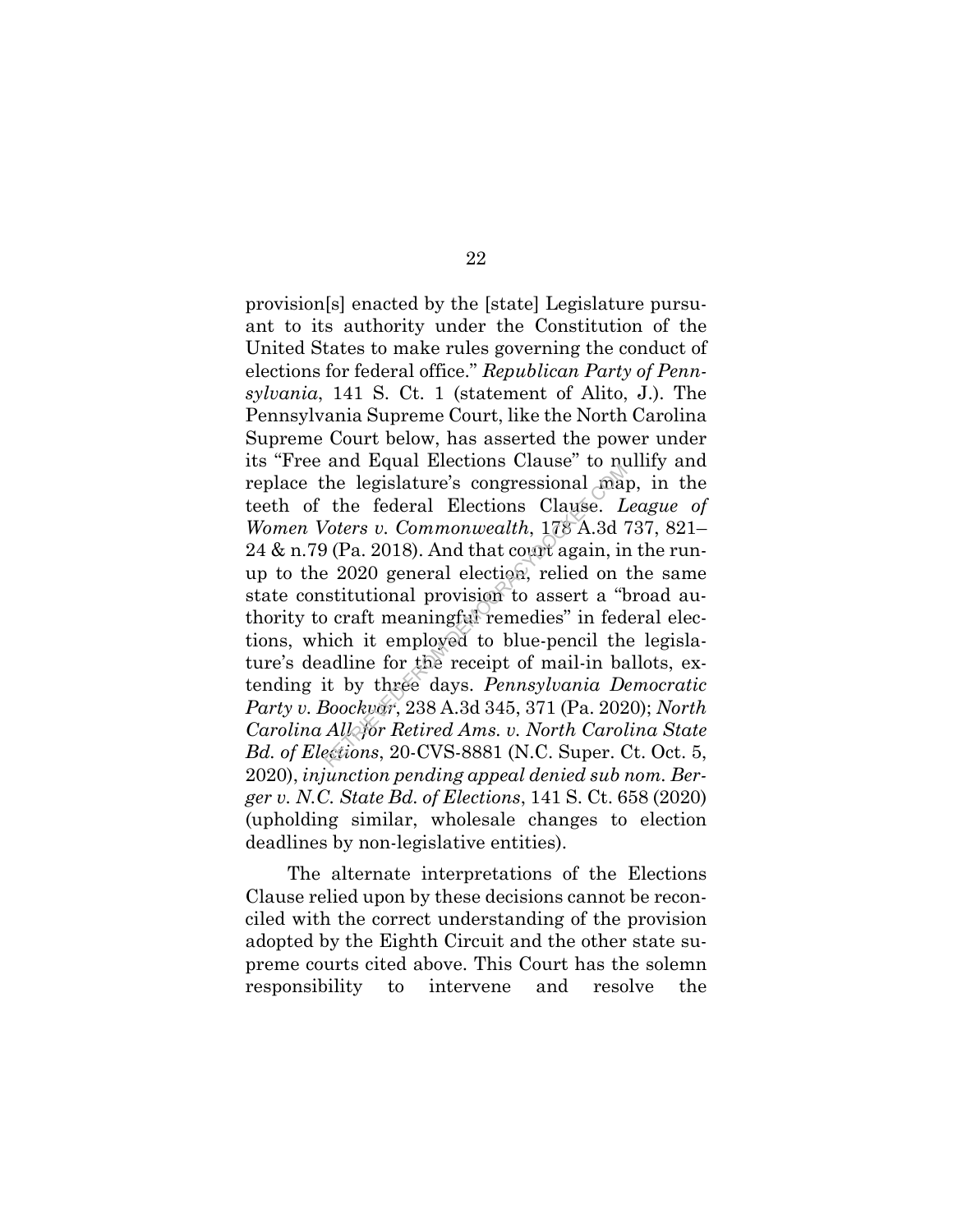provision[s] enacted by the [state] Legislature pursuant to its authority under the Constitution of the United States to make rules governing the conduct of elections for federal office." *Republican Party of Pennsylvania*, 141 S. Ct. 1 (statement of Alito, J.). The Pennsylvania Supreme Court, like the North Carolina Supreme Court below, has asserted the power under its "Free and Equal Elections Clause" to nullify and replace the legislature's congressional map, in the teeth of the federal Elections Clause. *League of Women Voters v. Commonwealth*, 178 A.3d 737, 821–24 & n.79 (Pa. 2018). And that court again, in the run-up to the 2020 general election, relied on the same state constitutional provision to assert a "broad authority to craft meaningful remedies" in federal elections, which it employed to blue-pencil the legislature's deadline for the receipt of mail-in ballots, extending it by three days. *Pennsylvania Democratic Party v. Boockvar*, 238 A.3d 345, 371 (Pa. 2020); *North Carolina All. for Retired Ams. v. North Carolina State Bd. of Elections*, 20-CVS-8881 (N.C. Super. Ct. Oct. 5, 2020), *injunction pending appeal denied sub nom. Berger v. N.C. State Bd. of Elections*, 141 S. Ct. 658 (2020) (upholding similar, wholesale changes to election deadlines by non-legislative entities).

The alternate interpretations of the Elections Clause relied upon by these decisions cannot be reconciled with the correct understanding of the provision adopted by the Eighth Circuit and the other state supreme courts cited above. This Court has the solemn responsibility to intervene and resolve the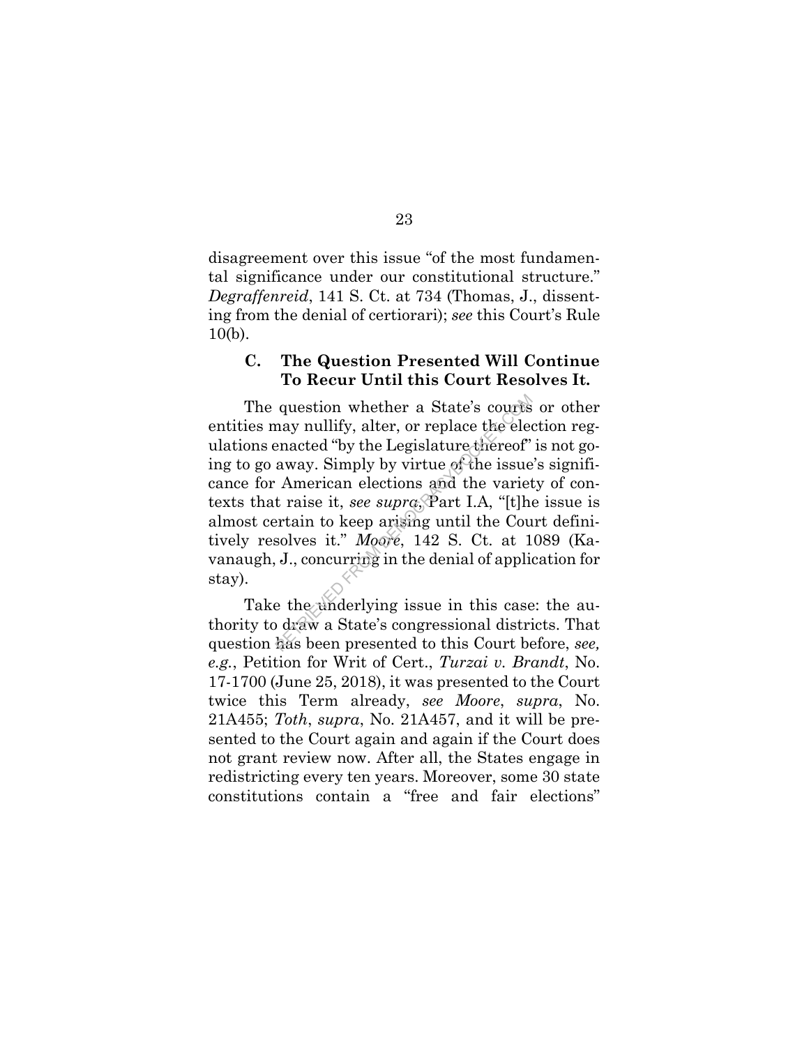disagreement over this issue "of the most fundamental significance under our constitutional structure." *Degraffenreid*, 141 S. Ct. at 734 (Thomas, J., dissenting from the denial of certiorari); *see* this Court's Rule 10(b).

### C. The Question Presented Will Continue To Recur Until this Court Resolves It.

The question whether a State's courts or other entities may nullify, alter, or replace the election regulations enacted "by the Legislature thereof" is not going to go away. Simply by virtue of the issue's significance for American elections and the variety of contexts that raise it, *see supra*, Part I.A, "[t]he issue is almost certain to keep arising until the Court definitively resolves it." *Moore*, 142 S. Ct. at 1089 (Kavanaugh, J., concurring in the denial of application for stay).

Take the underlying issue in this case: the authority to draw a State's congressional districts. That question has been presented to this Court before, *see, e.g.*, Petition for Writ of Cert., *Turzai v. Brandt*, No. 17-1700 (June 25, 2018), it was presented to the Court twice this Term already, *see Moore*, *supra*, No. 21A455; *Toth*, *supra*, No. 21A457, and it will be presented to the Court again and again if the Court does not grant review now. After all, the States engage in redistricting every ten years. Moreover, some 30 state constitutions contain a "free and fair elections"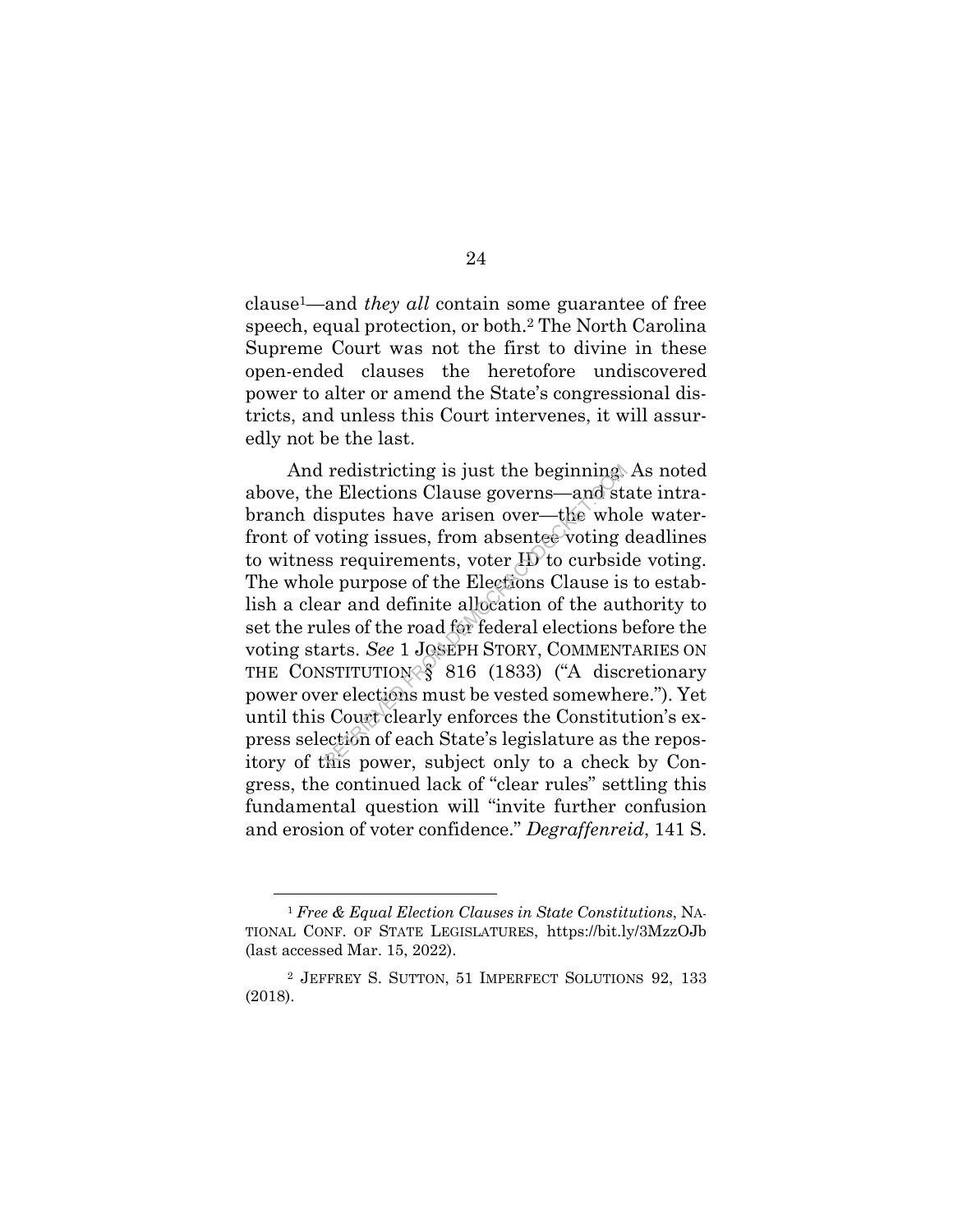clause[1]—and *they all* contain some guarantee of free speech, equal protection, or both.[2] The North Carolina Supreme Court was not the first to divine in these open-ended clauses the heretofore undiscovered power to alter or amend the State's congressional districts, and unless this Court intervenes, it will assuredly not be the last.

And redistricting is just the beginning. As noted above, the Elections Clause governs—and state intrabranch disputes have arisen over—the whole waterfront of voting issues, from absentee voting deadlines to witness requirements, voter ID to curbside voting. The whole purpose of the Elections Clause is to establish a clear and definite allocation of the authority to set the rules of the road for federal elections before the voting starts. *See* 1 JOSEPH STORY, COMMENTARIES ON THE CONSTITUTION § 816 (1833) ("A discretionary power over elections must be vested somewhere."). Yet until this Court clearly enforces the Constitution's express selection of each State's legislature as the repository of this power, subject only to a check by Congress, the continued lack of "clear rules" settling this fundamental question will "invite further confusion and erosion of voter confidence." *Degraffenreid*, 141 S.

---

[1] *Free & Equal Election Clauses in State Constitutions*, NATIONAL CONF. OF STATE LEGISLATURES, https://bit.ly/3MzzOJb (last accessed Mar. 15, 2022).

[2] JEFFREY S. SUTTON, 51 IMPERFECT SOLUTIONS 92, 133 (2018).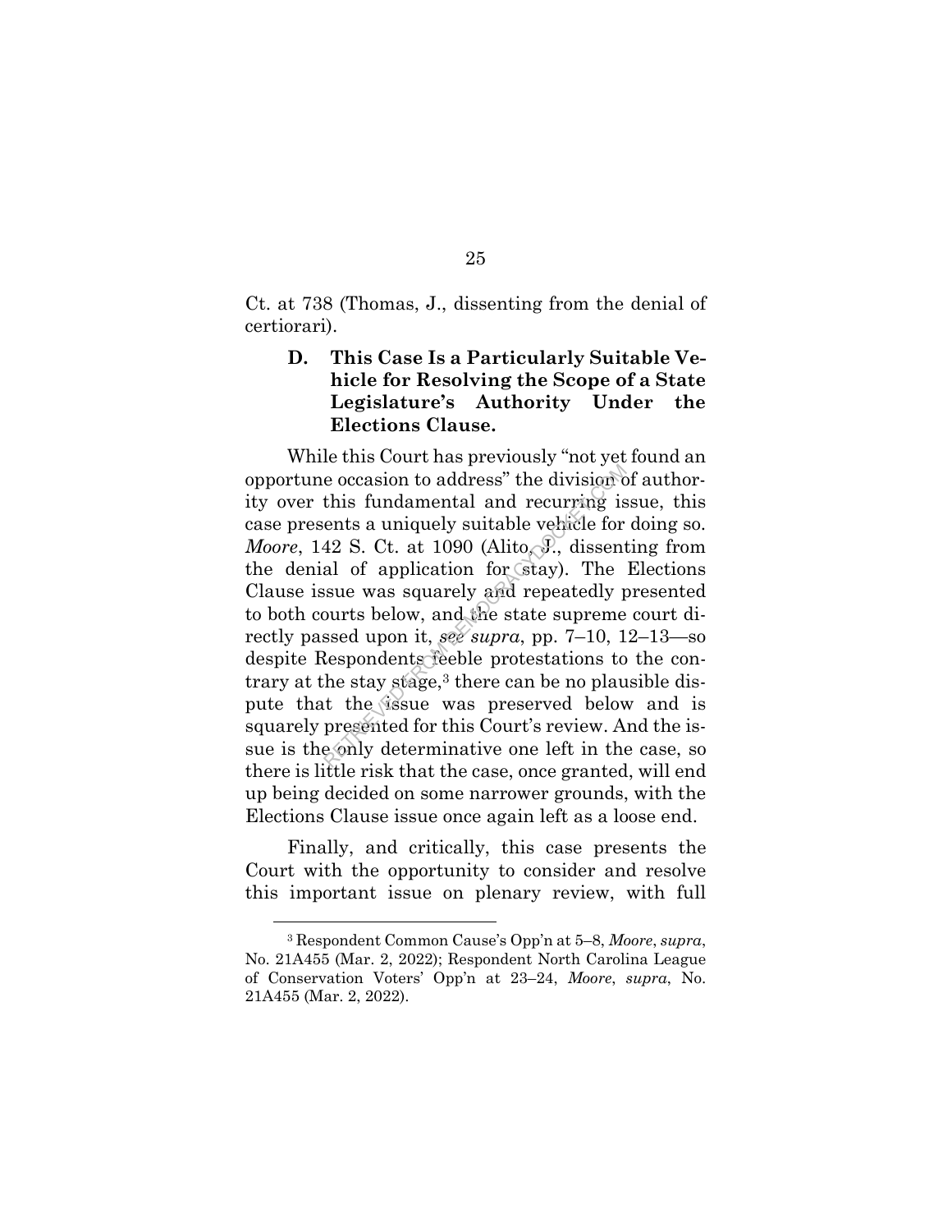Ct. at 738 (Thomas, J., dissenting from the denial of certiorari).

### D. This Case Is a Particularly Suitable Vehicle for Resolving the Scope of a State Legislature's Authority Under the Elections Clause.

While this Court has previously "not yet found an opportune occasion to address" the division of authority over this fundamental and recurring issue, this case presents a uniquely suitable vehicle for doing so. *Moore*, 142 S. Ct. at 1090 (Alito, J., dissenting from the denial of application for stay). The Elections Clause issue was squarely and repeatedly presented to both courts below, and the state supreme court directly passed upon it, *see supra*, pp. 7–10, 12–13—so despite Respondents feeble protestations to the contrary at the stay stage,[3] there can be no plausible dispute that the issue was preserved below and is squarely presented for this Court's review. And the issue is the only determinative one left in the case, so there is little risk that the case, once granted, will end up being decided on some narrower grounds, with the Elections Clause issue once again left as a loose end.

Finally, and critically, this case presents the Court with the opportunity to consider and resolve this important issue on plenary review, with full

---

[3] Respondent Common Cause's Opp'n at 5–8, *Moore*, *supra*, No. 21A455 (Mar. 2, 2022); Respondent North Carolina League of Conservation Voters' Opp'n at 23–24, *Moore*, *supra*, No. 21A455 (Mar. 2, 2022).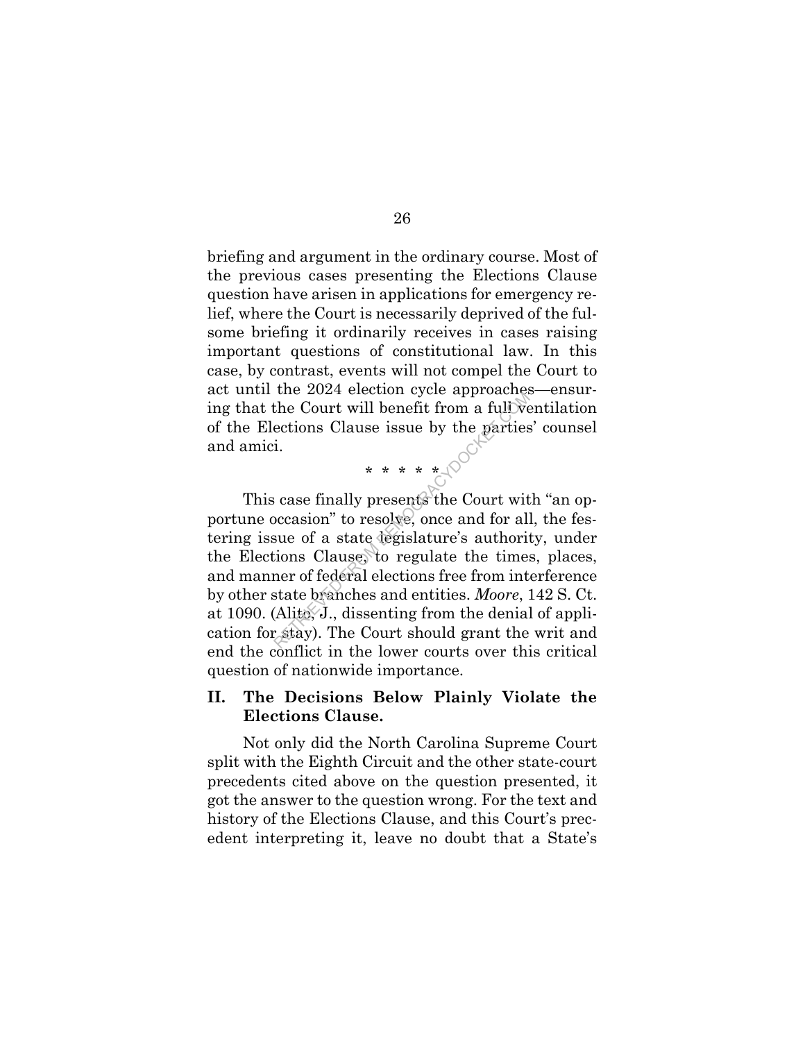briefing and argument in the ordinary course. Most of the previous cases presenting the Elections Clause question have arisen in applications for emergency relief, where the Court is necessarily deprived of the fulsome briefing it ordinarily receives in cases raising important questions of constitutional law. In this case, by contrast, events will not compel the Court to act until the 2024 election cycle approaches—ensuring that the Court will benefit from a full ventilation of the Elections Clause issue by the parties' counsel and amici.

\* \* \* \* \*

This case finally presents the Court with "an opportune occasion" to resolve, once and for all, the festering issue of a state legislature's authority, under the Elections Clause, to regulate the times, places, and manner of federal elections free from interference by other state branches and entities. *Moore*, 142 S. Ct. at 1090. (Alito, J., dissenting from the denial of application for stay). The Court should grant the writ and end the conflict in the lower courts over this critical question of nationwide importance.

## II. The Decisions Below Plainly Violate the Elections Clause.

Not only did the North Carolina Supreme Court split with the Eighth Circuit and the other state-court precedents cited above on the question presented, it got the answer to the question wrong. For the text and history of the Elections Clause, and this Court's precedent interpreting it, leave no doubt that a State's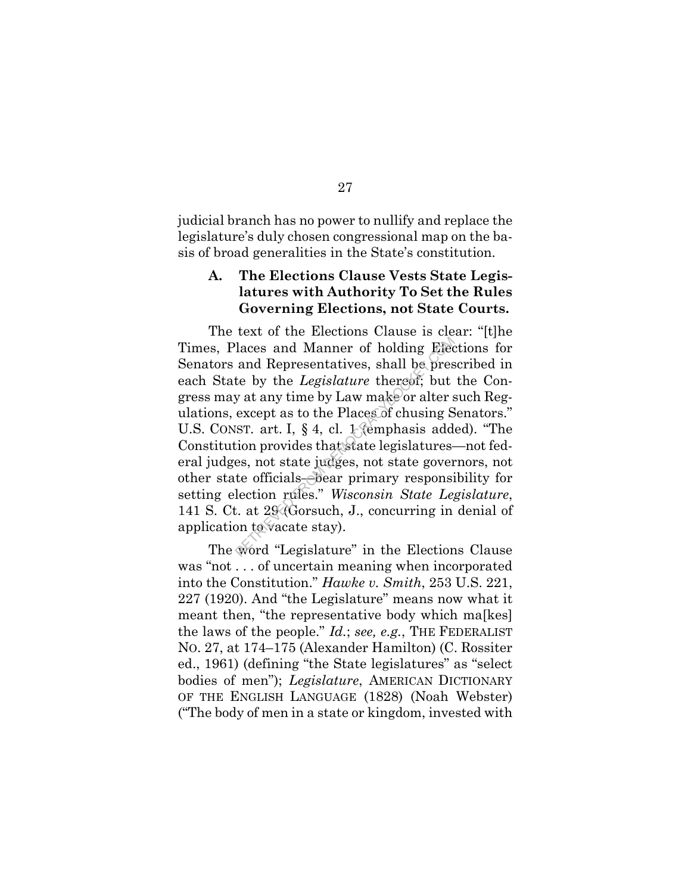judicial branch has no power to nullify and replace the legislature's duly chosen congressional map on the basis of broad generalities in the State's constitution.

### A. The Elections Clause Vests State Legislatures with Authority To Set the Rules Governing Elections, not State Courts.

The text of the Elections Clause is clear: "[t]he Times, Places and Manner of holding Elections for Senators and Representatives, shall be prescribed in each State by the *Legislature* thereof; but the Congress may at any time by Law make or alter such Regulations, except as to the Places of chusing Senators." U.S. CONST. art. I, § 4, cl. 1 (emphasis added). "The Constitution provides that state legislatures—not federal judges, not state judges, not state governors, not other state officials—bear primary responsibility for setting election rules." *Wisconsin State Legislature*, 141 S. Ct. at 29 (Gorsuch, J., concurring in denial of application to vacate stay).

The word "Legislature" in the Elections Clause was "not . . . of uncertain meaning when incorporated into the Constitution." *Hawke v. Smith*, 253 U.S. 221, 227 (1920). And "the Legislature" means now what it meant then, "the representative body which ma[kes] the laws of the people." *Id.*; *see, e.g.*, THE FEDERALIST NO. 27, at 174–175 (Alexander Hamilton) (C. Rossiter ed., 1961) (defining "the State legislatures" as "select bodies of men"); *Legislature*, AMERICAN DICTIONARY OF THE ENGLISH LANGUAGE (1828) (Noah Webster) ("The body of men in a state or kingdom, invested with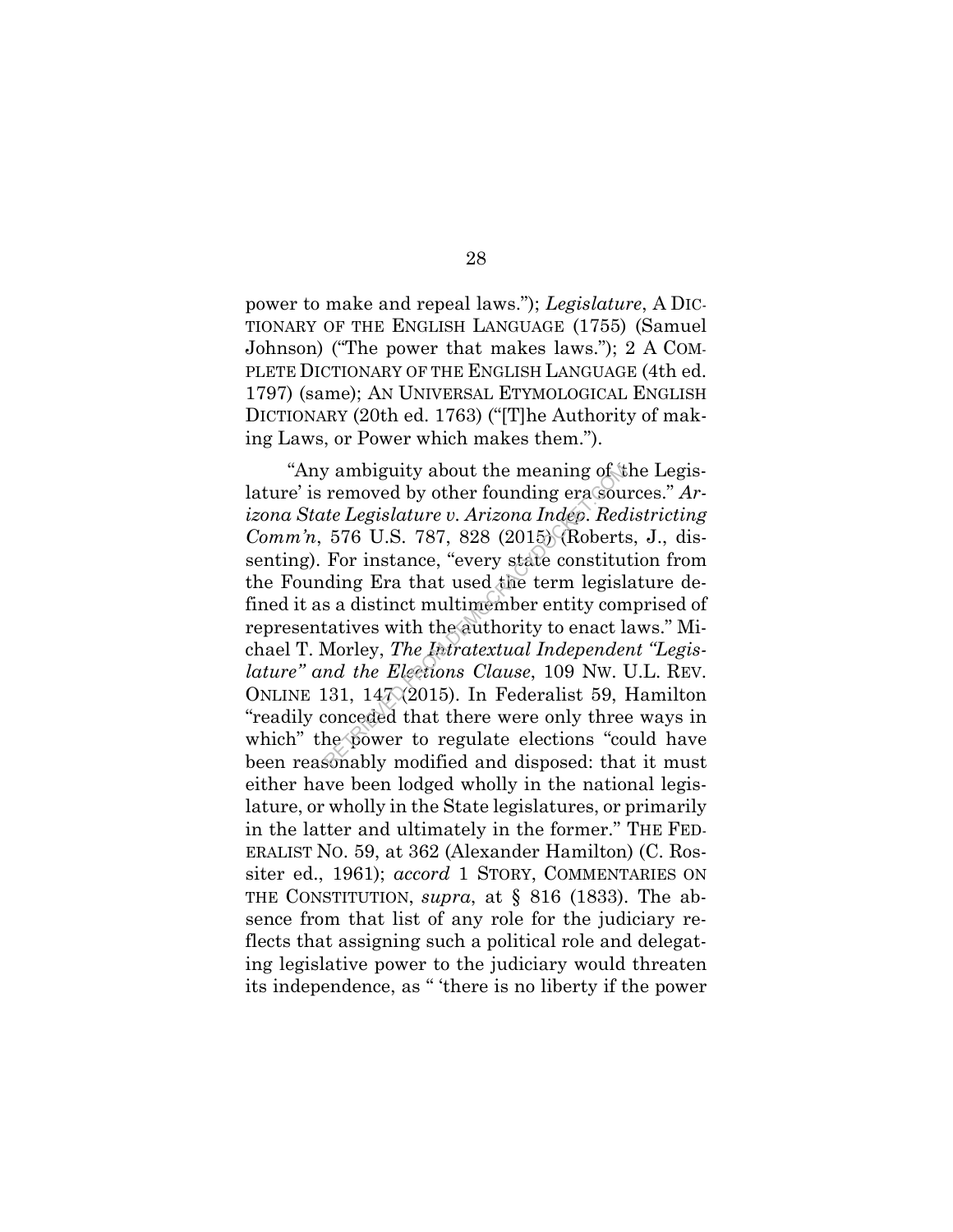power to make and repeal laws."); *Legislature*, A DICTIONARY OF THE ENGLISH LANGUAGE (1755) (Samuel Johnson) ("The power that makes laws."); 2 A COMPLETE DICTIONARY OF THE ENGLISH LANGUAGE (4th ed. 1797) (same); AN UNIVERSAL ETYMOLOGICAL ENGLISH DICTIONARY (20th ed. 1763) ("[T]he Authority of making Laws, or Power which makes them.").

"Any ambiguity about the meaning of 'the Legislature' is removed by other founding era sources." *Arizona State Legislature v. Arizona Indep. Redistricting Comm'n*, 576 U.S. 787, 828 (2015) (Roberts, J., dissenting). For instance, "every state constitution from the Founding Era that used the term legislature defined it as a distinct multimember entity comprised of representatives with the authority to enact laws." Michael T. Morley, *The Intratextual Independent "Legislature" and the Elections Clause*, 109 NW. U.L. REV. ONLINE 131, 147 (2015). In Federalist 59, Hamilton "readily conceded that there were only three ways in which" the power to regulate elections "could have been reasonably modified and disposed: that it must either have been lodged wholly in the national legislature, or wholly in the State legislatures, or primarily in the latter and ultimately in the former." THE FEDERALIST NO. 59, at 362 (Alexander Hamilton) (C. Rossiter ed., 1961); *accord* 1 STORY, COMMENTARIES ON THE CONSTITUTION, *supra*, at § 816 (1833). The absence from that list of any role for the judiciary reflects that assigning such a political role and delegating legislative power to the judiciary would threaten its independence, as " 'there is no liberty if the power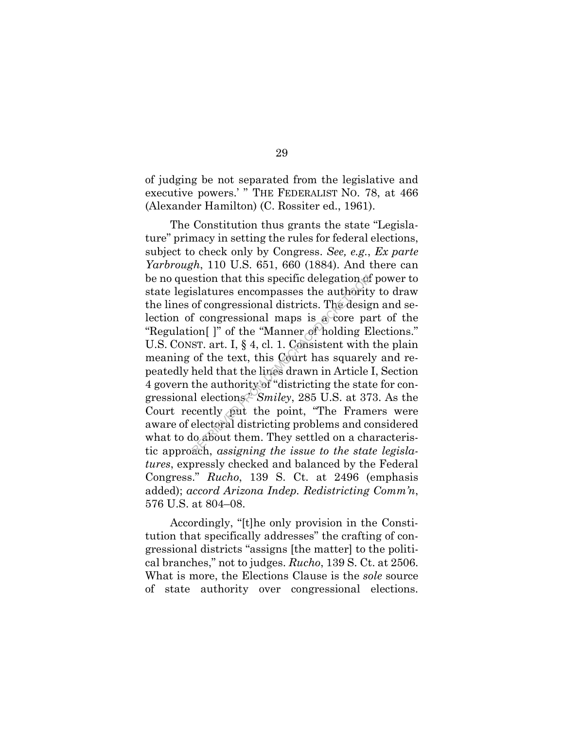of judging be not separated from the legislative and executive powers.' " THE FEDERALIST NO. 78, at 466 (Alexander Hamilton) (C. Rossiter ed., 1961).

The Constitution thus grants the state "Legislature" primacy in setting the rules for federal elections, subject to check only by Congress. *See, e.g.*, *Ex parte Yarbrough*, 110 U.S. 651, 660 (1884). And there can be no question that this specific delegation of power to state legislatures encompasses the authority to draw the lines of congressional districts. The design and selection of congressional maps is a core part of the "Regulation[ ]" of the "Manner of holding Elections." U.S. CONST. art. I, § 4, cl. 1. Consistent with the plain meaning of the text, this Court has squarely and repeatedly held that the lines drawn in Article I, Section 4 govern the authority of "districting the state for congressional elections." *Smiley*, 285 U.S. at 373. As the Court recently put the point, "The Framers were aware of electoral districting problems and considered what to do about them. They settled on a characteristic approach, *assigning the issue to the state legislatures*, expressly checked and balanced by the Federal Congress." *Rucho*, 139 S. Ct. at 2496 (emphasis added); *accord Arizona Indep. Redistricting Comm'n*, 576 U.S. at 804–08.

Accordingly, "[t]he only provision in the Constitution that specifically addresses" the crafting of congressional districts "assigns [the matter] to the political branches," not to judges. *Rucho*, 139 S. Ct. at 2506. What is more, the Elections Clause is the *sole* source of state authority over congressional elections.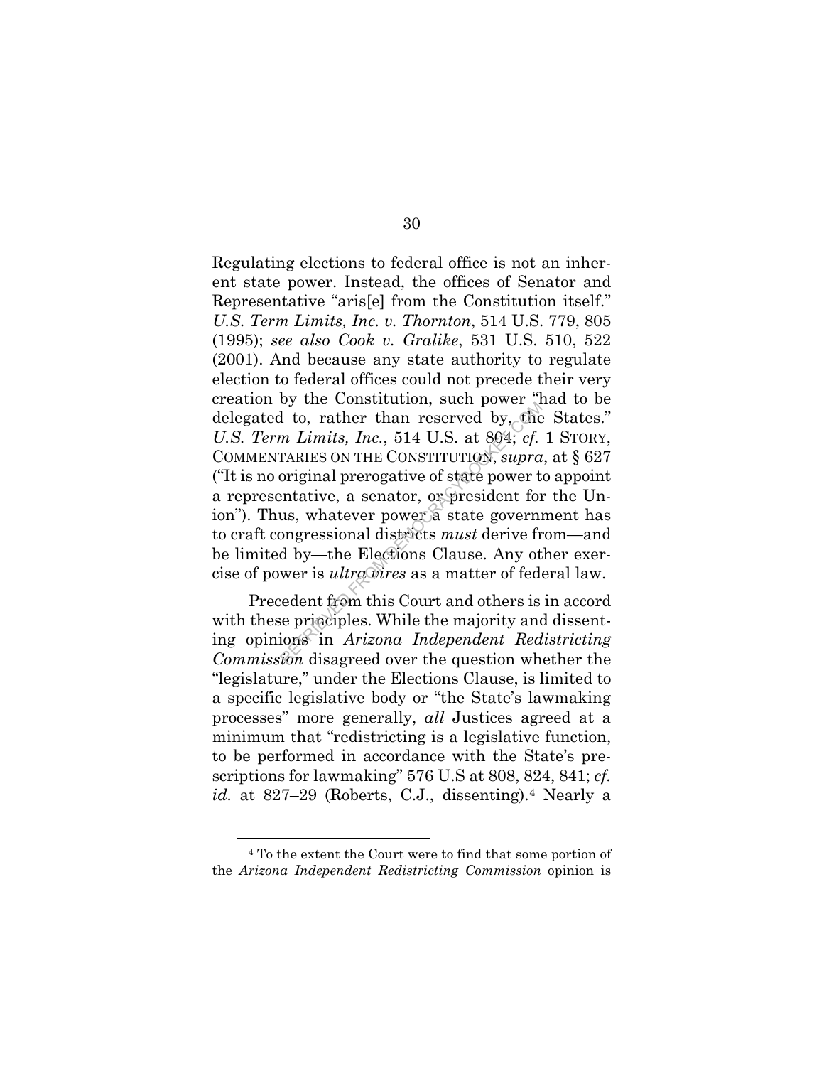Regulating elections to federal office is not an inherent state power. Instead, the offices of Senator and Representative "aris[e] from the Constitution itself." *U.S. Term Limits, Inc. v. Thornton*, 514 U.S. 779, 805 (1995); *see also Cook v. Gralike*, 531 U.S. 510, 522 (2001). And because any state authority to regulate election to federal offices could not precede their very creation by the Constitution, such power "had to be delegated to, rather than reserved by, the States." *U.S. Term Limits, Inc.*, 514 U.S. at 804; *cf.* 1 STORY, COMMENTARIES ON THE CONSTITUTION, *supra*, at § 627 ("It is no original prerogative of state power to appoint a representative, a senator, or president for the Union"). Thus, whatever power a state government has to craft congressional districts *must* derive from—and be limited by—the Elections Clause. Any other exercise of power is *ultra vires* as a matter of federal law.

Precedent from this Court and others is in accord with these principles. While the majority and dissenting opinions in *Arizona Independent Redistricting Commission* disagreed over the question whether the "legislature," under the Elections Clause, is limited to a specific legislative body or "the State's lawmaking processes" more generally, *all* Justices agreed at a minimum that "redistricting is a legislative function, to be performed in accordance with the State's prescriptions for lawmaking" 576 U.S at 808, 824, 841; *cf. id.* at 827–29 (Roberts, C.J., dissenting).[4] Nearly a

[4] To the extent the Court were to find that some portion of the *Arizona Independent Redistricting Commission* opinion is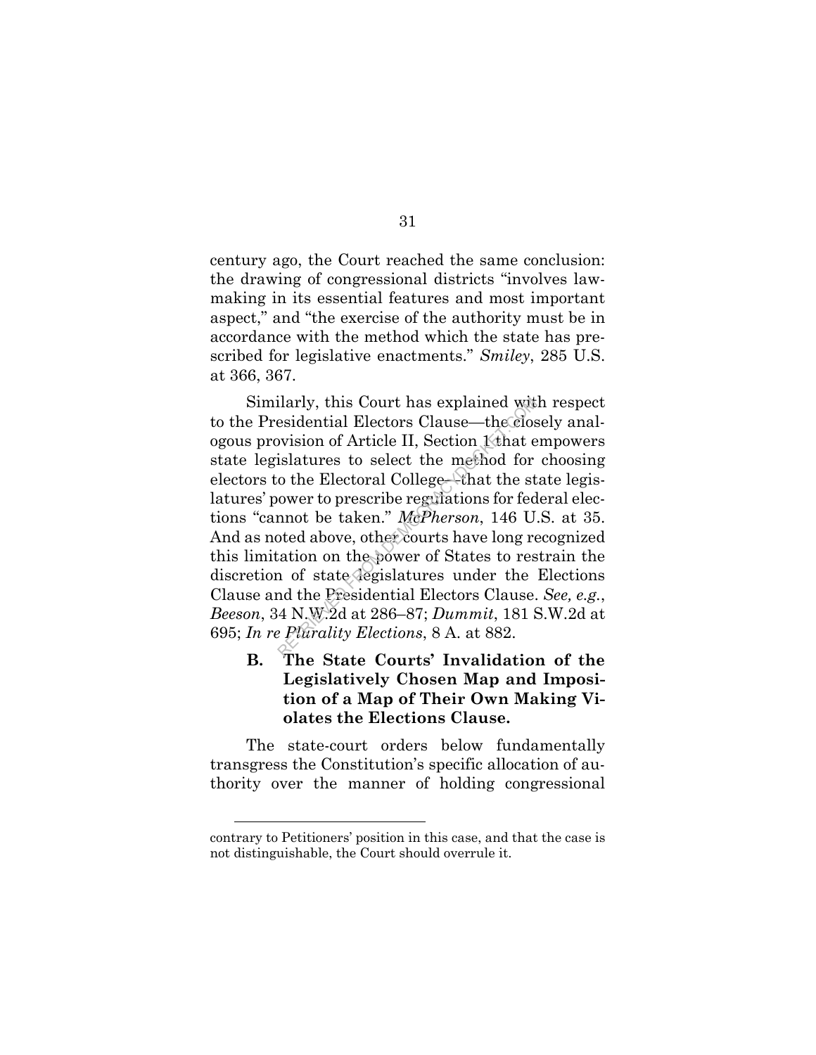century ago, the Court reached the same conclusion: the drawing of congressional districts "involves lawmaking in its essential features and most important aspect," and "the exercise of the authority must be in accordance with the method which the state has prescribed for legislative enactments." *Smiley*, 285 U.S. at 366, 367.

Similarly, this Court has explained with respect to the Presidential Electors Clause—the closely analogous provision of Article II, Section 1 that empowers state legislatures to select the method for choosing electors to the Electoral College—that the state legislatures' power to prescribe regulations for federal elections "cannot be taken." *McPherson*, 146 U.S. at 35. And as noted above, other courts have long recognized this limitation on the power of States to restrain the discretion of state legislatures under the Elections Clause and the Presidential Electors Clause. *See, e.g.*, *Beeson*, 34 N.W.2d at 286–87; *Dummit*, 181 S.W.2d at 695; *In re Plurality Elections*, 8 A. at 882.

### B. The State Courts' Invalidation of the Legislatively Chosen Map and Imposition of a Map of Their Own Making Violates the Elections Clause.

The state-court orders below fundamentally transgress the Constitution's specific allocation of authority over the manner of holding congressional

---

contrary to Petitioners' position in this case, and that the case is not distinguishable, the Court should overrule it.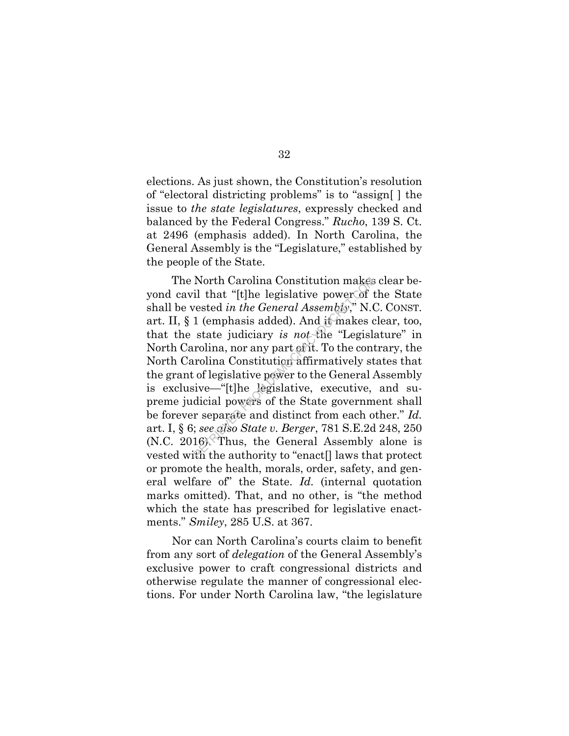elections. As just shown, the Constitution's resolution of "electoral districting problems" is to "assign[ ] the issue to *the state legislatures*, expressly checked and balanced by the Federal Congress." *Rucho*, 139 S. Ct. at 2496 (emphasis added). In North Carolina, the General Assembly is the "Legislature," established by the people of the State.

The North Carolina Constitution makes clear beyond cavil that "[t]he legislative power of the State shall be vested *in the General Assembly*," N.C. CONST. art. II, § 1 (emphasis added). And it makes clear, too, that the state judiciary *is not* the "Legislature" in North Carolina, nor any part of it. To the contrary, the North Carolina Constitution affirmatively states that the grant of legislative power to the General Assembly is exclusive—"[t]he legislative, executive, and supreme judicial powers of the State government shall be forever separate and distinct from each other." *Id.* art. I, § 6; *see also State v. Berger*, 781 S.E.2d 248, 250 (N.C. 2016). Thus, the General Assembly alone is vested with the authority to "enact[] laws that protect or promote the health, morals, order, safety, and general welfare of" the State. *Id.* (internal quotation marks omitted). That, and no other, is "the method which the state has prescribed for legislative enactments." *Smiley*, 285 U.S. at 367.

Nor can North Carolina's courts claim to benefit from any sort of *delegation* of the General Assembly's exclusive power to craft congressional districts and otherwise regulate the manner of congressional elections. For under North Carolina law, "the legislature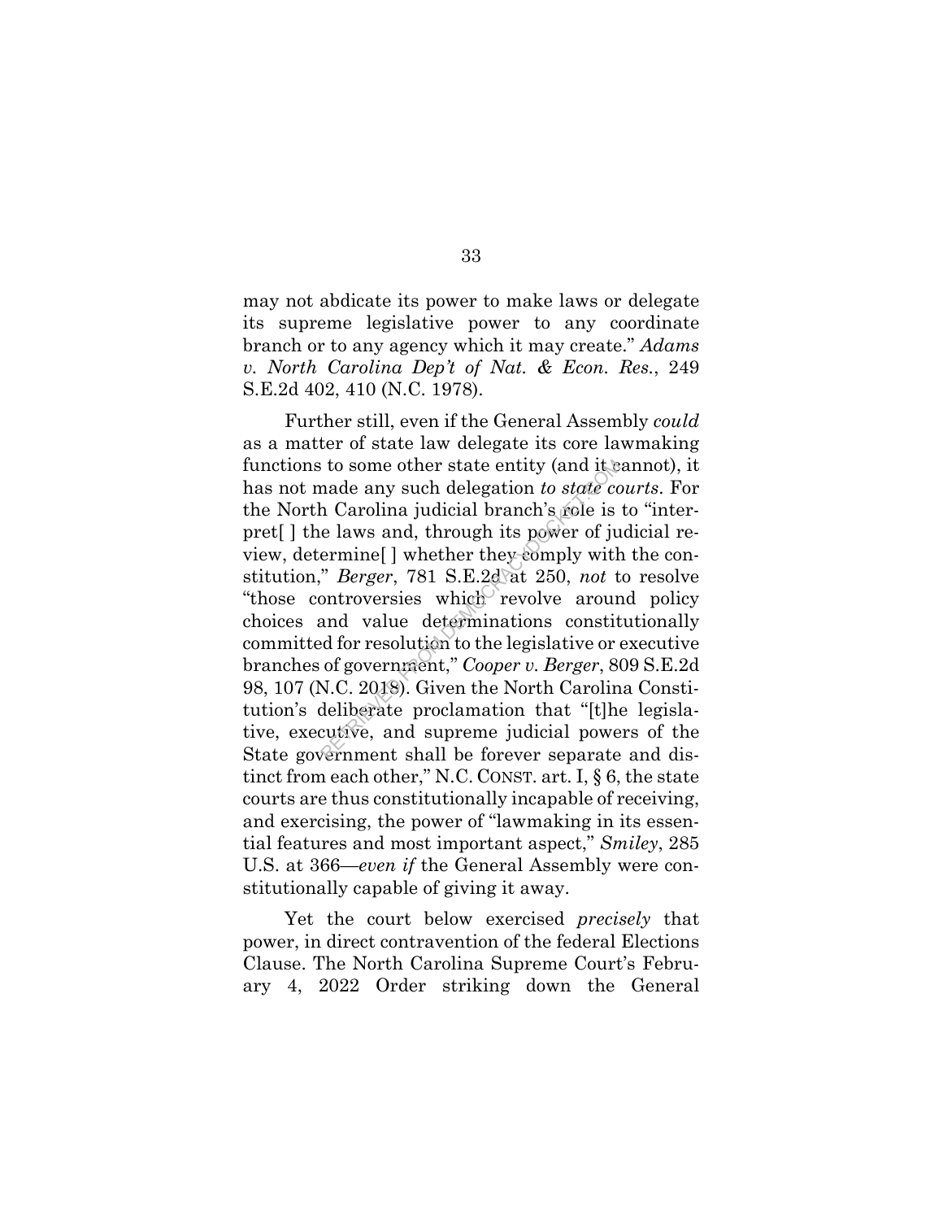may not abdicate its power to make laws or delegate its supreme legislative power to any coordinate branch or to any agency which it may create." *Adams v. North Carolina Dep't of Nat. & Econ. Res.*, 249 S.E.2d 402, 410 (N.C. 1978).

Further still, even if the General Assembly *could* as a matter of state law delegate its core lawmaking functions to some other state entity (and it cannot), it has not made any such delegation *to state courts*. For the North Carolina judicial branch's role is to "interpret[ ] the laws and, through its power of judicial review, determine[ ] whether they comply with the constitution," *Berger*, 781 S.E.2d at 250, *not* to resolve "those controversies which revolve around policy choices and value determinations constitutionally committed for resolution to the legislative or executive branches of government," *Cooper v. Berger*, 809 S.E.2d 98, 107 (N.C. 2018). Given the North Carolina Constitution's deliberate proclamation that "[t]he legislative, executive, and supreme judicial powers of the State government shall be forever separate and distinct from each other," N.C. CONST. art. I, § 6, the state courts are thus constitutionally incapable of receiving, and exercising, the power of "lawmaking in its essential features and most important aspect," *Smiley*, 285 U.S. at 366—*even if* the General Assembly were constitutionally capable of giving it away.

Yet the court below exercised *precisely* that power, in direct contravention of the federal Elections Clause. The North Carolina Supreme Court's February 4, 2022 Order striking down the General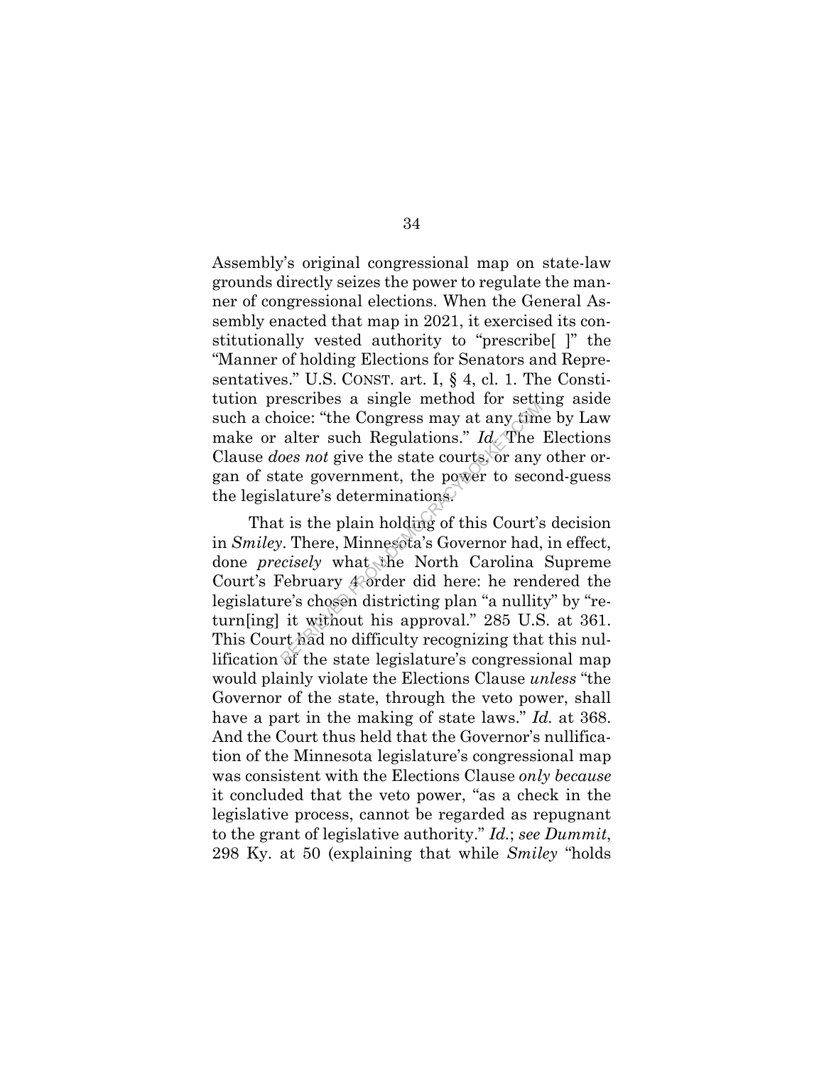Assembly's original congressional map on state-law grounds directly seizes the power to regulate the manner of congressional elections. When the General Assembly enacted that map in 2021, it exercised its constitutionally vested authority to "prescribe[ ]" the "Manner of holding Elections for Senators and Representatives." U.S. CONST. art. I, § 4, cl. 1. The Constitution prescribes a single method for setting aside such a choice: "the Congress may at any time by Law make or alter such Regulations." *Id.* The Elections Clause *does not* give the state courts, or any other organ of state government, the power to second-guess the legislature's determinations.

That is the plain holding of this Court's decision in *Smiley*. There, Minnesota's Governor had, in effect, done *precisely* what the North Carolina Supreme Court's February 4 order did here: he rendered the legislature's chosen districting plan "a nullity" by "return[ing] it without his approval." 285 U.S. at 361. This Court had no difficulty recognizing that this nullification of the state legislature's congressional map would plainly violate the Elections Clause *unless* "the Governor of the state, through the veto power, shall have a part in the making of state laws." *Id.* at 368. And the Court thus held that the Governor's nullification of the Minnesota legislature's congressional map was consistent with the Elections Clause *only because* it concluded that the veto power, "as a check in the legislative process, cannot be regarded as repugnant to the grant of legislative authority." *Id.*; *see Dummit*, 298 Ky. at 50 (explaining that while *Smiley* "holds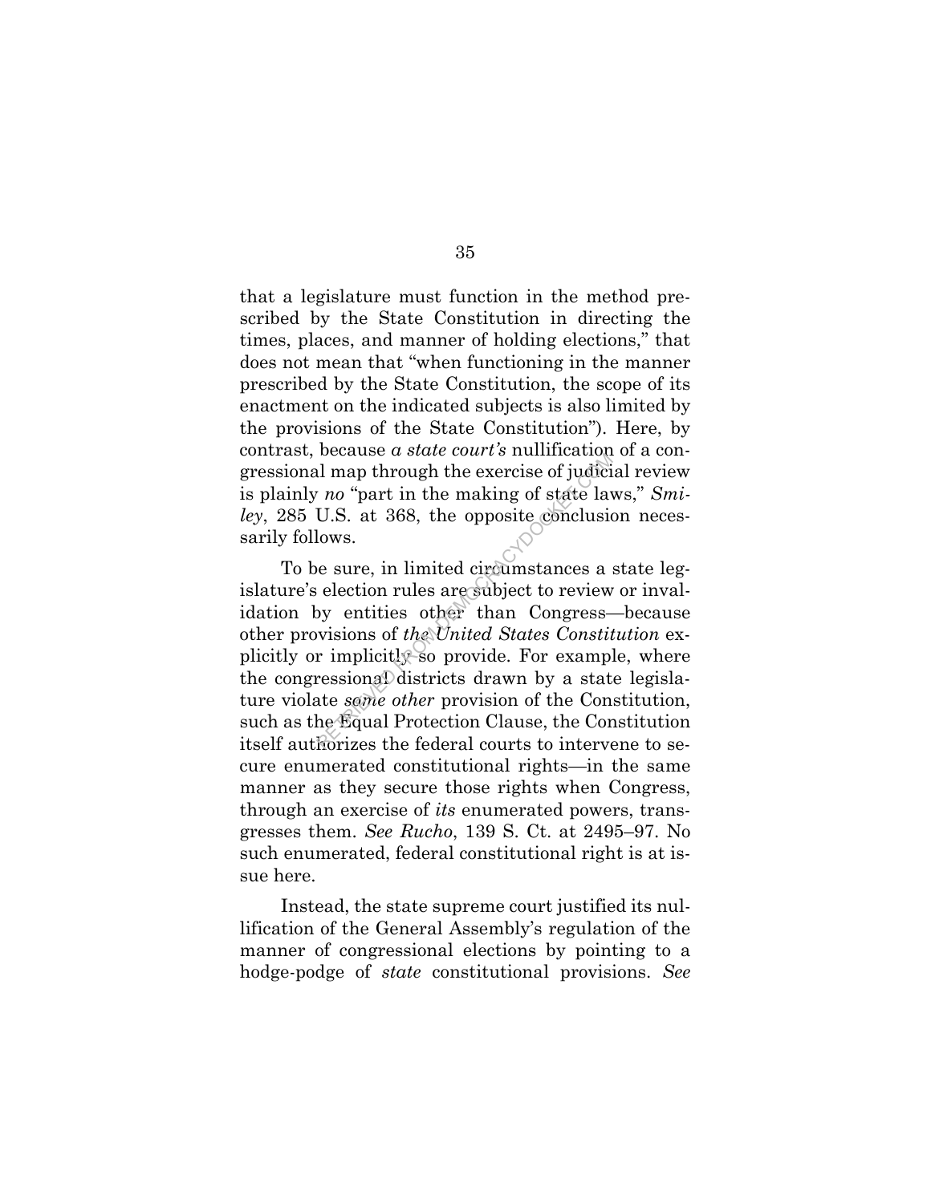that a legislature must function in the method prescribed by the State Constitution in directing the times, places, and manner of holding elections," that does not mean that "when functioning in the manner prescribed by the State Constitution, the scope of its enactment on the indicated subjects is also limited by the provisions of the State Constitution"). Here, by contrast, because *a state court's* nullification of a congressional map through the exercise of judicial review is plainly *no* "part in the making of state laws," *Smiley*, 285 U.S. at 368, the opposite conclusion necessarily follows.

To be sure, in limited circumstances a state legislature's election rules are subject to review or invalidation by entities other than Congress—because other provisions of *the United States Constitution* explicitly or implicitly so provide. For example, where the congressional districts drawn by a state legislature violate *some other* provision of the Constitution, such as the Equal Protection Clause, the Constitution itself authorizes the federal courts to intervene to secure enumerated constitutional rights—in the same manner as they secure those rights when Congress, through an exercise of *its* enumerated powers, transgresses them. *See Rucho*, 139 S. Ct. at 2495–97. No such enumerated, federal constitutional right is at issue here.

Instead, the state supreme court justified its nullification of the General Assembly's regulation of the manner of congressional elections by pointing to a hodge-podge of *state* constitutional provisions. *See*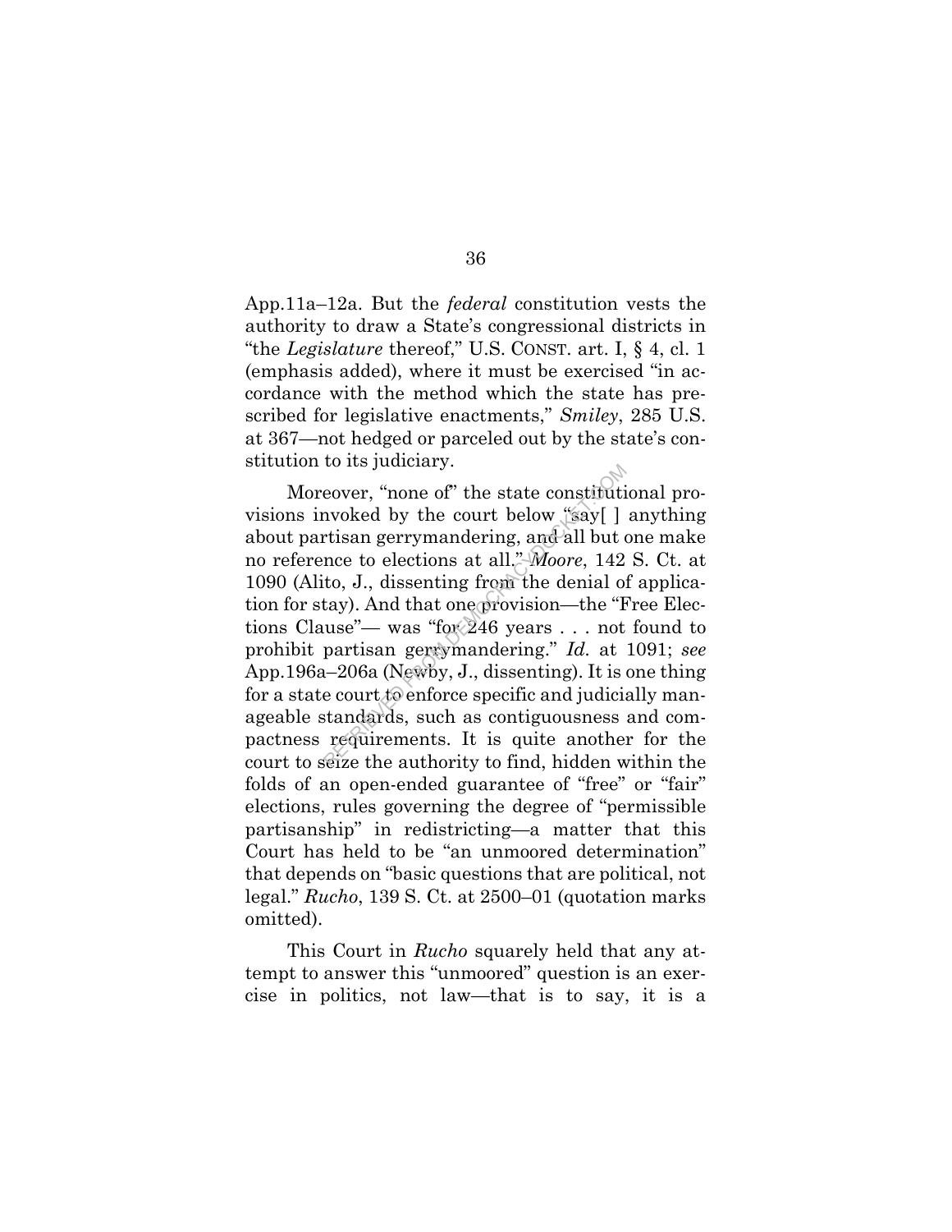App.11a–12a. But the *federal* constitution vests the authority to draw a State's congressional districts in "the *Legislature* thereof," U.S. CONST. art. I, § 4, cl. 1 (emphasis added), where it must be exercised "in accordance with the method which the state has prescribed for legislative enactments," *Smiley*, 285 U.S. at 367—not hedged or parceled out by the state's constitution to its judiciary.

Moreover, "none of" the state constitutional provisions invoked by the court below "say[ ] anything about partisan gerrymandering, and all but one make no reference to elections at all." *Moore*, 142 S. Ct. at 1090 (Alito, J., dissenting from the denial of application for stay). And that one provision—the "Free Elections Clause"— was "for 246 years . . . not found to prohibit partisan gerrymandering." *Id.* at 1091; *see* App.196a–206a (Newby, J., dissenting). It is one thing for a state court to enforce specific and judicially manageable standards, such as contiguousness and compactness requirements. It is quite another for the court to seize the authority to find, hidden within the folds of an open-ended guarantee of "free" or "fair" elections, rules governing the degree of "permissible partisanship" in redistricting—a matter that this Court has held to be "an unmoored determination" that depends on "basic questions that are political, not legal." *Rucho*, 139 S. Ct. at 2500–01 (quotation marks omitted).

This Court in *Rucho* squarely held that any attempt to answer this "unmoored" question is an exercise in politics, not law—that is to say, it is a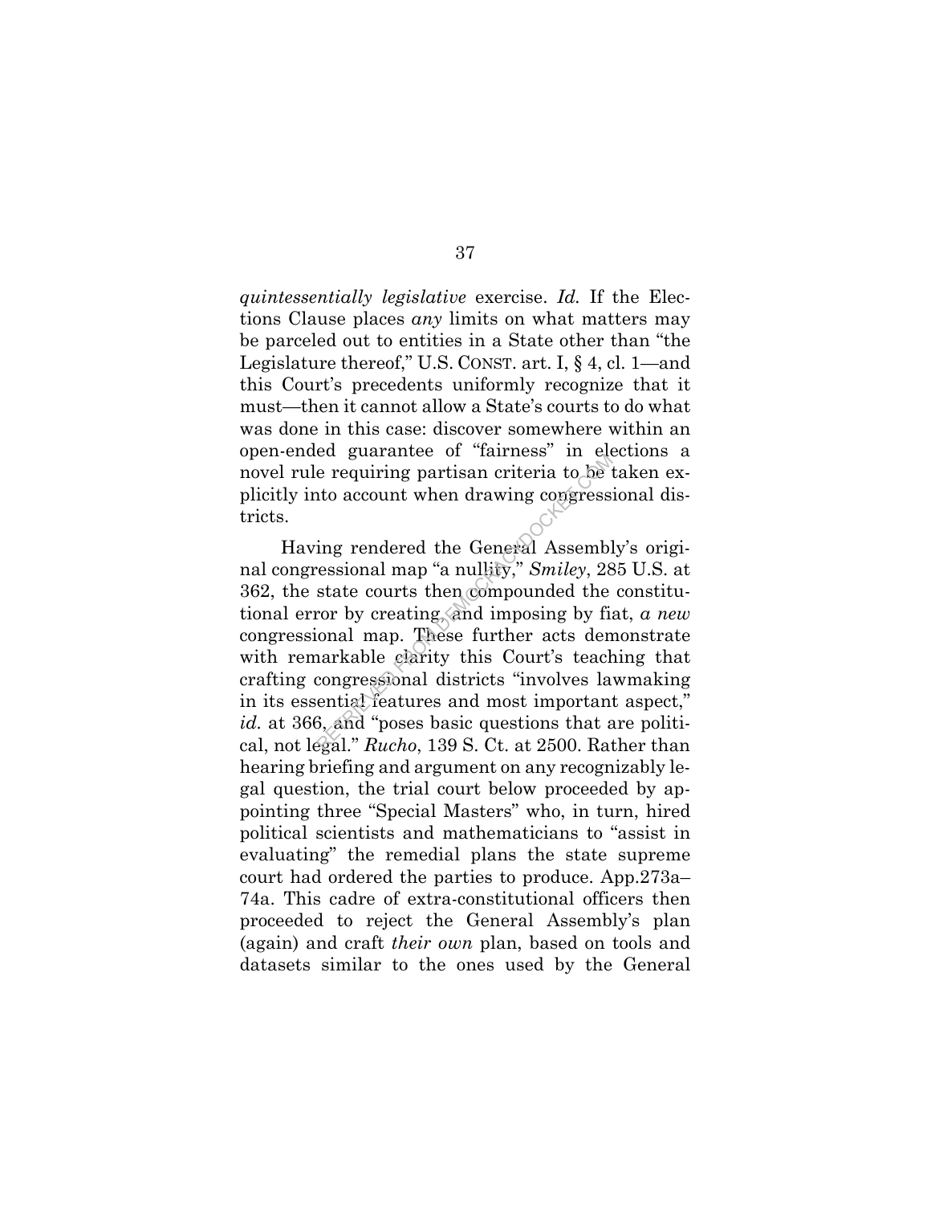*quintessentially legislative* exercise. *Id.* If the Elections Clause places *any* limits on what matters may be parceled out to entities in a State other than "the Legislature thereof," U.S. CONST. art. I, § 4, cl. 1—and this Court's precedents uniformly recognize that it must—then it cannot allow a State's courts to do what was done in this case: discover somewhere within an open-ended guarantee of "fairness" in elections a novel rule requiring partisan criteria to be taken explicitly into account when drawing congressional districts.

Having rendered the General Assembly's original congressional map "a nullity," *Smiley*, 285 U.S. at 362, the state courts then compounded the constitutional error by creating, and imposing by fiat, *a new* congressional map. These further acts demonstrate with remarkable clarity this Court's teaching that crafting congressional districts "involves lawmaking in its essential features and most important aspect," *id.* at 366, and "poses basic questions that are political, not legal." *Rucho*, 139 S. Ct. at 2500. Rather than hearing briefing and argument on any recognizably legal question, the trial court below proceeded by appointing three "Special Masters" who, in turn, hired political scientists and mathematicians to "assist in evaluating" the remedial plans the state supreme court had ordered the parties to produce. App.273a–74a. This cadre of extra-constitutional officers then proceeded to reject the General Assembly's plan (again) and craft *their own* plan, based on tools and datasets similar to the ones used by the General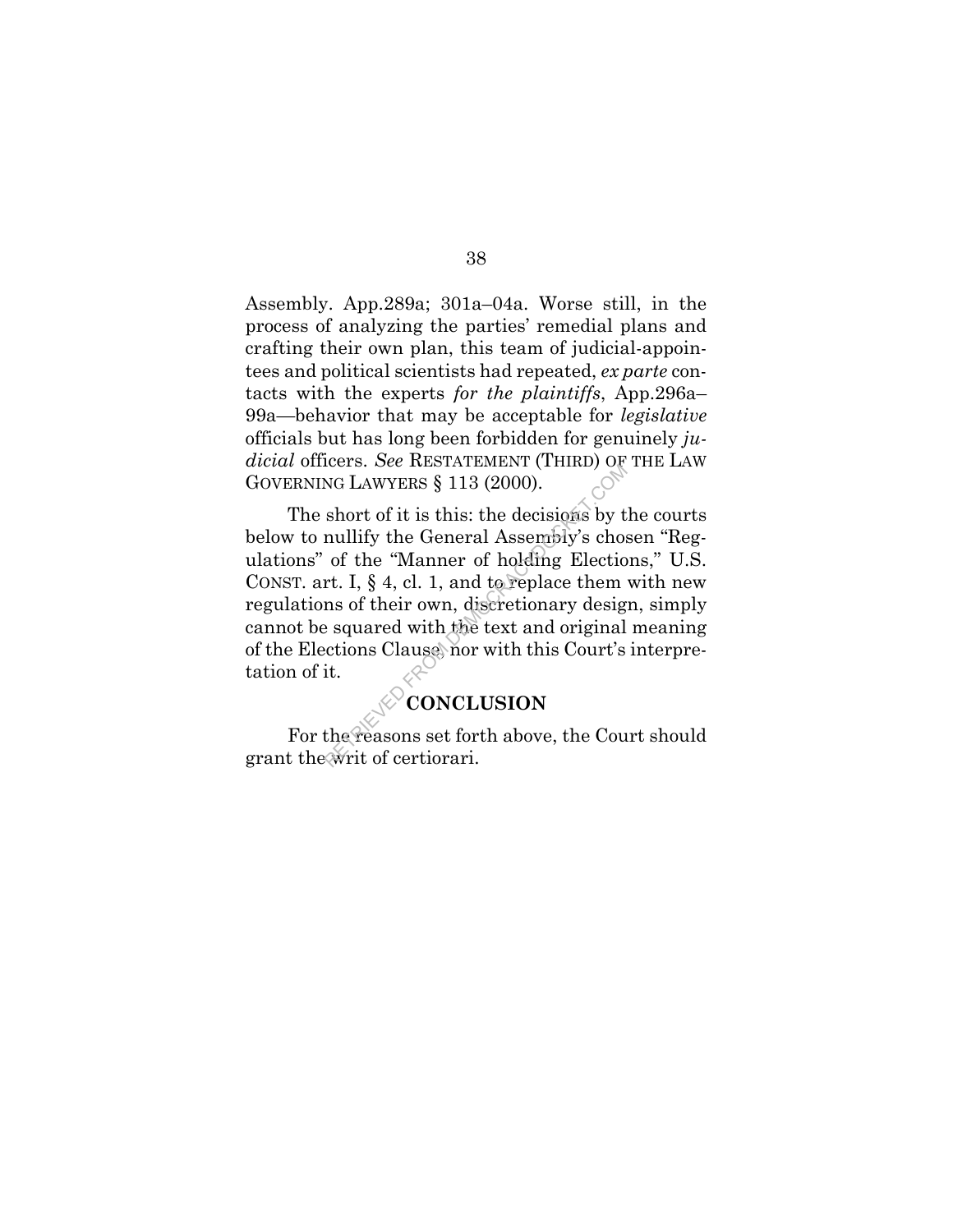Assembly. App.289a; 301a–04a. Worse still, in the process of analyzing the parties' remedial plans and crafting their own plan, this team of judicial-appointees and political scientists had repeated, *ex parte* contacts with the experts *for the plaintiffs*, App.296a–99a—behavior that may be acceptable for *legislative* officials but has long been forbidden for genuinely *judicial* officers. *See* RESTATEMENT (THIRD) OF THE LAW GOVERNING LAWYERS § 113 (2000).

The short of it is this: the decisions by the courts below to nullify the General Assembly's chosen "Regulations" of the "Manner of holding Elections," U.S. CONST. art. I, § 4, cl. 1, and to replace them with new regulations of their own, discretionary design, simply cannot be squared with the text and original meaning of the Elections Clause, nor with this Court's interpretation of it.

## CONCLUSION

For the reasons set forth above, the Court should grant the writ of certiorari.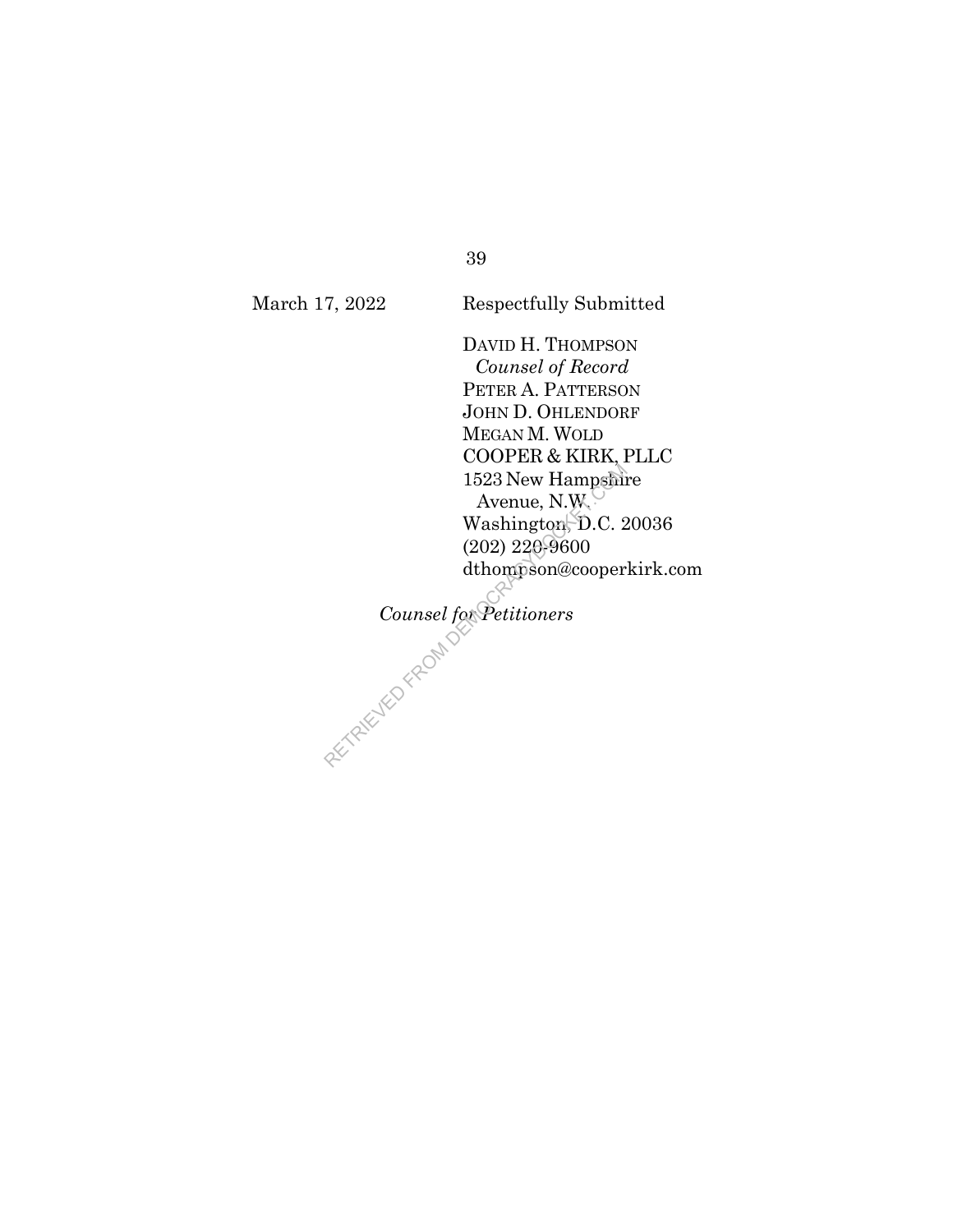March 17, 2022

Respectfully Submitted

DAVID H. THOMPSON
*Counsel of Record*
PETER A. PATTERSON
JOHN D. OHLENDORF
MEGAN M. WOLD
COOPER & KIRK, PLLC
1523 New Hampshire
Avenue, N.W.
Washington, D.C. 20036
(202) 220-9600
dthompson@cooperkirk.com

*Counsel for Petitioners*